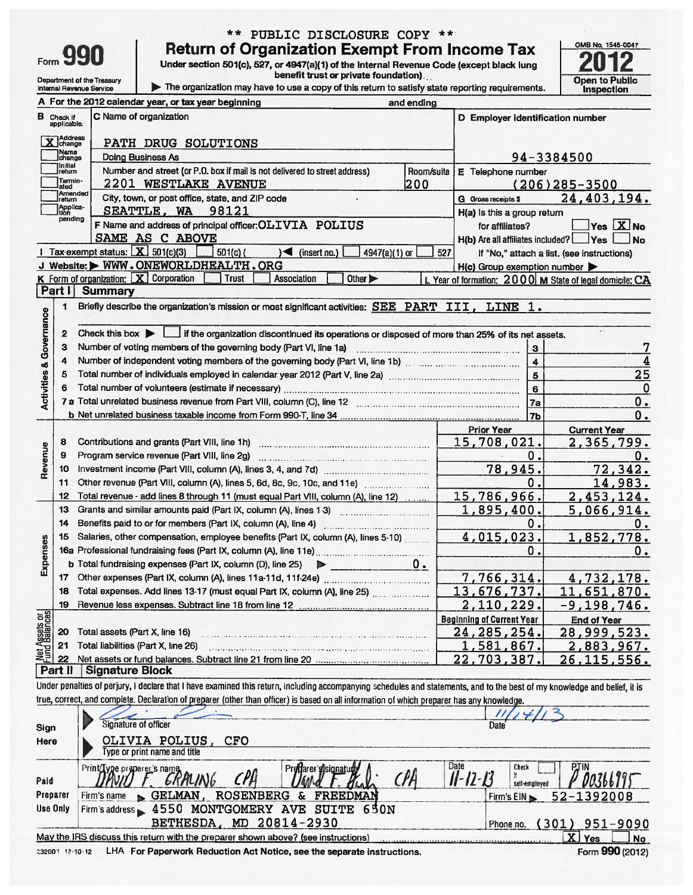\*\* PUBLIC DISCLOSURE COPY \*\*

# Form 990 — Return of Organization Exempt From Income Tax (2012)

Under section 501(c), 527, or 4947(a)(1) of the Internal Revenue Code (except black lung benefit trust or private foundation)

▶ The organization may have to use a copy of this return to satisfy state reporting requirements.

Department of the Treasury
Internal Revenue Service

OMB No. 1545-0047

**2012**

Open to Public Inspection

**A** For the 2012 calendar year, or tax year beginning and ending

**B** Check if applicable:
- [X] Address change
- [ ] Name change
- [ ] Initial return
- [ ] Terminated
- [ ] Amended return
- [ ] Application pending

**C** Name of organization: PATH DRUG SOLUTIONS

Doing Business As

Number and street (or P.O. box if mail is not delivered to street address): 2201 WESTLAKE AVENUE — Room/suite: 200

City, town, or post office, state, and ZIP code: SEATTLE, WA 98121

**D** Employer identification number: 94-3384500

**E** Telephone number: (206)285-3500

**G** Gross receipts $ 24,403,194.

**F** Name and address of principal officer: OLIVIA POLIUS, SAME AS C ABOVE

**H(a)** Is this a group return for affiliates? [ ] Yes [X] No

**H(b)** Are all affiliates included? [ ] Yes [ ] No — If "No," attach a list. (see instructions)

**H(c)** Group exemption number ▶

**I** Tax-exempt status: [X] 501(c)(3) [ ] 501(c) ( ) ◀ (insert no.) [ ] 4947(a)(1) or [ ] 527

**J** Website: ▶ WWW.ONEWORLDHEALTH.ORG

**K** Form of organization: [X] Corporation [ ] Trust [ ] Association [ ] Other ▶

**L** Year of formation: 2000 **M** State of legal domicile: CA

## Part I Summary

**Activities & Governance**

1. Briefly describe the organization's mission or most significant activities: SEE PART III, LINE 1.
2. Check this box ▶ [ ] if the organization discontinued its operations or disposed of more than 25% of its net assets.

| | | | |
|---|---|---|---|
| 3 | Number of voting members of the governing body (Part VI, line 1a) | 3 | 7 |
| 4 | Number of independent voting members of the governing body (Part VI, line 1b) | 4 | 4 |
| 5 | Total number of individuals employed in calendar year 2012 (Part V, line 2a) | 5 | 25 |
| 6 | Total number of volunteers (estimate if necessary) | 6 | 0 |
| 7a | Total unrelated business revenue from Part VIII, column (C), line 12 | 7a | 0. |
| b | Net unrelated business taxable income from Form 990-T, line 34 | 7b | 0. |

| | | Prior Year | Current Year |
|---|---|---|---|
| **Revenue** | | | |
| 8 | Contributions and grants (Part VIII, line 1h) | 15,708,021. | 2,365,799. |
| 9 | Program service revenue (Part VIII, line 2g) | 0. | 0. |
| 10 | Investment income (Part VIII, column (A), lines 3, 4, and 7d) | 78,945. | 72,342. |
| 11 | Other revenue (Part VIII, column (A), lines 5, 6d, 8c, 9c, 10c, and 11e) | 0. | 14,983. |
| 12 | Total revenue - add lines 8 through 11 (must equal Part VIII, column (A), line 12) | 15,786,966. | 2,453,124. |
| **Expenses** | | | |
| 13 | Grants and similar amounts paid (Part IX, column (A), lines 1-3) | 1,895,400. | 5,066,914. |
| 14 | Benefits paid to or for members (Part IX, column (A), line 4) | 0. | 0. |
| 15 | Salaries, other compensation, employee benefits (Part IX, column (A), lines 5-10) | 4,015,023. | 1,852,778. |
| 16a | Professional fundraising fees (Part IX, column (A), line 11e) | 0. | 0. |
| b | Total fundraising expenses (Part IX, column (D), line 25) ▶ 0. | | |
| 17 | Other expenses (Part IX, column (A), lines 11a-11d, 11f-24e) | 7,766,314. | 4,732,178. |
| 18 | Total expenses. Add lines 13-17 (must equal Part IX, column (A), line 25) | 13,676,737. | 11,651,870. |
| 19 | Revenue less expenses. Subtract line 18 from line 12 | 2,110,229. | -9,198,746. |

| | **Net Assets or Fund Balances** | Beginning of Current Year | End of Year |
|---|---|---|---|
| 20 | Total assets (Part X, line 16) | 24,285,254. | 28,999,523. |
| 21 | Total liabilities (Part X, line 26) | 1,581,867. | 2,883,967. |
| 22 | Net assets or fund balances. Subtract line 21 from line 20 | 22,703,387. | 26,115,556. |

## Part II Signature Block

Under penalties of perjury, I declare that I have examined this return, including accompanying schedules and statements, and to the best of my knowledge and belief, it is true, correct, and complete. Declaration of preparer (other than officer) is based on all information of which preparer has any knowledge.

**Sign Here**

Signature of officer — Date: 11/14/13

OLIVIA POLIUS, CFO
Type or print name and title

**Paid Preparer Use Only**

| Print/Type preparer's name | Preparer's signature | Date | Check if self-employed | PTIN |
|---|---|---|---|---|
| DAVID F. GRALING CPA | David F. Graling CPA | 11-12-13 | [ ] | P00366995 |

Firm's name ▶ GELMAN, ROSENBERG & FREEDMAN — Firm's EIN ▶ 52-1392008

Firm's address ▶ 4550 MONTGOMERY AVE SUITE 650N, BETHESDA, MD 20814-2930 — Phone no. (301) 951-9090

May the IRS discuss this return with the preparer shown above? (see instructions) [X] Yes [ ] No

232001 12-10-12 LHA For Paperwork Reduction Act Notice, see the separate instructions. Form 990 (2012)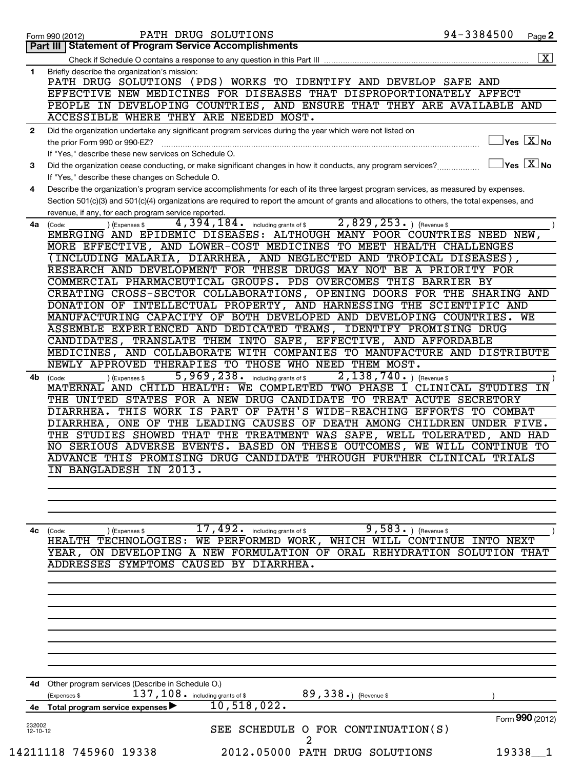Form 990 (2012) PATH DRUG SOLUTIONS 94-3384500 Page 2

## Part III | Statement of Program Service Accomplishments

Check if Schedule O contains a response to any question in this Part III .......... [X]

**1** Briefly describe the organization's mission:

PATH DRUG SOLUTIONS (PDS) WORKS TO IDENTIFY AND DEVELOP SAFE AND EFFECTIVE NEW MEDICINES FOR DISEASES THAT DISPROPORTIONATELY AFFECT PEOPLE IN DEVELOPING COUNTRIES, AND ENSURE THAT THEY ARE AVAILABLE AND ACCESSIBLE WHERE THEY ARE NEEDED MOST.

**2** Did the organization undertake any significant program services during the year which were not listed on the prior Form 990 or 990-EZ? .......... [ ] Yes [X] No

If "Yes," describe these new services on Schedule O.

**3** Did the organization cease conducting, or make significant changes in how it conducts, any program services? .......... [ ] Yes [X] No

If "Yes," describe these changes on Schedule O.

**4** Describe the organization's program service accomplishments for each of its three largest program services, as measured by expenses. Section 501(c)(3) and 501(c)(4) organizations are required to report the amount of grants and allocations to others, the total expenses, and revenue, if any, for each program service reported.

**4a** (Code: ) (Expenses $ 4,394,184. including grants of $ 2,829,253. ) (Revenue $ )

EMERGING AND EPIDEMIC DISEASES: ALTHOUGH MANY POOR COUNTRIES NEED NEW, MORE EFFECTIVE, AND LOWER-COST MEDICINES TO MEET HEALTH CHALLENGES (INCLUDING MALARIA, DIARRHEA, AND NEGLECTED AND TROPICAL DISEASES), RESEARCH AND DEVELOPMENT FOR THESE DRUGS MAY NOT BE A PRIORITY FOR COMMERCIAL PHARMACEUTICAL GROUPS. PDS OVERCOMES THIS BARRIER BY CREATING CROSS-SECTOR COLLABORATIONS, OPENING DOORS FOR THE SHARING AND DONATION OF INTELLECTUAL PROPERTY, AND HARNESSING THE SCIENTIFIC AND MANUFACTURING CAPACITY OF BOTH DEVELOPED AND DEVELOPING COUNTRIES. WE ASSEMBLE EXPERIENCED AND DEDICATED TEAMS, IDENTIFY PROMISING DRUG CANDIDATES, TRANSLATE THEM INTO SAFE, EFFECTIVE, AND AFFORDABLE MEDICINES, AND COLLABORATE WITH COMPANIES TO MANUFACTURE AND DISTRIBUTE NEWLY APPROVED THERAPIES TO THOSE WHO NEED THEM MOST.

**4b** (Code: ) (Expenses $ 5,969,238. including grants of $ 2,138,740. ) (Revenue $ )

MATERNAL AND CHILD HEALTH: WE COMPLETED TWO PHASE 1 CLINICAL STUDIES IN THE UNITED STATES FOR A NEW DRUG CANDIDATE TO TREAT ACUTE SECRETORY DIARRHEA. THIS WORK IS PART OF PATH'S WIDE-REACHING EFFORTS TO COMBAT DIARRHEA, ONE OF THE LEADING CAUSES OF DEATH AMONG CHILDREN UNDER FIVE. THE STUDIES SHOWED THAT THE TREATMENT WAS SAFE, WELL TOLERATED, AND HAD NO SERIOUS ADVERSE EVENTS. BASED ON THESE OUTCOMES, WE WILL CONTINUE TO ADVANCE THIS PROMISING DRUG CANDIDATE THROUGH FURTHER CLINICAL TRIALS IN BANGLADESH IN 2013.

**4c** (Code: ) (Expenses $ 17,492. including grants of $ 9,583. ) (Revenue $ )

HEALTH TECHNOLOGIES: WE PERFORMED WORK, WHICH WILL CONTINUE INTO NEXT YEAR, ON DEVELOPING A NEW FORMULATION OF ORAL REHYDRATION SOLUTION THAT ADDRESSES SYMPTOMS CAUSED BY DIARRHEA.

**4d** Other program services (Describe in Schedule O.)

(Expenses $ 137,108. including grants of $ 89,338.) (Revenue $ )

**4e** Total program service expenses ▶ 10,518,022.

SEE SCHEDULE O FOR CONTINUATION(S)

Form **990** (2012)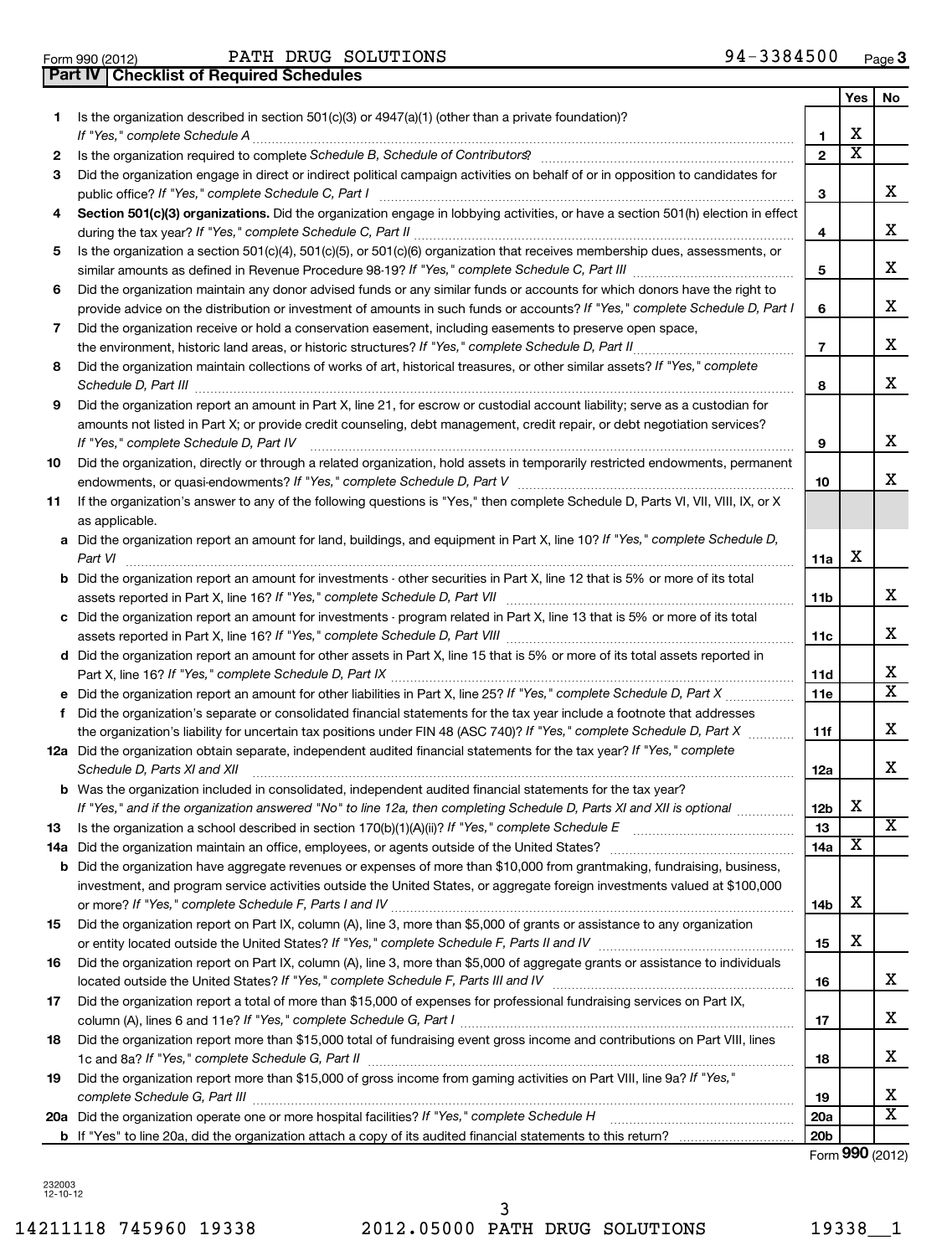Form 990 (2012) PATH DRUG SOLUTIONS 94-3384500 Page 3

## Part IV Checklist of Required Schedules

| | | | Yes | No |
|---|---|---|---|---|
| 1 | Is the organization described in section 501(c)(3) or 4947(a)(1) (other than a private foundation)? *If "Yes," complete Schedule A* | 1 | X | |
| 2 | Is the organization required to complete *Schedule B, Schedule of Contributors*? | 2 | X | |
| 3 | Did the organization engage in direct or indirect political campaign activities on behalf of or in opposition to candidates for public office? *If "Yes," complete Schedule C, Part I* | 3 | | X |
| 4 | **Section 501(c)(3) organizations.** Did the organization engage in lobbying activities, or have a section 501(h) election in effect during the tax year? *If "Yes," complete Schedule C, Part II* | 4 | | X |
| 5 | Is the organization a section 501(c)(4), 501(c)(5), or 501(c)(6) organization that receives membership dues, assessments, or similar amounts as defined in Revenue Procedure 98-19? *If "Yes," complete Schedule C, Part III* | 5 | | X |
| 6 | Did the organization maintain any donor advised funds or any similar funds or accounts for which donors have the right to provide advice on the distribution or investment of amounts in such funds or accounts? *If "Yes," complete Schedule D, Part I* | 6 | | X |
| 7 | Did the organization receive or hold a conservation easement, including easements to preserve open space, the environment, historic land areas, or historic structures? *If "Yes," complete Schedule D, Part II* | 7 | | X |
| 8 | Did the organization maintain collections of works of art, historical treasures, or other similar assets? *If "Yes," complete Schedule D, Part III* | 8 | | X |
| 9 | Did the organization report an amount in Part X, line 21, for escrow or custodial account liability; serve as a custodian for amounts not listed in Part X; or provide credit counseling, debt management, credit repair, or debt negotiation services? *If "Yes," complete Schedule D, Part IV* | 9 | | X |
| 10 | Did the organization, directly or through a related organization, hold assets in temporarily restricted endowments, permanent endowments, or quasi-endowments? *If "Yes," complete Schedule D, Part V* | 10 | | X |
| 11 | If the organization's answer to any of the following questions is "Yes," then complete Schedule D, Parts VI, VII, VIII, IX, or X as applicable. | | | |
| a | Did the organization report an amount for land, buildings, and equipment in Part X, line 10? *If "Yes," complete Schedule D, Part VI* | 11a | X | |
| b | Did the organization report an amount for investments - other securities in Part X, line 12 that is 5% or more of its total assets reported in Part X, line 16? *If "Yes," complete Schedule D, Part VII* | 11b | | X |
| c | Did the organization report an amount for investments - program related in Part X, line 13 that is 5% or more of its total assets reported in Part X, line 16? *If "Yes," complete Schedule D, Part VIII* | 11c | | X |
| d | Did the organization report an amount for other assets in Part X, line 15 that is 5% or more of its total assets reported in Part X, line 16? *If "Yes," complete Schedule D, Part IX* | 11d | | X |
| e | Did the organization report an amount for other liabilities in Part X, line 25? *If "Yes," complete Schedule D, Part X* | 11e | | X |
| f | Did the organization's separate or consolidated financial statements for the tax year include a footnote that addresses the organization's liability for uncertain tax positions under FIN 48 (ASC 740)? *If "Yes," complete Schedule D, Part X* | 11f | | X |
| 12a | Did the organization obtain separate, independent audited financial statements for the tax year? *If "Yes," complete Schedule D, Parts XI and XII* | 12a | | X |
| b | Was the organization included in consolidated, independent audited financial statements for the tax year? *If "Yes," and if the organization answered "No" to line 12a, then completing Schedule D, Parts XI and XII is optional* | 12b | X | |
| 13 | Is the organization a school described in section 170(b)(1)(A)(ii)? *If "Yes," complete Schedule E* | 13 | | X |
| 14a | Did the organization maintain an office, employees, or agents outside of the United States? | 14a | X | |
| b | Did the organization have aggregate revenues or expenses of more than $10,000 from grantmaking, fundraising, business, investment, and program service activities outside the United States, or aggregate foreign investments valued at $100,000 or more? *If "Yes," complete Schedule F, Parts I and IV* | 14b | X | |
| 15 | Did the organization report on Part IX, column (A), line 3, more than $5,000 of grants or assistance to any organization or entity located outside the United States? *If "Yes," complete Schedule F, Parts II and IV* | 15 | X | |
| 16 | Did the organization report on Part IX, column (A), line 3, more than $5,000 of aggregate grants or assistance to individuals located outside the United States? *If "Yes," complete Schedule F, Parts III and IV* | 16 | | X |
| 17 | Did the organization report a total of more than $15,000 of expenses for professional fundraising services on Part IX, column (A), lines 6 and 11e? *If "Yes," complete Schedule G, Part I* | 17 | | X |
| 18 | Did the organization report more than $15,000 total of fundraising event gross income and contributions on Part VIII, lines 1c and 8a? *If "Yes," complete Schedule G, Part II* | 18 | | X |
| 19 | Did the organization report more than $15,000 of gross income from gaming activities on Part VIII, line 9a? *If "Yes," complete Schedule G, Part III* | 19 | | X |
| 20a | Did the organization operate one or more hospital facilities? *If "Yes," complete Schedule H* | 20a | | X |
| b | If "Yes" to line 20a, did the organization attach a copy of its audited financial statements to this return? | 20b | | |

Form **990** (2012)

232003 12-10-12

14211118 745960 19338 2012.05000 PATH DRUG SOLUTIONS 19338__1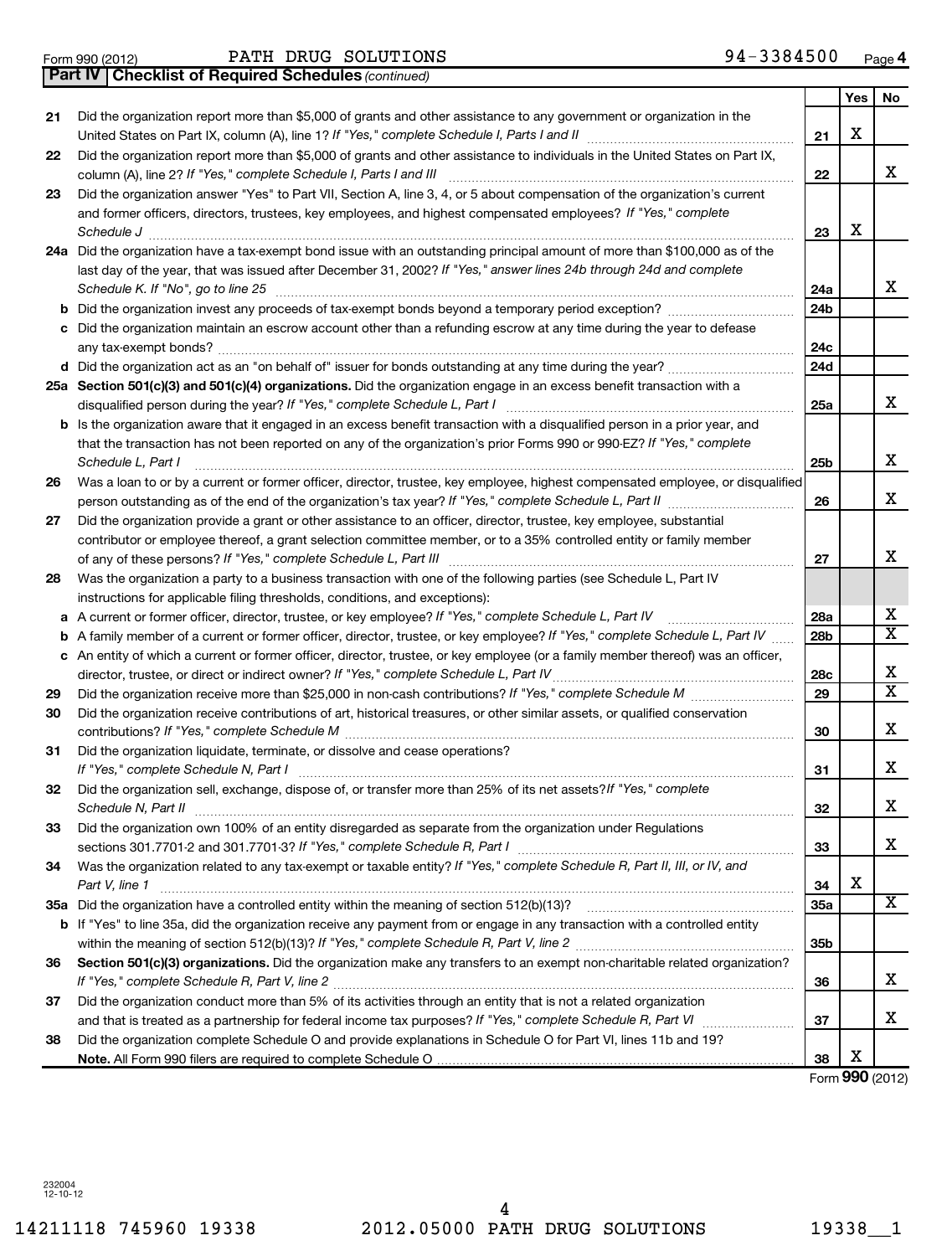Form 990 (2012) PATH DRUG SOLUTIONS 94-3384500

## Part IV Checklist of Required Schedules *(continued)*

| | | | Yes | No |
|---|---|---|---|---|
| 21 | Did the organization report more than $5,000 of grants and other assistance to any government or organization in the United States on Part IX, column (A), line 1? *If "Yes," complete Schedule I, Parts I and II* | 21 | X | |
| 22 | Did the organization report more than $5,000 of grants and other assistance to individuals in the United States on Part IX, column (A), line 2? *If "Yes," complete Schedule I, Parts I and III* | 22 | | X |
| 23 | Did the organization answer "Yes" to Part VII, Section A, line 3, 4, or 5 about compensation of the organization's current and former officers, directors, trustees, key employees, and highest compensated employees? *If "Yes," complete Schedule J* | 23 | X | |
| 24a | Did the organization have a tax-exempt bond issue with an outstanding principal amount of more than $100,000 as of the last day of the year, that was issued after December 31, 2002? *If "Yes," answer lines 24b through 24d and complete Schedule K. If "No", go to line 25* | 24a | | X |
| b | Did the organization invest any proceeds of tax-exempt bonds beyond a temporary period exception? | 24b | | |
| c | Did the organization maintain an escrow account other than a refunding escrow at any time during the year to defease any tax-exempt bonds? | 24c | | |
| d | Did the organization act as an "on behalf of" issuer for bonds outstanding at any time during the year? | 24d | | |
| 25a | **Section 501(c)(3) and 501(c)(4) organizations.** Did the organization engage in an excess benefit transaction with a disqualified person during the year? *If "Yes," complete Schedule L, Part I* | 25a | | X |
| b | Is the organization aware that it engaged in an excess benefit transaction with a disqualified person in a prior year, and that the transaction has not been reported on any of the organization's prior Forms 990 or 990-EZ? *If "Yes," complete Schedule L, Part I* | 25b | | X |
| 26 | Was a loan to or by a current or former officer, director, trustee, key employee, highest compensated employee, or disqualified person outstanding as of the end of the organization's tax year? *If "Yes," complete Schedule L, Part II* | 26 | | X |
| 27 | Did the organization provide a grant or other assistance to an officer, director, trustee, key employee, substantial contributor or employee thereof, a grant selection committee member, or to a 35% controlled entity or family member of any of these persons? *If "Yes," complete Schedule L, Part III* | 27 | | X |
| 28 | Was the organization a party to a business transaction with one of the following parties (see Schedule L, Part IV instructions for applicable filing thresholds, conditions, and exceptions): | | | |
| a | A current or former officer, director, trustee, or key employee? *If "Yes," complete Schedule L, Part IV* | 28a | | X |
| b | A family member of a current or former officer, director, trustee, or key employee? *If "Yes," complete Schedule L, Part IV* | 28b | | X |
| c | An entity of which a current or former officer, director, trustee, or key employee (or a family member thereof) was an officer, director, trustee, or direct or indirect owner? *If "Yes," complete Schedule L, Part IV* | 28c | | X |
| 29 | Did the organization receive more than $25,000 in non-cash contributions? *If "Yes," complete Schedule M* | 29 | | X |
| 30 | Did the organization receive contributions of art, historical treasures, or other similar assets, or qualified conservation contributions? *If "Yes," complete Schedule M* | 30 | | X |
| 31 | Did the organization liquidate, terminate, or dissolve and cease operations? *If "Yes," complete Schedule N, Part I* | 31 | | X |
| 32 | Did the organization sell, exchange, dispose of, or transfer more than 25% of its net assets? *If "Yes," complete Schedule N, Part II* | 32 | | X |
| 33 | Did the organization own 100% of an entity disregarded as separate from the organization under Regulations sections 301.7701-2 and 301.7701-3? *If "Yes," complete Schedule R, Part I* | 33 | | X |
| 34 | Was the organization related to any tax-exempt or taxable entity? *If "Yes," complete Schedule R, Part II, III, or IV, and Part V, line 1* | 34 | X | |
| 35a | Did the organization have a controlled entity within the meaning of section 512(b)(13)? | 35a | | X |
| b | If "Yes" to line 35a, did the organization receive any payment from or engage in any transaction with a controlled entity within the meaning of section 512(b)(13)? *If "Yes," complete Schedule R, Part V, line 2* | 35b | | |
| 36 | **Section 501(c)(3) organizations.** Did the organization make any transfers to an exempt non-charitable related organization? *If "Yes," complete Schedule R, Part V, line 2* | 36 | | X |
| 37 | Did the organization conduct more than 5% of its activities through an entity that is not a related organization and that is treated as a partnership for federal income tax purposes? *If "Yes," complete Schedule R, Part VI* | 37 | | X |
| 38 | Did the organization complete Schedule O and provide explanations in Schedule O for Part VI, lines 11b and 19? **Note.** All Form 990 filers are required to complete Schedule O | 38 | X | |

Form **990** (2012)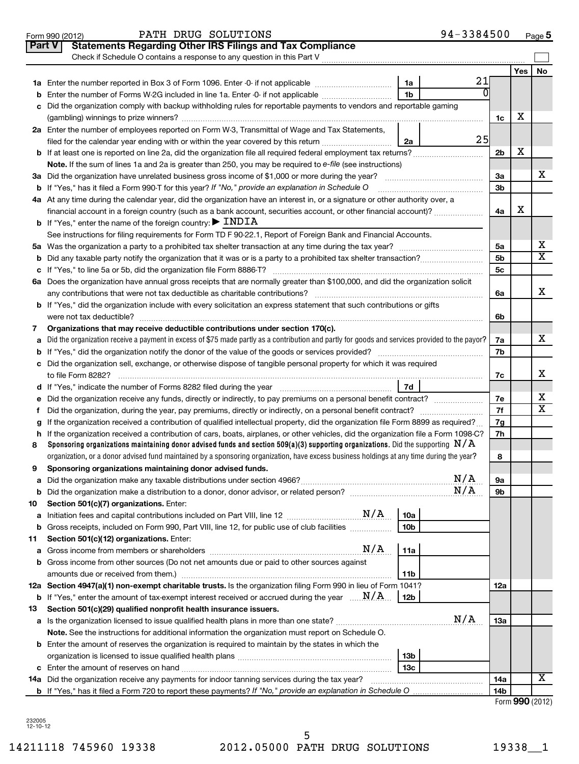Form 990 (2012) PATH DRUG SOLUTIONS 94-3384500 Page 5

## Part V Statements Regarding Other IRS Filings and Tax Compliance

Check if Schedule O contains a response to any question in this Part V ☐

| | | | | | Yes | No |
|---|---|---|---|---|---|---|
| **1a** | Enter the number reported in Box 3 of Form 1096. Enter -0- if not applicable | 1a | 21 | | | |
| **b** | Enter the number of Forms W-2G included in line 1a. Enter -0- if not applicable | 1b | 0 | | | |
| **c** | Did the organization comply with backup withholding rules for reportable payments to vendors and reportable gaming (gambling) winnings to prize winners? | | | 1c | X | |
| **2a** | Enter the number of employees reported on Form W-3, Transmittal of Wage and Tax Statements, filed for the calendar year ending with or within the year covered by this return | 2a | 25 | | | |
| **b** | If at least one is reported on line 2a, did the organization file all required federal employment tax returns? | | | 2b | X | |
| | **Note.** If the sum of lines 1a and 2a is greater than 250, you may be required to *e-file* (see instructions) | | | | | |
| **3a** | Did the organization have unrelated business gross income of $1,000 or more during the year? | | | 3a | | X |
| **b** | If "Yes," has it filed a Form 990-T for this year? *If "No," provide an explanation in Schedule O* | | | 3b | | |
| **4a** | At any time during the calendar year, did the organization have an interest in, or a signature or other authority over, a financial account in a foreign country (such as a bank account, securities account, or other financial account)? | | | 4a | X | |
| **b** | If "Yes," enter the name of the foreign country: ▶ INDIA | | | | | |
| | See instructions for filing requirements for Form TD F 90-22.1, Report of Foreign Bank and Financial Accounts. | | | | | |
| **5a** | Was the organization a party to a prohibited tax shelter transaction at any time during the tax year? | | | 5a | | X |
| **b** | Did any taxable party notify the organization that it was or is a party to a prohibited tax shelter transaction? | | | 5b | | X |
| **c** | If "Yes," to line 5a or 5b, did the organization file Form 8886-T? | | | 5c | | |
| **6a** | Does the organization have annual gross receipts that are normally greater than $100,000, and did the organization solicit any contributions that were not tax deductible as charitable contributions? | | | 6a | | X |
| **b** | If "Yes," did the organization include with every solicitation an express statement that such contributions or gifts were not tax deductible? | | | 6b | | |
| **7** | **Organizations that may receive deductible contributions under section 170(c).** | | | | | |
| **a** | Did the organization receive a payment in excess of $75 made partly as a contribution and partly for goods and services provided to the payor? | | | 7a | | X |
| **b** | If "Yes," did the organization notify the donor of the value of the goods or services provided? | | | 7b | | |
| **c** | Did the organization sell, exchange, or otherwise dispose of tangible personal property for which it was required to file Form 8282? | | | 7c | | X |
| **d** | If "Yes," indicate the number of Forms 8282 filed during the year | 7d | | | | |
| **e** | Did the organization receive any funds, directly or indirectly, to pay premiums on a personal benefit contract? | | | 7e | | X |
| **f** | Did the organization, during the year, pay premiums, directly or indirectly, on a personal benefit contract? | | | 7f | | X |
| **g** | If the organization received a contribution of qualified intellectual property, did the organization file Form 8899 as required? | | | 7g | | |
| **h** | If the organization received a contribution of cars, boats, airplanes, or other vehicles, did the organization file a Form 1098-C? | | | 7h | | |
| **8** | **Sponsoring organizations maintaining donor advised funds and section 509(a)(3) supporting organizations.** Did the supporting N/A organization, or a donor advised fund maintained by a sponsoring organization, have excess business holdings at any time during the year? | | | 8 | | |
| **9** | **Sponsoring organizations maintaining donor advised funds.** | | | | | |
| **a** | Did the organization make any taxable distributions under section 4966? N/A | | | 9a | | |
| **b** | Did the organization make a distribution to a donor, donor advisor, or related person? N/A | | | 9b | | |
| **10** | **Section 501(c)(7) organizations.** Enter: | | | | | |
| **a** | Initiation fees and capital contributions included on Part VIII, line 12 N/A | 10a | | | | |
| **b** | Gross receipts, included on Form 990, Part VIII, line 12, for public use of club facilities | 10b | | | | |
| **11** | **Section 501(c)(12) organizations.** Enter: | | | | | |
| **a** | Gross income from members or shareholders N/A | 11a | | | | |
| **b** | Gross income from other sources (Do not net amounts due or paid to other sources against amounts due or received from them.) | 11b | | | | |
| **12a** | **Section 4947(a)(1) non-exempt charitable trusts.** Is the organization filing Form 990 in lieu of Form 1041? | | | 12a | | |
| **b** | If "Yes," enter the amount of tax-exempt interest received or accrued during the year N/A | 12b | | | | |
| **13** | **Section 501(c)(29) qualified nonprofit health insurance issuers.** | | | | | |
| **a** | Is the organization licensed to issue qualified health plans in more than one state? N/A | | | 13a | | |
| | **Note.** See the instructions for additional information the organization must report on Schedule O. | | | | | |
| **b** | Enter the amount of reserves the organization is required to maintain by the states in which the organization is licensed to issue qualified health plans | 13b | | | | |
| **c** | Enter the amount of reserves on hand | 13c | | | | |
| **14a** | Did the organization receive any payments for indoor tanning services during the tax year? | | | 14a | | X |
| **b** | If "Yes," has it filed a Form 720 to report these payments? *If "No," provide an explanation in Schedule O* | | | 14b | | |

Form **990** (2012)

232005 12-10-12

14211118 745960 19338 2012.05000 PATH DRUG SOLUTIONS 19338__1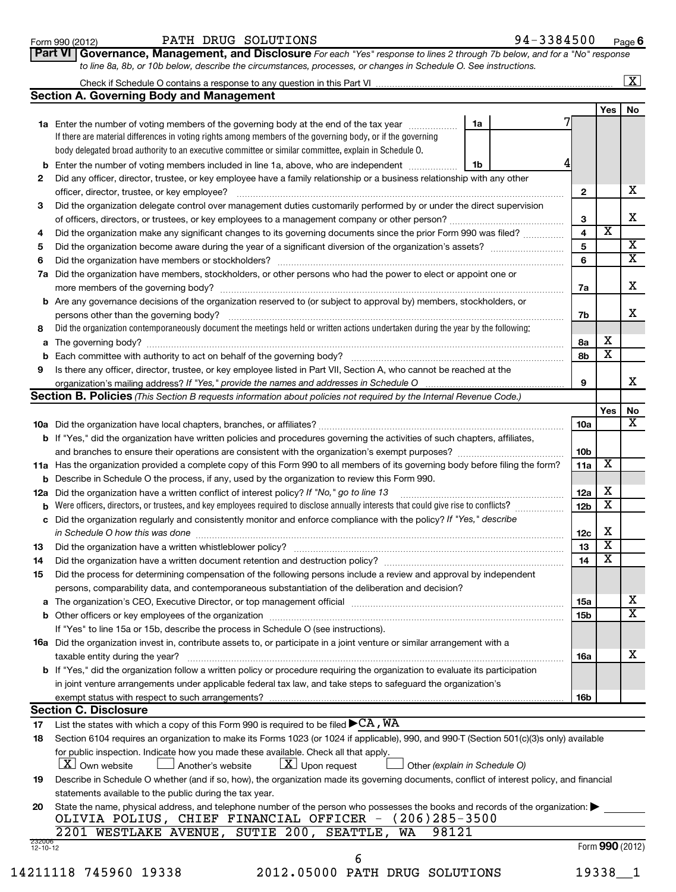Form 990 (2012) PATH DRUG SOLUTIONS 94-3384500 Page 6

**Part VI Governance, Management, and Disclosure** *For each "Yes" response to lines 2 through 7b below, and for a "No" response to line 8a, 8b, or 10b below, describe the circumstances, processes, or changes in Schedule O. See instructions.*

Check if Schedule O contains a response to any question in this Part VI [X]

## Section A. Governing Body and Management

| | | Line | Yes | No |
|---|---|---|---|---|
| 1a | Enter the number of voting members of the governing body at the end of the tax year (1a: 7). If there are material differences in voting rights among members of the governing body, or if the governing body delegated broad authority to an executive committee or similar committee, explain in Schedule O. | | | |
| b | Enter the number of voting members included in line 1a, above, who are independent (1b: 4) | | | |
| 2 | Did any officer, director, trustee, or key employee have a family relationship or a business relationship with any other officer, director, trustee, or key employee? | 2 | | X |
| 3 | Did the organization delegate control over management duties customarily performed by or under the direct supervision of officers, directors, or trustees, or key employees to a management company or other person? | 3 | | X |
| 4 | Did the organization make any significant changes to its governing documents since the prior Form 990 was filed? | 4 | X | |
| 5 | Did the organization become aware during the year of a significant diversion of the organization's assets? | 5 | | X |
| 6 | Did the organization have members or stockholders? | 6 | | X |
| 7a | Did the organization have members, stockholders, or other persons who had the power to elect or appoint one or more members of the governing body? | 7a | | X |
| b | Are any governance decisions of the organization reserved to (or subject to approval by) members, stockholders, or persons other than the governing body? | 7b | | X |
| 8 | Did the organization contemporaneously document the meetings held or written actions undertaken during the year by the following: | | | |
| a | The governing body? | 8a | X | |
| b | Each committee with authority to act on behalf of the governing body? | 8b | X | |
| 9 | Is there any officer, director, trustee, or key employee listed in Part VII, Section A, who cannot be reached at the organization's mailing address? *If "Yes," provide the names and addresses in Schedule O* | 9 | | X |

## Section B. Policies *(This Section B requests information about policies not required by the Internal Revenue Code.)*

| | | Line | Yes | No |
|---|---|---|---|---|
| 10a | Did the organization have local chapters, branches, or affiliates? | 10a | | X |
| b | If "Yes," did the organization have written policies and procedures governing the activities of such chapters, affiliates, and branches to ensure their operations are consistent with the organization's exempt purposes? | 10b | | |
| 11a | Has the organization provided a complete copy of this Form 990 to all members of its governing body before filing the form? | 11a | X | |
| b | Describe in Schedule O the process, if any, used by the organization to review this Form 990. | | | |
| 12a | Did the organization have a written conflict of interest policy? *If "No," go to line 13* | 12a | X | |
| b | Were officers, directors, or trustees, and key employees required to disclose annually interests that could give rise to conflicts? | 12b | X | |
| c | Did the organization regularly and consistently monitor and enforce compliance with the policy? *If "Yes," describe in Schedule O how this was done* | 12c | X | |
| 13 | Did the organization have a written whistleblower policy? | 13 | X | |
| 14 | Did the organization have a written document retention and destruction policy? | 14 | X | |
| 15 | Did the process for determining compensation of the following persons include a review and approval by independent persons, comparability data, and contemporaneous substantiation of the deliberation and decision? | | | |
| a | The organization's CEO, Executive Director, or top management official | 15a | | X |
| b | Other officers or key employees of the organization | 15b | | X |
| | If "Yes" to line 15a or 15b, describe the process in Schedule O (see instructions). | | | |
| 16a | Did the organization invest in, contribute assets to, or participate in a joint venture or similar arrangement with a taxable entity during the year? | 16a | | X |
| b | If "Yes," did the organization follow a written policy or procedure requiring the organization to evaluate its participation in joint venture arrangements under applicable federal tax law, and take steps to safeguard the organization's exempt status with respect to such arrangements? | 16b | | |

## Section C. Disclosure

17 List the states with which a copy of this Form 990 is required to be filed ▶ CA, WA

18 Section 6104 requires an organization to make its Forms 1023 (or 1024 if applicable), 990, and 990-T (Section 501(c)(3)s only) available for public inspection. Indicate how you made these available. Check all that apply.

[X] Own website [ ] Another's website [X] Upon request [ ] Other *(explain in Schedule O)*

19 Describe in Schedule O whether (and if so, how), the organization made its governing documents, conflict of interest policy, and financial statements available to the public during the tax year.

20 State the name, physical address, and telephone number of the person who possesses the books and records of the organization: ▶

OLIVIA POLIUS, CHIEF FINANCIAL OFFICER - (206)285-3500
2201 WESTLAKE AVENUE, SUTIE 200, SEATTLE, WA 98121

232006 12-10-12 Form **990** (2012)

14211118 745960 19338 2012.05000 PATH DRUG SOLUTIONS 19338__1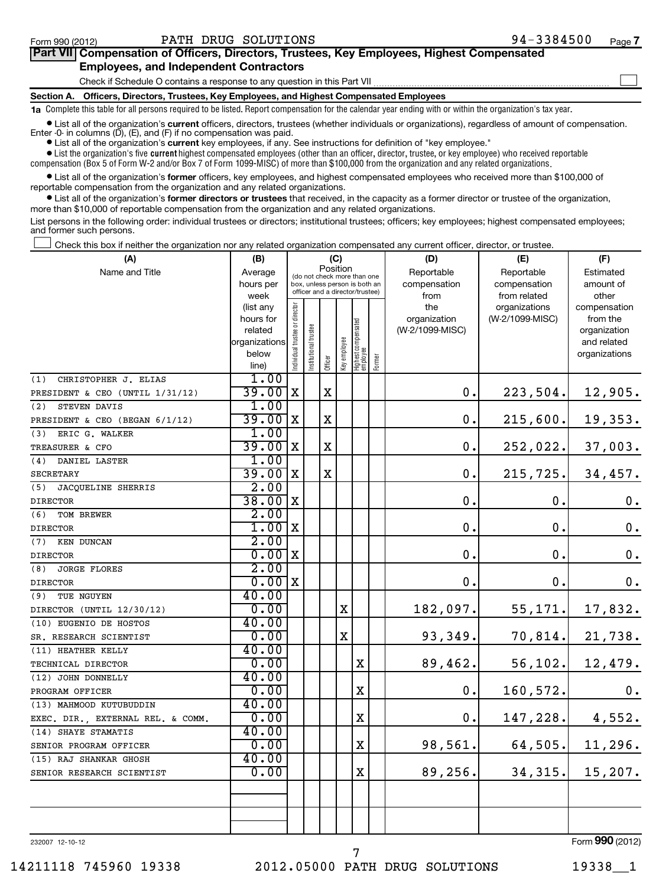Form 990 (2012) PATH DRUG SOLUTIONS 94-3384500 Page 7

**Part VII Compensation of Officers, Directors, Trustees, Key Employees, Highest Compensated Employees, and Independent Contractors**

Check if Schedule O contains a response to any question in this Part VII ☐

**Section A. Officers, Directors, Trustees, Key Employees, and Highest Compensated Employees**

**1a** Complete this table for all persons required to be listed. Report compensation for the calendar year ending with or within the organization's tax year.

- List all of the organization's **current** officers, directors, trustees (whether individuals or organizations), regardless of amount of compensation. Enter -0- in columns (D), (E), and (F) if no compensation was paid.
- List all of the organization's **current** key employees, if any. See instructions for definition of "key employee."
- List the organization's five **current** highest compensated employees (other than an officer, director, trustee, or key employee) who received reportable compensation (Box 5 of Form W-2 and/or Box 7 of Form 1099-MISC) of more than $100,000 from the organization and any related organizations.
- List all of the organization's **former** officers, key employees, and highest compensated employees who received more than $100,000 of reportable compensation from the organization and any related organizations.
- List all of the organization's **former directors or trustees** that received, in the capacity as a former director or trustee of the organization, more than $10,000 of reportable compensation from the organization and any related organizations.

List persons in the following order: individual trustees or directors; institutional trustees; officers; key employees; highest compensated employees; and former such persons.

☐ Check this box if neither the organization nor any related organization compensated any current officer, director, or trustee.

| (A) Name and Title | (B) Average hours per week (list any hours for related organizations below line) | (C) Position: Individual trustee or director | Institutional trustee | Officer | Key employee | Highest compensated employee | Former | (D) Reportable compensation from the organization (W-2/1099-MISC) | (E) Reportable compensation from related organizations (W-2/1099-MISC) | (F) Estimated amount of other compensation from the organization and related organizations |
|---|---|---|---|---|---|---|---|---|---|---|
| (1) CHRISTOPHER J. ELIAS<br>PRESIDENT & CEO (UNTIL 1/31/12) | 1.00<br>39.00 | X | | X | | | | 0. | 223,504. | 12,905. |
| (2) STEVEN DAVIS<br>PRESIDENT & CEO (BEGAN 6/1/12) | 1.00<br>39.00 | X | | X | | | | 0. | 215,600. | 19,353. |
| (3) ERIC G. WALKER<br>TREASURER & CFO | 1.00<br>39.00 | X | | X | | | | 0. | 252,022. | 37,003. |
| (4) DANIEL LASTER<br>SECRETARY | 1.00<br>39.00 | X | | X | | | | 0. | 215,725. | 34,457. |
| (5) JACQUELINE SHERRIS<br>DIRECTOR | 2.00<br>38.00 | X | | | | | | 0. | 0. | 0. |
| (6) TOM BREWER<br>DIRECTOR | 2.00<br>1.00 | X | | | | | | 0. | 0. | 0. |
| (7) KEN DUNCAN<br>DIRECTOR | 2.00<br>0.00 | X | | | | | | 0. | 0. | 0. |
| (8) JORGE FLORES<br>DIRECTOR | 2.00<br>0.00 | X | | | | | | 0. | 0. | 0. |
| (9) TUE NGUYEN<br>DIRECTOR (UNTIL 12/30/12) | 40.00<br>0.00 | | | | X | | | 182,097. | 55,171. | 17,832. |
| (10) EUGENIO DE HOSTOS<br>SR. RESEARCH SCIENTIST | 40.00<br>0.00 | | | | X | | | 93,349. | 70,814. | 21,738. |
| (11) HEATHER KELLY<br>TECHNICAL DIRECTOR | 40.00<br>0.00 | | | | | X | | 89,462. | 56,102. | 12,479. |
| (12) JOHN DONNELLY<br>PROGRAM OFFICER | 40.00<br>0.00 | | | | | X | | 0. | 160,572. | 0. |
| (13) MAHMOOD KUTUBUDDIN<br>EXEC. DIR., EXTERNAL REL. & COMM. | 40.00<br>0.00 | | | | | X | | 0. | 147,228. | 4,552. |
| (14) SHAYE STAMATIS<br>SENIOR PROGRAM OFFICER | 40.00<br>0.00 | | | | | X | | 98,561. | 64,505. | 11,296. |
| (15) RAJ SHANKAR GHOSH<br>SENIOR RESEARCH SCIENTIST | 40.00<br>0.00 | | | | | X | | 89,256. | 34,315. | 15,207. |

232007 12-10-12 Form **990** (2012)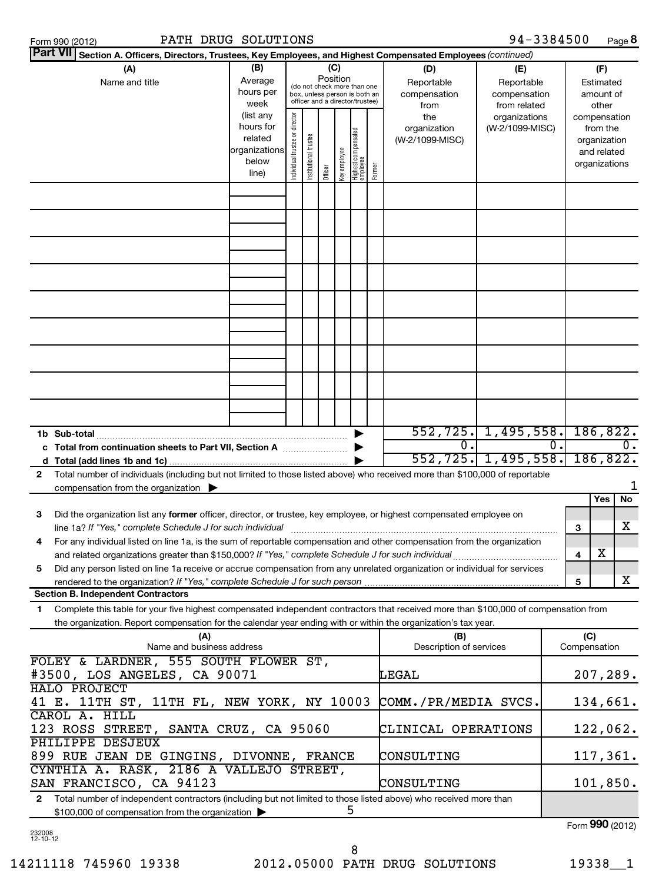Form 990 (2012) PATH DRUG SOLUTIONS 94-3384500

**Part VII Section A. Officers, Directors, Trustees, Key Employees, and Highest Compensated Employees** *(continued)*

| (A) Name and title | (B) Average hours per week (list any hours for related organizations below line) | (C) Position: Individual trustee or director | Institutional trustee | Officer | Key employee | Highest compensated employee | Former | (D) Reportable compensation from the organization (W-2/1099-MISC) | (E) Reportable compensation from related organizations (W-2/1099-MISC) | (F) Estimated amount of other compensation from the organization and related organizations |
|---|---|---|---|---|---|---|---|---|---|---|
| | | | | | | | | | | |
| **1b Sub-total** | | | | | | | | 552,725. | 1,495,558. | 186,822. |
| **c Total from continuation sheets to Part VII, Section A** | | | | | | | | 0. | 0. | 0. |
| **d Total (add lines 1b and 1c)** | | | | | | | | 552,725. | 1,495,558. | 186,822. |

**2** Total number of individuals (including but not limited to those listed above) who received more than $100,000 of reportable compensation from the organization ▶ 1

| | | Yes | No |
|---|---|---|---|
| **3** Did the organization list any **former** officer, director, or trustee, key employee, or highest compensated employee on line 1a? *If "Yes," complete Schedule J for such individual* | 3 | | X |
| **4** For any individual listed on line 1a, is the sum of reportable compensation and other compensation from the organization and related organizations greater than $150,000? *If "Yes," complete Schedule J for such individual* | 4 | X | |
| **5** Did any person listed on line 1a receive or accrue compensation from any unrelated organization or individual for services rendered to the organization? *If "Yes," complete Schedule J for such person* | 5 | | X |

**Section B. Independent Contractors**

**1** Complete this table for your five highest compensated independent contractors that received more than $100,000 of compensation from the organization. Report compensation for the calendar year ending with or within the organization's tax year.

| (A) Name and business address | (B) Description of services | (C) Compensation |
|---|---|---|
| FOLEY & LARDNER, 555 SOUTH FLOWER ST, #3500, LOS ANGELES, CA 90071 | LEGAL | 207,289. |
| HALO PROJECT, 41 E. 11TH ST, 11TH FL, NEW YORK, NY 10003 | COMM./PR/MEDIA SVCS. | 134,661. |
| CAROL A. HILL, 123 ROSS STREET, SANTA CRUZ, CA 95060 | CLINICAL OPERATIONS | 122,062. |
| PHILIPPE DESJEUX, 899 RUE JEAN DE GINGINS, DIVONNE, FRANCE | CONSULTING | 117,361. |
| CYNTHIA A. RASK, 2186 A VALLEJO STREET, SAN FRANCISCO, CA 94123 | CONSULTING | 101,850. |

**2** Total number of independent contractors (including but not limited to those listed above) who received more than $100,000 of compensation from the organization ▶ 5

Form **990** (2012)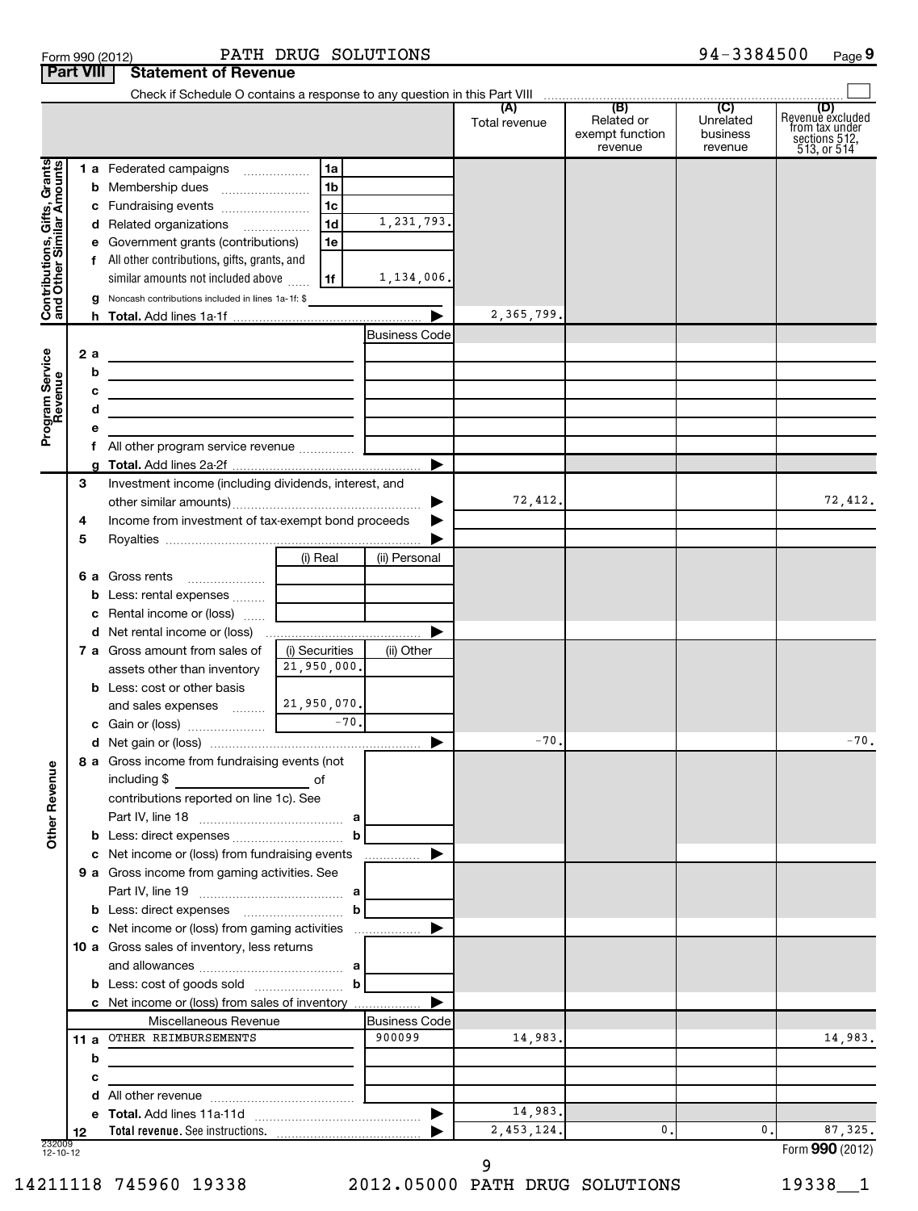Form 990 (2012) PATH DRUG SOLUTIONS 94-3384500 Page 9

**Part VIII Statement of Revenue**

Check if Schedule O contains a response to any question in this Part VIII

| | | | (A) Total revenue | (B) Related or exempt function revenue | (C) Unrelated business revenue | (D) Revenue excluded from tax under sections 512, 513, or 514 |
|---|---|---|---|---|---|---|
| **Contributions, Gifts, Grants and Other Similar Amounts** | 1 a Federated campaigns | 1a | | | | |
| | b Membership dues | 1b | | | | |
| | c Fundraising events | 1c | | | | |
| | d Related organizations | 1d 1,231,793. | | | | |
| | e Government grants (contributions) | 1e | | | | |
| | f All other contributions, gifts, grants, and similar amounts not included above | 1f 1,134,006. | | | | |
| | g Noncash contributions included in lines 1a-1f: $ | | | | | |
| | h **Total.** Add lines 1a-1f | | 2,365,799. | | | |
| **Program Service Revenue** | | Business Code | | | | |
| | 2 a | | | | | |
| | b | | | | | |
| | c | | | | | |
| | d | | | | | |
| | e | | | | | |
| | f All other program service revenue | | | | | |
| | g **Total.** Add lines 2a-2f | | | | | |
| **Other Revenue** | 3 Investment income (including dividends, interest, and other similar amounts) | | 72,412. | | | 72,412. |
| | 4 Income from investment of tax-exempt bond proceeds | | | | | |
| | 5 Royalties | | | | | |
| | | (i) Real / (ii) Personal | | | | |
| | 6 a Gross rents | | | | | |
| | b Less: rental expenses | | | | | |
| | c Rental income or (loss) | | | | | |
| | d Net rental income or (loss) | | | | | |
| | 7 a Gross amount from sales of assets other than inventory | (i) Securities 21,950,000. / (ii) Other | | | | |
| | b Less: cost or other basis and sales expenses | 21,950,070. | | | | |
| | c Gain or (loss) | -70. | | | | |
| | d Net gain or (loss) | | -70. | | | -70. |
| | 8 a Gross income from fundraising events (not including $ ______ of contributions reported on line 1c). See Part IV, line 18 | a | | | | |
| | b Less: direct expenses | b | | | | |
| | c Net income or (loss) from fundraising events | | | | | |
| | 9 a Gross income from gaming activities. See Part IV, line 19 | a | | | | |
| | b Less: direct expenses | b | | | | |
| | c Net income or (loss) from gaming activities | | | | | |
| | 10 a Gross sales of inventory, less returns and allowances | a | | | | |
| | b Less: cost of goods sold | b | | | | |
| | c Net income or (loss) from sales of inventory | | | | | |
| | Miscellaneous Revenue | Business Code | | | | |
| | 11 a OTHER REIMBURSEMENTS | 900099 | 14,983. | | | 14,983. |
| | b | | | | | |
| | c | | | | | |
| | d All other revenue | | | | | |
| | e **Total.** Add lines 11a-11d | | 14,983. | | | |
| | 12 **Total revenue.** See instructions. | | 2,453,124. | 0. | 0. | 87,325. |

232009 12-10-12

Form **990** (2012)

14211118 745960 19338 2012.05000 PATH DRUG SOLUTIONS 19338__1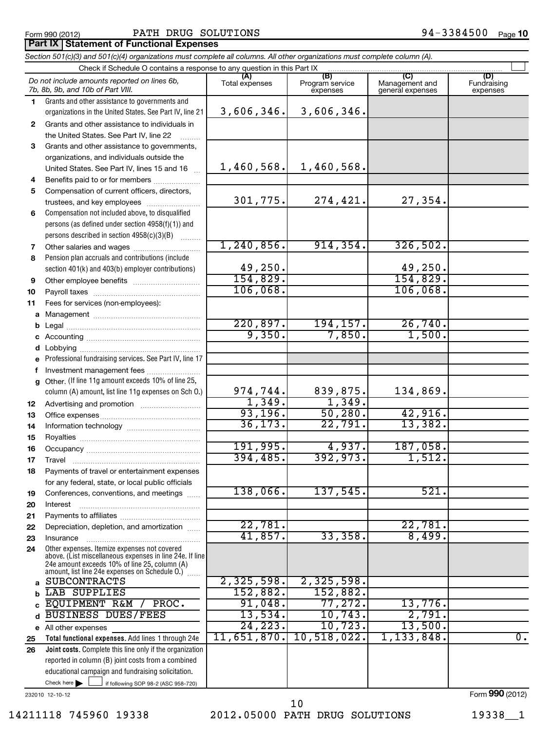Form 990 (2012) PATH DRUG SOLUTIONS 94-3384500 Page **10**

## Part IX Statement of Functional Expenses

*Section 501(c)(3) and 501(c)(4) organizations must complete all columns. All other organizations must complete column (A).*

Check if Schedule O contains a response to any question in this Part IX ☐

| | *Do not include amounts reported on lines 6b, 7b, 8b, 9b, and 10b of Part VIII.* | (A) Total expenses | (B) Program service expenses | (C) Management and general expenses | (D) Fundraising expenses |
|---|---|---|---|---|---|
| 1 | Grants and other assistance to governments and organizations in the United States. See Part IV, line 21 | 3,606,346. | 3,606,346. | | |
| 2 | Grants and other assistance to individuals in the United States. See Part IV, line 22 | | | | |
| 3 | Grants and other assistance to governments, organizations, and individuals outside the United States. See Part IV, lines 15 and 16 | 1,460,568. | 1,460,568. | | |
| 4 | Benefits paid to or for members | | | | |
| 5 | Compensation of current officers, directors, trustees, and key employees | 301,775. | 274,421. | 27,354. | |
| 6 | Compensation not included above, to disqualified persons (as defined under section 4958(f)(1)) and persons described in section 4958(c)(3)(B) | | | | |
| 7 | Other salaries and wages | 1,240,856. | 914,354. | 326,502. | |
| 8 | Pension plan accruals and contributions (include section 401(k) and 403(b) employer contributions) | 49,250. | | 49,250. | |
| 9 | Other employee benefits | 154,829. | | 154,829. | |
| 10 | Payroll taxes | 106,068. | | 106,068. | |
| 11 | Fees for services (non-employees): | | | | |
| a | Management | | | | |
| b | Legal | 220,897. | 194,157. | 26,740. | |
| c | Accounting | 9,350. | 7,850. | 1,500. | |
| d | Lobbying | | | | |
| e | Professional fundraising services. See Part IV, line 17 | | | | |
| f | Investment management fees | | | | |
| g | Other. (If line 11g amount exceeds 10% of line 25, column (A) amount, list line 11g expenses on Sch O.) | 974,744. | 839,875. | 134,869. | |
| 12 | Advertising and promotion | 1,349. | 1,349. | | |
| 13 | Office expenses | 93,196. | 50,280. | 42,916. | |
| 14 | Information technology | 36,173. | 22,791. | 13,382. | |
| 15 | Royalties | | | | |
| 16 | Occupancy | 191,995. | 4,937. | 187,058. | |
| 17 | Travel | 394,485. | 392,973. | 1,512. | |
| 18 | Payments of travel or entertainment expenses for any federal, state, or local public officials | | | | |
| 19 | Conferences, conventions, and meetings | 138,066. | 137,545. | 521. | |
| 20 | Interest | | | | |
| 21 | Payments to affiliates | | | | |
| 22 | Depreciation, depletion, and amortization | 22,781. | | 22,781. | |
| 23 | Insurance | 41,857. | 33,358. | 8,499. | |
| 24 | Other expenses. Itemize expenses not covered above. (List miscellaneous expenses in line 24e. If line 24e amount exceeds 10% of line 25, column (A) amount, list line 24e expenses on Schedule O.) | | | | |
| a | SUBCONTRACTS | 2,325,598. | 2,325,598. | | |
| b | LAB SUPPLIES | 152,882. | 152,882. | | |
| c | EQUIPMENT R&M / PROC. | 91,048. | 77,272. | 13,776. | |
| d | BUSINESS DUES/FEES | 13,534. | 10,743. | 2,791. | |
| e | All other expenses | 24,223. | 10,723. | 13,500. | |
| 25 | **Total functional expenses.** Add lines 1 through 24e | 11,651,870. | 10,518,022. | 1,133,848. | 0. |
| 26 | **Joint costs.** Complete this line only if the organization reported in column (B) joint costs from a combined educational campaign and fundraising solicitation. Check here ☐ if following SOP 98-2 (ASC 958-720) | | | | |

232010 12-10-12 Form **990** (2012)

14211118 745960 19338 2012.05000 PATH DRUG SOLUTIONS 19338__1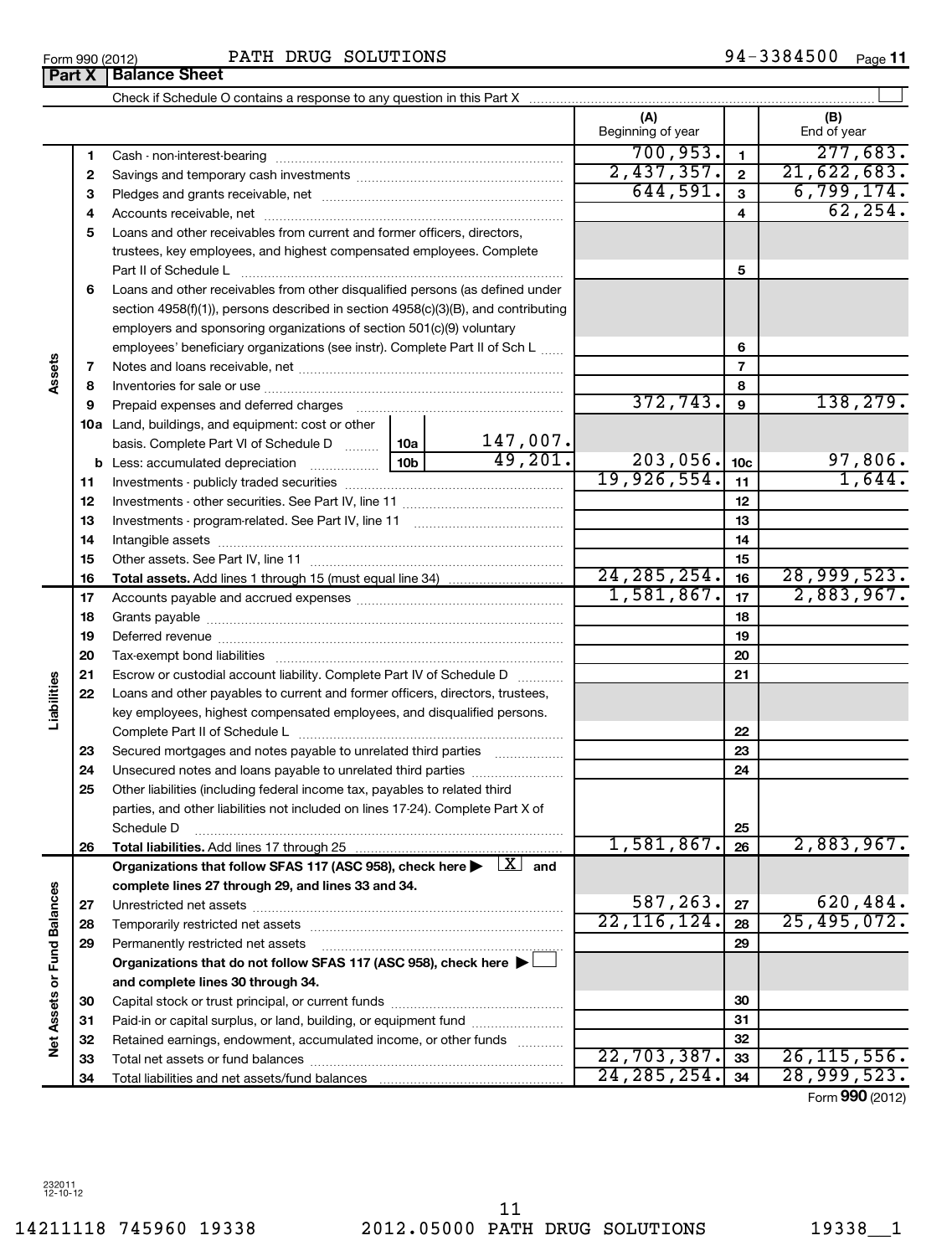Form 990 (2012) PATH DRUG SOLUTIONS 94-3384500

## Part X Balance Sheet

Check if Schedule O contains a response to any question in this Part X

| | | | | | (A) Beginning of year | | (B) End of year |
|---|---|---|---|---|---|---|---|
| **Assets** | 1 | Cash - non-interest-bearing | | | 700,953. | 1 | 277,683. |
| | 2 | Savings and temporary cash investments | | | 2,437,357. | 2 | 21,622,683. |
| | 3 | Pledges and grants receivable, net | | | 644,591. | 3 | 6,799,174. |
| | 4 | Accounts receivable, net | | | | 4 | 62,254. |
| | 5 | Loans and other receivables from current and former officers, directors, trustees, key employees, and highest compensated employees. Complete Part II of Schedule L | | | | 5 | |
| | 6 | Loans and other receivables from other disqualified persons (as defined under section 4958(f)(1)), persons described in section 4958(c)(3)(B), and contributing employers and sponsoring organizations of section 501(c)(9) voluntary employees' beneficiary organizations (see instr). Complete Part II of Sch L | | | | 6 | |
| | 7 | Notes and loans receivable, net | | | | 7 | |
| | 8 | Inventories for sale or use | | | | 8 | |
| | 9 | Prepaid expenses and deferred charges | | | 372,743. | 9 | 138,279. |
| | 10a | Land, buildings, and equipment: cost or other basis. Complete Part VI of Schedule D | 10a | 147,007. | | | |
| | b | Less: accumulated depreciation | 10b | 49,201. | 203,056. | 10c | 97,806. |
| | 11 | Investments - publicly traded securities | | | 19,926,554. | 11 | 1,644. |
| | 12 | Investments - other securities. See Part IV, line 11 | | | | 12 | |
| | 13 | Investments - program-related. See Part IV, line 11 | | | | 13 | |
| | 14 | Intangible assets | | | | 14 | |
| | 15 | Other assets. See Part IV, line 11 | | | | 15 | |
| | 16 | **Total assets.** Add lines 1 through 15 (must equal line 34) | | | 24,285,254. | 16 | 28,999,523. |
| **Liabilities** | 17 | Accounts payable and accrued expenses | | | 1,581,867. | 17 | 2,883,967. |
| | 18 | Grants payable | | | | 18 | |
| | 19 | Deferred revenue | | | | 19 | |
| | 20 | Tax-exempt bond liabilities | | | | 20 | |
| | 21 | Escrow or custodial account liability. Complete Part IV of Schedule D | | | | 21 | |
| | 22 | Loans and other payables to current and former officers, directors, trustees, key employees, highest compensated employees, and disqualified persons. Complete Part II of Schedule L | | | | 22 | |
| | 23 | Secured mortgages and notes payable to unrelated third parties | | | | 23 | |
| | 24 | Unsecured notes and loans payable to unrelated third parties | | | | 24 | |
| | 25 | Other liabilities (including federal income tax, payables to related third parties, and other liabilities not included on lines 17-24). Complete Part X of Schedule D | | | | 25 | |
| | 26 | **Total liabilities.** Add lines 17 through 25 | | | 1,581,867. | 26 | 2,883,967. |
| **Net Assets or Fund Balances** | | **Organizations that follow SFAS 117 (ASC 958), check here ▶ [X] and complete lines 27 through 29, and lines 33 and 34.** | | | | | |
| | 27 | Unrestricted net assets | | | 587,263. | 27 | 620,484. |
| | 28 | Temporarily restricted net assets | | | 22,116,124. | 28 | 25,495,072. |
| | 29 | Permanently restricted net assets | | | | 29 | |
| | | **Organizations that do not follow SFAS 117 (ASC 958), check here ▶ [ ] and complete lines 30 through 34.** | | | | | |
| | 30 | Capital stock or trust principal, or current funds | | | | 30 | |
| | 31 | Paid-in or capital surplus, or land, building, or equipment fund | | | | 31 | |
| | 32 | Retained earnings, endowment, accumulated income, or other funds | | | | 32 | |
| | 33 | Total net assets or fund balances | | | 22,703,387. | 33 | 26,115,556. |
| | 34 | Total liabilities and net assets/fund balances | | | 24,285,254. | 34 | 28,999,523. |

Form **990** (2012)

232011 12-10-12

14211118 745960 19338 2012.05000 PATH DRUG SOLUTIONS 19338__1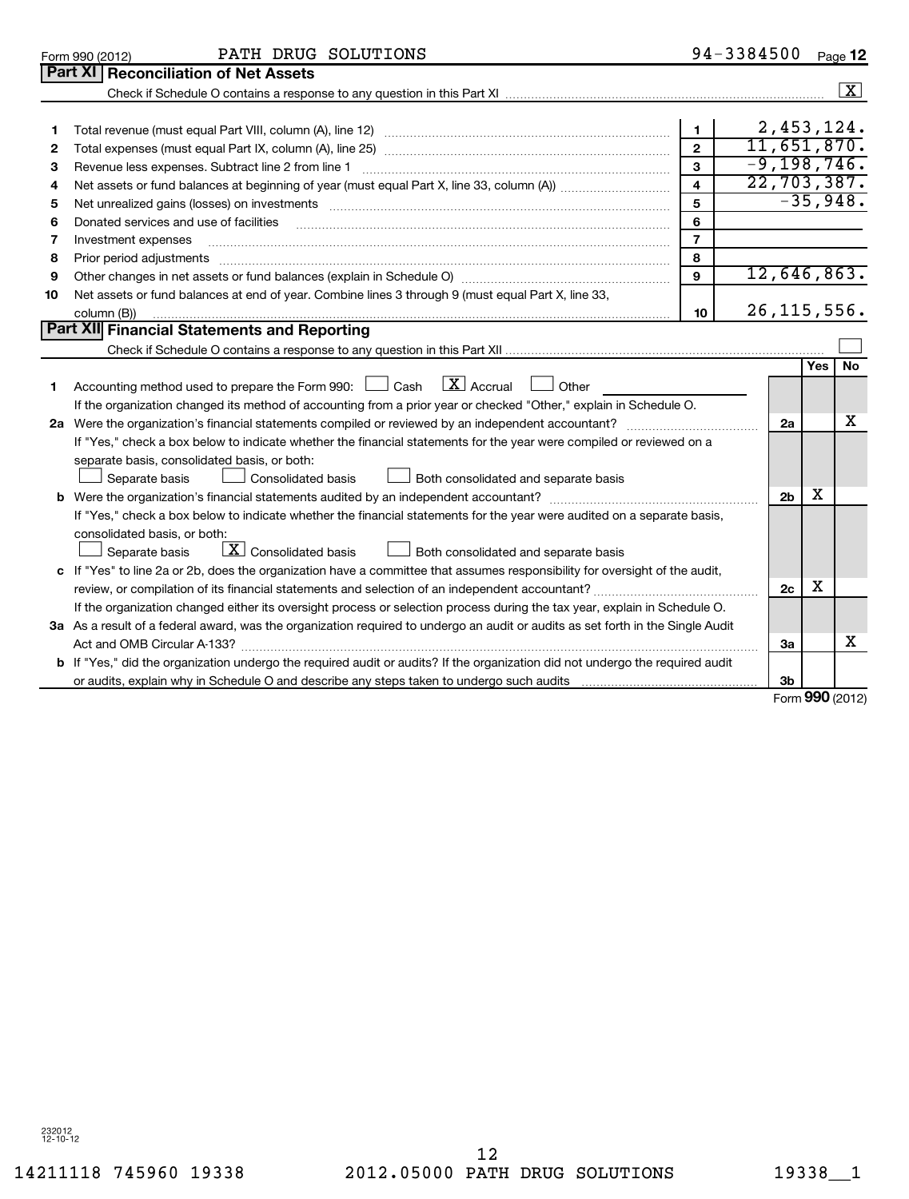Form 990 (2012) PATH DRUG SOLUTIONS 94-3384500 Page 12

## Part XI Reconciliation of Net Assets

Check if Schedule O contains a response to any question in this Part XI [X]

| | | | |
|---|---|---|---|
| 1 | Total revenue (must equal Part VIII, column (A), line 12) | 1 | 2,453,124. |
| 2 | Total expenses (must equal Part IX, column (A), line 25) | 2 | 11,651,870. |
| 3 | Revenue less expenses. Subtract line 2 from line 1 | 3 | -9,198,746. |
| 4 | Net assets or fund balances at beginning of year (must equal Part X, line 33, column (A)) | 4 | 22,703,387. |
| 5 | Net unrealized gains (losses) on investments | 5 | -35,948. |
| 6 | Donated services and use of facilities | 6 | |
| 7 | Investment expenses | 7 | |
| 8 | Prior period adjustments | 8 | |
| 9 | Other changes in net assets or fund balances (explain in Schedule O) | 9 | 12,646,863. |
| 10 | Net assets or fund balances at end of year. Combine lines 3 through 9 (must equal Part X, line 33, column (B)) | 10 | 26,115,556. |

## Part XII Financial Statements and Reporting

Check if Schedule O contains a response to any question in this Part XII [ ]

| | | | Yes | No |
|---|---|---|---|---|
| 1 | Accounting method used to prepare the Form 990: [ ] Cash [X] Accrual [ ] Other<br>If the organization changed its method of accounting from a prior year or checked "Other," explain in Schedule O. | | | |
| 2a | Were the organization's financial statements compiled or reviewed by an independent accountant?<br>If "Yes," check a box below to indicate whether the financial statements for the year were compiled or reviewed on a separate basis, consolidated basis, or both:<br>[ ] Separate basis [ ] Consolidated basis [ ] Both consolidated and separate basis | 2a | | X |
| b | Were the organization's financial statements audited by an independent accountant?<br>If "Yes," check a box below to indicate whether the financial statements for the year were audited on a separate basis, consolidated basis, or both:<br>[ ] Separate basis [X] Consolidated basis [ ] Both consolidated and separate basis | 2b | X | |
| c | If "Yes" to line 2a or 2b, does the organization have a committee that assumes responsibility for oversight of the audit, review, or compilation of its financial statements and selection of an independent accountant?<br>If the organization changed either its oversight process or selection process during the tax year, explain in Schedule O. | 2c | X | |
| 3a | As a result of a federal award, was the organization required to undergo an audit or audits as set forth in the Single Audit Act and OMB Circular A-133? | 3a | | X |
| b | If "Yes," did the organization undergo the required audit or audits? If the organization did not undergo the required audit or audits, explain why in Schedule O and describe any steps taken to undergo such audits | 3b | | |

Form 990 (2012)

232012 12-10-12

14211118 745960 19338 2012.05000 PATH DRUG SOLUTIONS 19338__1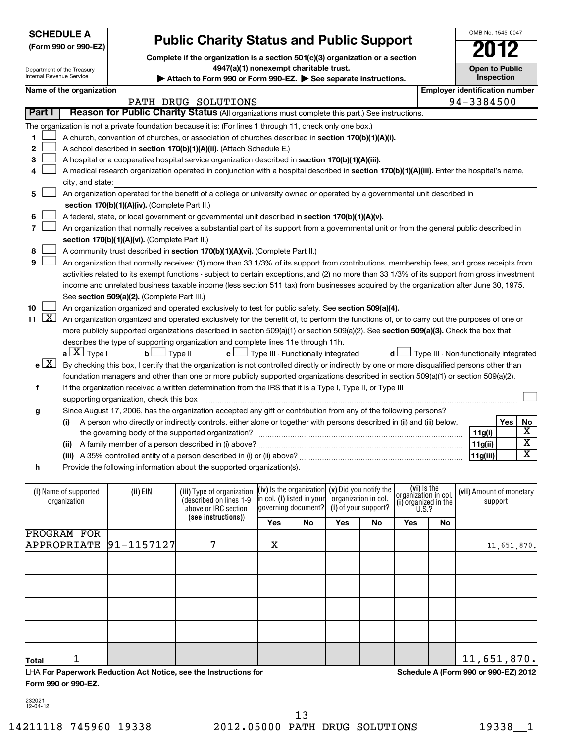**SCHEDULE A**
**(Form 990 or 990-EZ)**

Department of the Treasury
Internal Revenue Service

# Public Charity Status and Public Support

**Complete if the organization is a section 501(c)(3) organization or a section 4947(a)(1) nonexempt charitable trust.**

**▶ Attach to Form 990 or Form 990-EZ. ▶ See separate instructions.**

OMB No. 1545-0047

**2012**

**Open to Public Inspection**

**Name of the organization:** PATH DRUG SOLUTIONS

**Employer identification number:** 94-3384500

## Part I Reason for Public Charity Status (All organizations must complete this part.) See instructions.

The organization is not a private foundation because it is: (For lines 1 through 11, check only one box.)

1. [ ] A church, convention of churches, or association of churches described in **section 170(b)(1)(A)(i).**
2. [ ] A school described in **section 170(b)(1)(A)(ii).** (Attach Schedule E.)
3. [ ] A hospital or a cooperative hospital service organization described in **section 170(b)(1)(A)(iii).**
4. [ ] A medical research organization operated in conjunction with a hospital described in **section 170(b)(1)(A)(iii).** Enter the hospital's name, city, and state:
5. [ ] An organization operated for the benefit of a college or university owned or operated by a governmental unit described in **section 170(b)(1)(A)(iv).** (Complete Part II.)
6. [ ] A federal, state, or local government or governmental unit described in **section 170(b)(1)(A)(v).**
7. [ ] An organization that normally receives a substantial part of its support from a governmental unit or from the general public described in **section 170(b)(1)(A)(vi).** (Complete Part II.)
8. [ ] A community trust described in **section 170(b)(1)(A)(vi).** (Complete Part II.)
9. [ ] An organization that normally receives: (1) more than 33 1/3% of its support from contributions, membership fees, and gross receipts from activities related to its exempt functions - subject to certain exceptions, and (2) no more than 33 1/3% of its support from gross investment income and unrelated business taxable income (less section 511 tax) from businesses acquired by the organization after June 30, 1975. See **section 509(a)(2).** (Complete Part III.)
10. [ ] An organization organized and operated exclusively to test for public safety. See **section 509(a)(4).**
11. [X] An organization organized and operated exclusively for the benefit of, to perform the functions of, or to carry out the purposes of one or more publicly supported organizations described in section 509(a)(1) or section 509(a)(2). See **section 509(a)(3).** Check the box that describes the type of supporting organization and complete lines 11e through 11h.

   **a** [X] Type I  **b** [ ] Type II  **c** [ ] Type III - Functionally integrated  **d** [ ] Type III - Non-functionally integrated

   **e** [X] By checking this box, I certify that the organization is not controlled directly or indirectly by one or more disqualified persons other than foundation managers and other than one or more publicly supported organizations described in section 509(a)(1) or section 509(a)(2).

   **f** If the organization received a written determination from the IRS that it is a Type I, Type II, or Type III supporting organization, check this box [ ]

   **g** Since August 17, 2006, has the organization accepted any gift or contribution from any of the following persons?

| | | | Yes | No |
|---|---|---|---|---|
| (i) | A person who directly or indirectly controls, either alone or together with persons described in (ii) and (iii) below, the governing body of the supported organization? | 11g(i) | | X |
| (ii) | A family member of a person described in (i) above? | 11g(ii) | | X |
| (iii) | A 35% controlled entity of a person described in (i) or (ii) above? | 11g(iii) | | X |

   **h** Provide the following information about the supported organization(s).

| (i) Name of supported organization | (ii) EIN | (iii) Type of organization (described on lines 1-9 above or IRC section (see instructions)) | (iv) Is the organization in col. (i) listed in your governing document? | | (v) Did you notify the organization in col. (i) of your support? | | (vi) Is the organization in col. (i) organized in the U.S.? | | (vii) Amount of monetary support |
|---|---|---|---|---|---|---|---|---|---|
| | | | Yes | No | Yes | No | Yes | No | |
| PROGRAM FOR APPROPRIATE | 91-1157127 | 7 | X | | | | | | 11,651,870. |
| | | | | | | | | | |
| | | | | | | | | | |
| | | | | | | | | | |
| | | | | | | | | | |
| **Total** 1 | | | | | | | | | 11,651,870. |

LHA **For Paperwork Reduction Act Notice, see the Instructions for Form 990 or 990-EZ.**

**Schedule A (Form 990 or 990-EZ) 2012**

232021
12-04-12

14211118 745960 19338 2012.05000 PATH DRUG SOLUTIONS 19338__1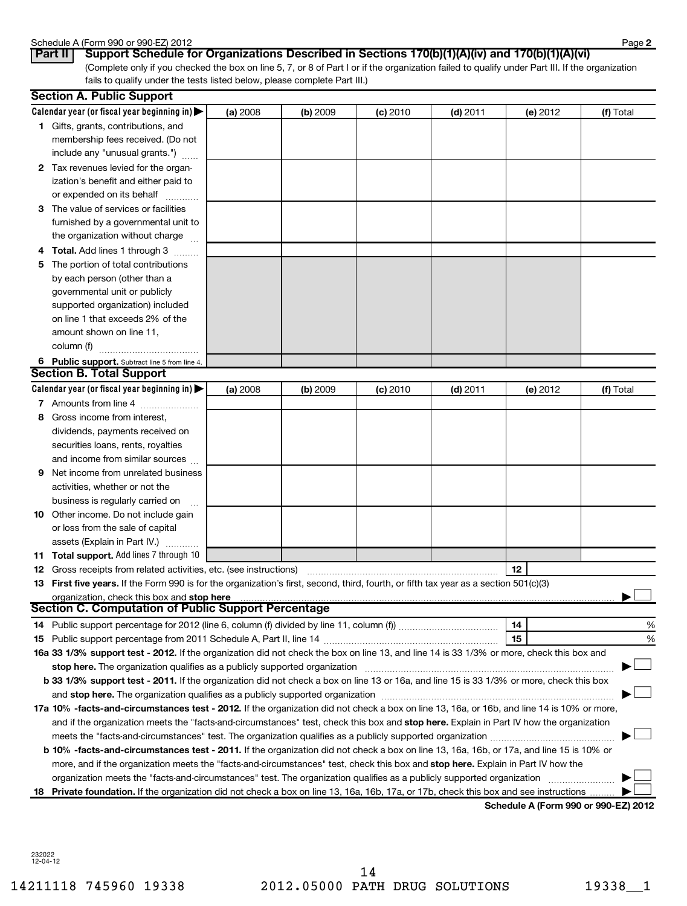**Part II** **Support Schedule for Organizations Described in Sections 170(b)(1)(A)(iv) and 170(b)(1)(A)(vi)**

(Complete only if you checked the box on line 5, 7, or 8 of Part I or if the organization failed to qualify under Part III. If the organization fails to qualify under the tests listed below, please complete Part III.)

## Section A. Public Support

| Calendar year (or fiscal year beginning in) ▶ | (a) 2008 | (b) 2009 | (c) 2010 | (d) 2011 | (e) 2012 | (f) Total |
|---|---|---|---|---|---|---|
| 1 Gifts, grants, contributions, and membership fees received. (Do not include any "unusual grants.") | | | | | | |
| 2 Tax revenues levied for the organization's benefit and either paid to or expended on its behalf | | | | | | |
| 3 The value of services or facilities furnished by a governmental unit to the organization without charge | | | | | | |
| 4 **Total.** Add lines 1 through 3 | | | | | | |
| 5 The portion of total contributions by each person (other than a governmental unit or publicly supported organization) included on line 1 that exceeds 2% of the amount shown on line 11, column (f) | | | | | | |
| 6 **Public support.** Subtract line 5 from line 4. | | | | | | |

## Section B. Total Support

| Calendar year (or fiscal year beginning in) ▶ | (a) 2008 | (b) 2009 | (c) 2010 | (d) 2011 | (e) 2012 | (f) Total |
|---|---|---|---|---|---|---|
| 7 Amounts from line 4 | | | | | | |
| 8 Gross income from interest, dividends, payments received on securities loans, rents, royalties and income from similar sources | | | | | | |
| 9 Net income from unrelated business activities, whether or not the business is regularly carried on | | | | | | |
| 10 Other income. Do not include gain or loss from the sale of capital assets (Explain in Part IV.) | | | | | | |
| 11 **Total support.** Add lines 7 through 10 | | | | | | |

12 Gross receipts from related activities, etc. (see instructions) ..... 12

13 **First five years.** If the Form 990 is for the organization's first, second, third, fourth, or fifth tax year as a section 501(c)(3) organization, check this box and **stop here** ▶ ☐

## Section C. Computation of Public Support Percentage

14 Public support percentage for 2012 (line 6, column (f) divided by line 11, column (f)) ..... 14 %

15 Public support percentage from 2011 Schedule A, Part II, line 14 ..... 15 %

16a **33 1/3% support test - 2012.** If the organization did not check the box on line 13, and line 14 is 33 1/3% or more, check this box and **stop here.** The organization qualifies as a publicly supported organization ▶ ☐

b **33 1/3% support test - 2011.** If the organization did not check a box on line 13 or 16a, and line 15 is 33 1/3% or more, check this box and **stop here.** The organization qualifies as a publicly supported organization ▶ ☐

17a **10% -facts-and-circumstances test - 2012.** If the organization did not check a box on line 13, 16a, or 16b, and line 14 is 10% or more, and if the organization meets the "facts-and-circumstances" test, check this box and **stop here.** Explain in Part IV how the organization meets the "facts-and-circumstances" test. The organization qualifies as a publicly supported organization ▶ ☐

b **10% -facts-and-circumstances test - 2011.** If the organization did not check a box on line 13, 16a, 16b, or 17a, and line 15 is 10% or more, and if the organization meets the "facts-and-circumstances" test, check this box and **stop here.** Explain in Part IV how the organization meets the "facts-and-circumstances" test. The organization qualifies as a publicly supported organization ▶ ☐

18 **Private foundation.** If the organization did not check a box on line 13, 16a, 16b, 17a, or 17b, check this box and see instructions ▶ ☐

**Schedule A (Form 990 or 990-EZ) 2012**

232022
12-04-12

14211118 745960 19338 2012.05000 PATH DRUG SOLUTIONS 19338__1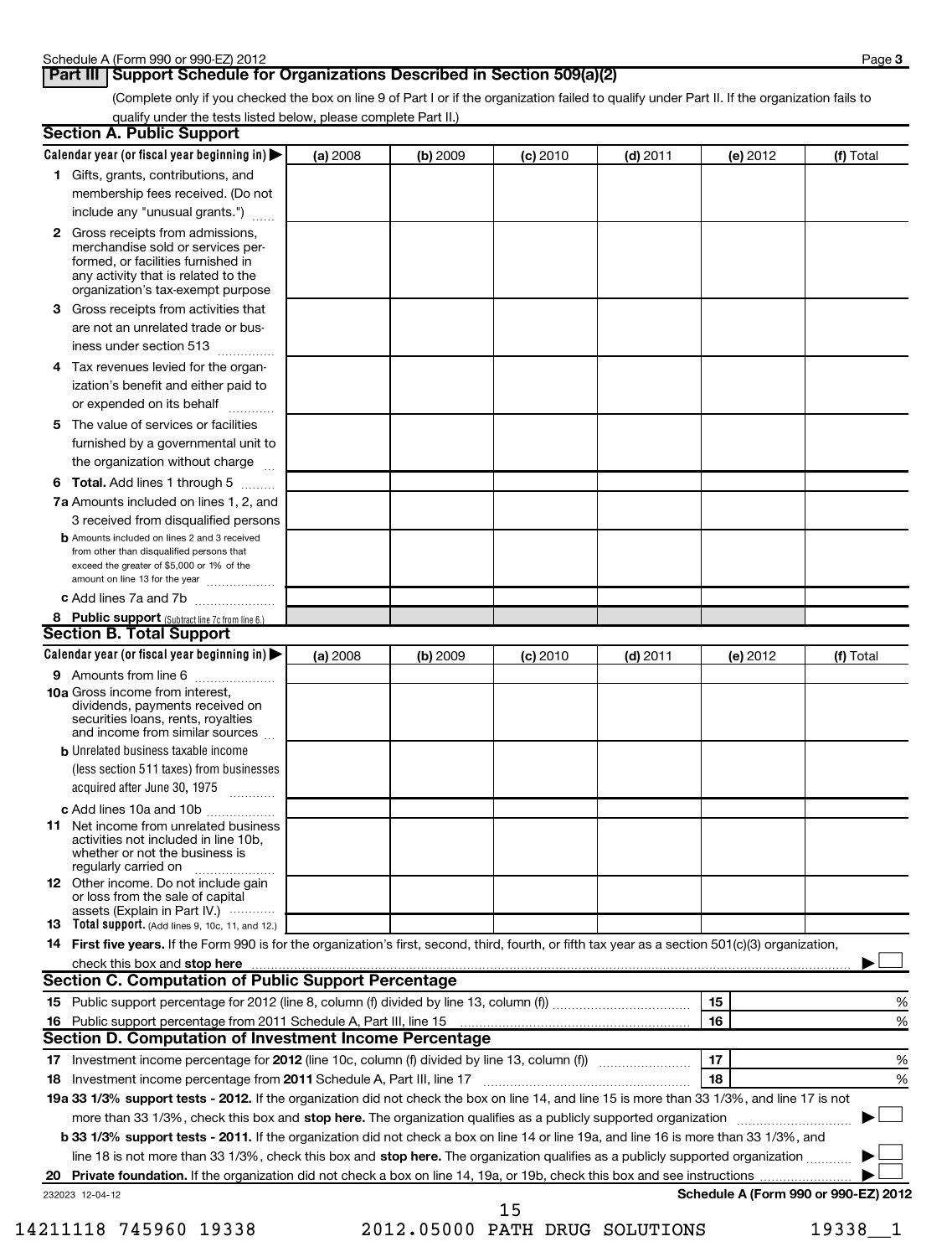## Part III | Support Schedule for Organizations Described in Section 509(a)(2)

(Complete only if you checked the box on line 9 of Part I or if the organization failed to qualify under Part II. If the organization fails to qualify under the tests listed below, please complete Part II.)

### Section A. Public Support

| Calendar year (or fiscal year beginning in) ▶ | (a) 2008 | (b) 2009 | (c) 2010 | (d) 2011 | (e) 2012 | (f) Total |
|---|---|---|---|---|---|---|
| **1** Gifts, grants, contributions, and membership fees received. (Do not include any "unusual grants.") | | | | | | |
| **2** Gross receipts from admissions, merchandise sold or services performed, or facilities furnished in any activity that is related to the organization's tax-exempt purpose | | | | | | |
| **3** Gross receipts from activities that are not an unrelated trade or business under section 513 | | | | | | |
| **4** Tax revenues levied for the organization's benefit and either paid to or expended on its behalf | | | | | | |
| **5** The value of services or facilities furnished by a governmental unit to the organization without charge | | | | | | |
| **6** **Total.** Add lines 1 through 5 | | | | | | |
| **7a** Amounts included on lines 1, 2, and 3 received from disqualified persons | | | | | | |
| **b** Amounts included on lines 2 and 3 received from other than disqualified persons that exceed the greater of $5,000 or 1% of the amount on line 13 for the year | | | | | | |
| **c** Add lines 7a and 7b | | | | | | |
| **8** **Public support** (Subtract line 7c from line 6.) | | | | | | |

### Section B. Total Support

| Calendar year (or fiscal year beginning in) ▶ | (a) 2008 | (b) 2009 | (c) 2010 | (d) 2011 | (e) 2012 | (f) Total |
|---|---|---|---|---|---|---|
| **9** Amounts from line 6 | | | | | | |
| **10a** Gross income from interest, dividends, payments received on securities loans, rents, royalties and income from similar sources | | | | | | |
| **b** Unrelated business taxable income (less section 511 taxes) from businesses acquired after June 30, 1975 | | | | | | |
| **c** Add lines 10a and 10b | | | | | | |
| **11** Net income from unrelated business activities not included in line 10b, whether or not the business is regularly carried on | | | | | | |
| **12** Other income. Do not include gain or loss from the sale of capital assets (Explain in Part IV.) | | | | | | |
| **13** **Total support.** (Add lines 9, 10c, 11, and 12.) | | | | | | |

**14** **First five years.** If the Form 990 is for the organization's first, second, third, fourth, or fifth tax year as a section 501(c)(3) organization, check this box and **stop here** ▶ ☐

### Section C. Computation of Public Support Percentage

| | | | |
|---|---|---|---|
| **15** | Public support percentage for 2012 (line 8, column (f) divided by line 13, column (f)) | 15 | % |
| **16** | Public support percentage from 2011 Schedule A, Part III, line 15 | 16 | % |

### Section D. Computation of Investment Income Percentage

| | | | |
|---|---|---|---|
| **17** | Investment income percentage for **2012** (line 10c, column (f) divided by line 13, column (f)) | 17 | % |
| **18** | Investment income percentage from **2011** Schedule A, Part III, line 17 | 18 | % |

**19a 33 1/3% support tests - 2012.** If the organization did not check the box on line 14, and line 15 is more than 33 1/3%, and line 17 is not more than 33 1/3%, check this box and **stop here.** The organization qualifies as a publicly supported organization ▶ ☐

**b 33 1/3% support tests - 2011.** If the organization did not check a box on line 14 or line 19a, and line 16 is more than 33 1/3%, and line 18 is not more than 33 1/3%, check this box and **stop here.** The organization qualifies as a publicly supported organization ▶ ☐

**20** **Private foundation.** If the organization did not check a box on line 14, 19a, or 19b, check this box and see instructions ▶ ☐

232023 12-04-12

**Schedule A (Form 990 or 990-EZ) 2012**

14211118 745960 19338 2012.05000 PATH DRUG SOLUTIONS 19338__1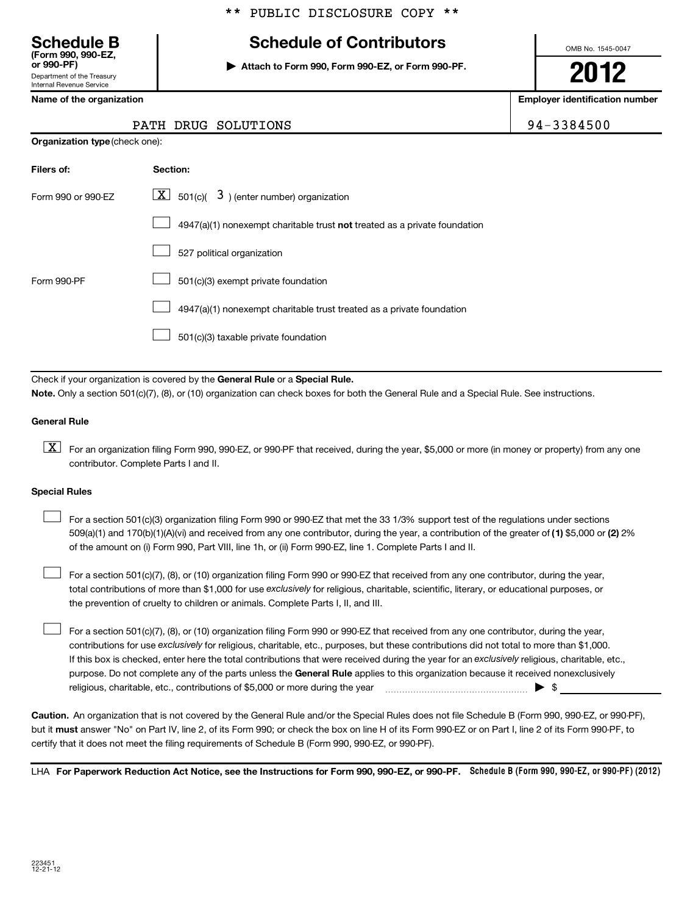** PUBLIC DISCLOSURE COPY **

# Schedule B
**(Form 990, 990-EZ, or 990-PF)**
Department of the Treasury
Internal Revenue Service

## Schedule of Contributors

▶ **Attach to Form 990, Form 990-EZ, or Form 990-PF.**

OMB No. 1545-0047

**2012**

| Name of the organization | Employer identification number |
|---|---|
| PATH DRUG SOLUTIONS | 94-3384500 |

**Organization type** (check one):

| Filers of: | Section: |
|---|---|
| Form 990 or 990-EZ | [X] 501(c)( 3 ) (enter number) organization |
| | [ ] 4947(a)(1) nonexempt charitable trust **not** treated as a private foundation |
| | [ ] 527 political organization |
| Form 990-PF | [ ] 501(c)(3) exempt private foundation |
| | [ ] 4947(a)(1) nonexempt charitable trust treated as a private foundation |
| | [ ] 501(c)(3) taxable private foundation |

Check if your organization is covered by the **General Rule** or a **Special Rule.**

**Note.** Only a section 501(c)(7), (8), or (10) organization can check boxes for both the General Rule and a Special Rule. See instructions.

**General Rule**

[X] For an organization filing Form 990, 990-EZ, or 990-PF that received, during the year, $5,000 or more (in money or property) from any one contributor. Complete Parts I and II.

**Special Rules**

[ ] For a section 501(c)(3) organization filing Form 990 or 990-EZ that met the 33 1/3% support test of the regulations under sections 509(a)(1) and 170(b)(1)(A)(vi) and received from any one contributor, during the year, a contribution of the greater of **(1)** $5,000 or **(2)** 2% of the amount on (i) Form 990, Part VIII, line 1h, or (ii) Form 990-EZ, line 1. Complete Parts I and II.

[ ] For a section 501(c)(7), (8), or (10) organization filing Form 990 or 990-EZ that received from any one contributor, during the year, total contributions of more than $1,000 for use *exclusively* for religious, charitable, scientific, literary, or educational purposes, or the prevention of cruelty to children or animals. Complete Parts I, II, and III.

[ ] For a section 501(c)(7), (8), or (10) organization filing Form 990 or 990-EZ that received from any one contributor, during the year, contributions for use *exclusively* for religious, charitable, etc., purposes, but these contributions did not total to more than $1,000. If this box is checked, enter here the total contributions that were received during the year for an *exclusively* religious, charitable, etc., purpose. Do not complete any of the parts unless the **General Rule** applies to this organization because it received nonexclusively religious, charitable, etc., contributions of $5,000 or more during the year . . . . . . . . . . ▶ $ ____________

**Caution.** An organization that is not covered by the General Rule and/or the Special Rules does not file Schedule B (Form 990, 990-EZ, or 990-PF), but it **must** answer "No" on Part IV, line 2, of its Form 990; or check the box on line H of its Form 990-EZ or on Part I, line 2 of its Form 990-PF, to certify that it does not meet the filing requirements of Schedule B (Form 990, 990-EZ, or 990-PF).

LHA **For Paperwork Reduction Act Notice, see the Instructions for Form 990, 990-EZ, or 990-PF.** **Schedule B (Form 990, 990-EZ, or 990-PF) (2012)**

223451
12-21-12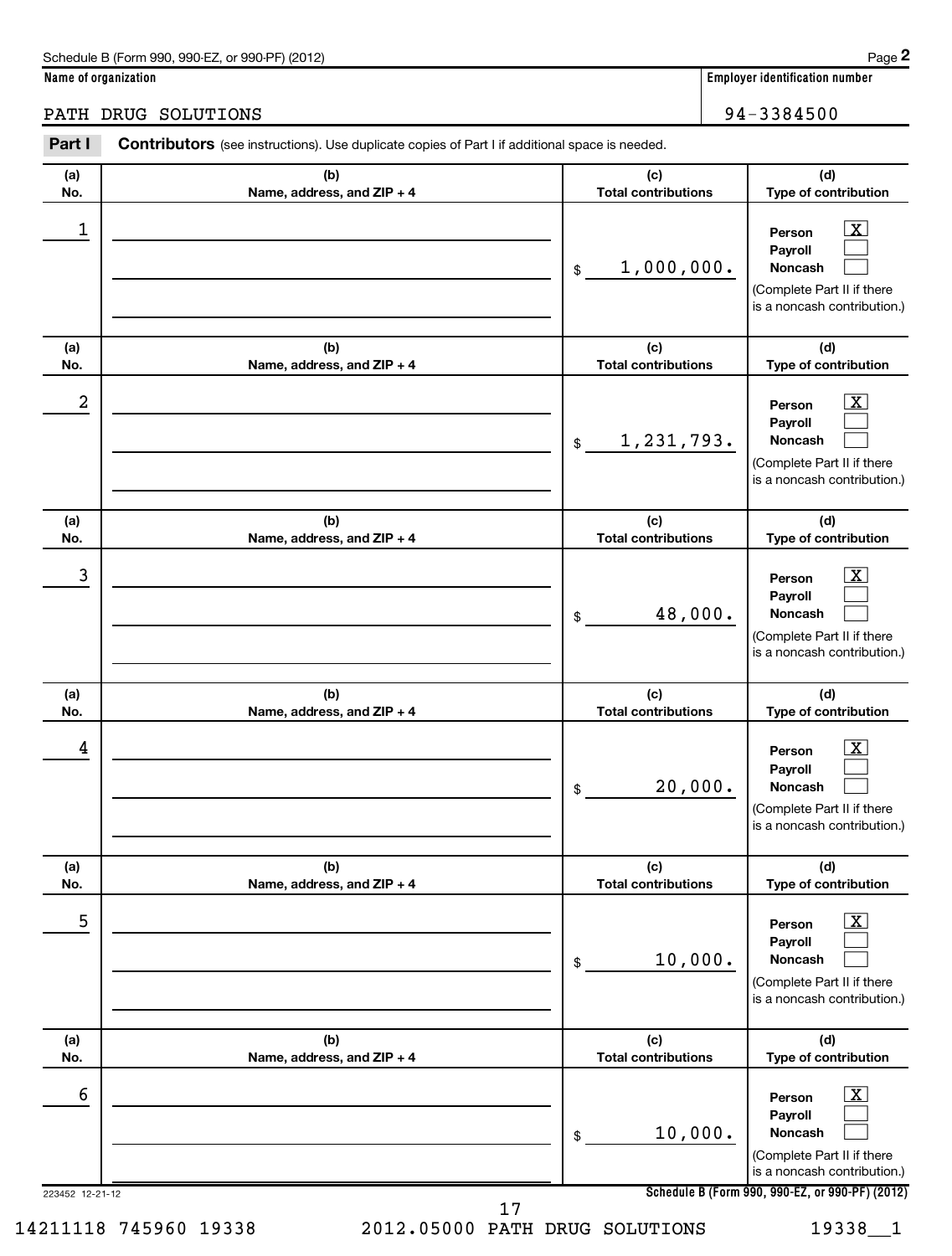Schedule B (Form 990, 990-EZ, or 990-PF) (2012)

**Name of organization**

PATH DRUG SOLUTIONS

**Employer identification number**

94-3384500

**Part I** **Contributors** (see instructions). Use duplicate copies of Part I if additional space is needed.

| (a) No. | (b) Name, address, and ZIP + 4 | (c) Total contributions | (d) Type of contribution |
|---|---|---|---|
| 1 | | $ 1,000,000. | Person [X] Payroll [ ] Noncash [ ] (Complete Part II if there is a noncash contribution.) |
| 2 | | $ 1,231,793. | Person [X] Payroll [ ] Noncash [ ] (Complete Part II if there is a noncash contribution.) |
| 3 | | $ 48,000. | Person [X] Payroll [ ] Noncash [ ] (Complete Part II if there is a noncash contribution.) |
| 4 | | $ 20,000. | Person [X] Payroll [ ] Noncash [ ] (Complete Part II if there is a noncash contribution.) |
| 5 | | $ 10,000. | Person [X] Payroll [ ] Noncash [ ] (Complete Part II if there is a noncash contribution.) |
| 6 | | $ 10,000. | Person [X] Payroll [ ] Noncash [ ] (Complete Part II if there is a noncash contribution.) |

223452 12-21-12

Schedule B (Form 990, 990-EZ, or 990-PF) (2012)

14211118 745960 19338 2012.05000 PATH DRUG SOLUTIONS 19338__1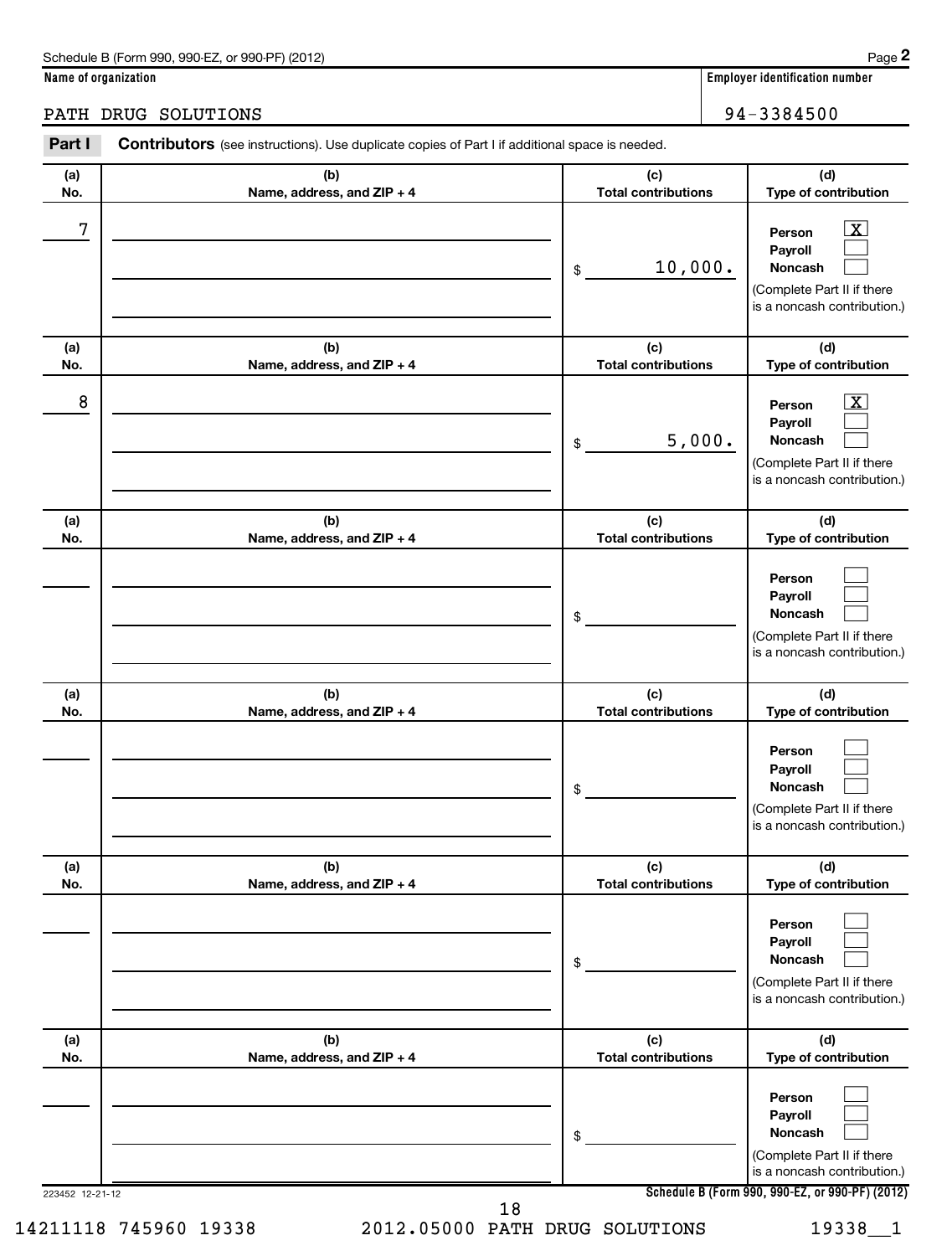Schedule B (Form 990, 990-EZ, or 990-PF) (2012)

**Name of organization**

PATH DRUG SOLUTIONS

**Employer identification number**

94-3384500

**Part I** **Contributors** (see instructions). Use duplicate copies of Part I if additional space is needed.

| (a) No. | (b) Name, address, and ZIP + 4 | (c) Total contributions | (d) Type of contribution |
|---|---|---|---|
| 7 | | $ 10,000. | Person [X] Payroll [ ] Noncash [ ] (Complete Part II if there is a noncash contribution.) |
| 8 | | $ 5,000. | Person [X] Payroll [ ] Noncash [ ] (Complete Part II if there is a noncash contribution.) |
| | | $ | Person [ ] Payroll [ ] Noncash [ ] (Complete Part II if there is a noncash contribution.) |
| | | $ | Person [ ] Payroll [ ] Noncash [ ] (Complete Part II if there is a noncash contribution.) |
| | | $ | Person [ ] Payroll [ ] Noncash [ ] (Complete Part II if there is a noncash contribution.) |
| | | $ | Person [ ] Payroll [ ] Noncash [ ] (Complete Part II if there is a noncash contribution.) |

223452 12-21-12

**Schedule B (Form 990, 990-EZ, or 990-PF) (2012)**

14211118 745960 19338 2012.05000 PATH DRUG SOLUTIONS 19338__1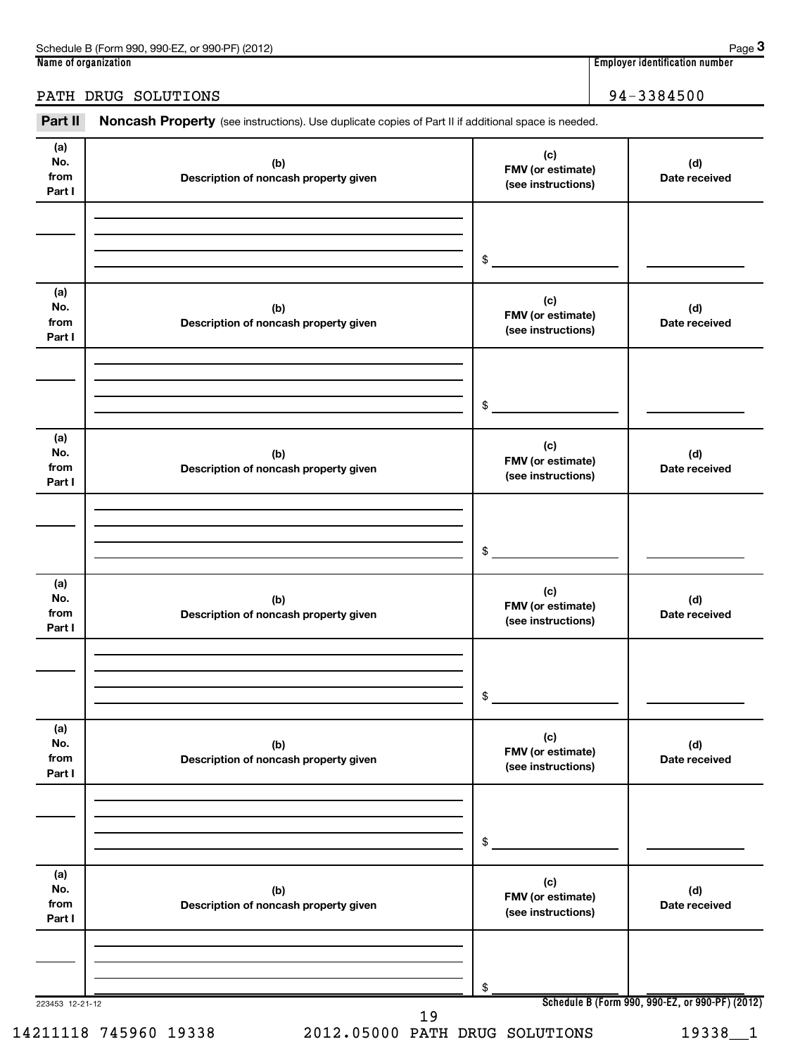Schedule B (Form 990, 990-EZ, or 990-PF) (2012) Page 3

| Name of organization | Employer identification number |
|---|---|
| PATH DRUG SOLUTIONS | 94-3384500 |

**Part II** **Noncash Property** (see instructions). Use duplicate copies of Part II if additional space is needed.

| (a) No. from Part I | (b) Description of noncash property given | (c) FMV (or estimate) (see instructions) | (d) Date received |
|---|---|---|---|
| | | $ | |

| (a) No. from Part I | (b) Description of noncash property given | (c) FMV (or estimate) (see instructions) | (d) Date received |
|---|---|---|---|
| | | $ | |

| (a) No. from Part I | (b) Description of noncash property given | (c) FMV (or estimate) (see instructions) | (d) Date received |
|---|---|---|---|
| | | $ | |

| (a) No. from Part I | (b) Description of noncash property given | (c) FMV (or estimate) (see instructions) | (d) Date received |
|---|---|---|---|
| | | $ | |

| (a) No. from Part I | (b) Description of noncash property given | (c) FMV (or estimate) (see instructions) | (d) Date received |
|---|---|---|---|
| | | $ | |

| (a) No. from Part I | (b) Description of noncash property given | (c) FMV (or estimate) (see instructions) | (d) Date received |
|---|---|---|---|
| | | $ | |

223453 12-21-12 **Schedule B (Form 990, 990-EZ, or 990-PF) (2012)**

14211118 745960 19338 2012.05000 PATH DRUG SOLUTIONS 19338__1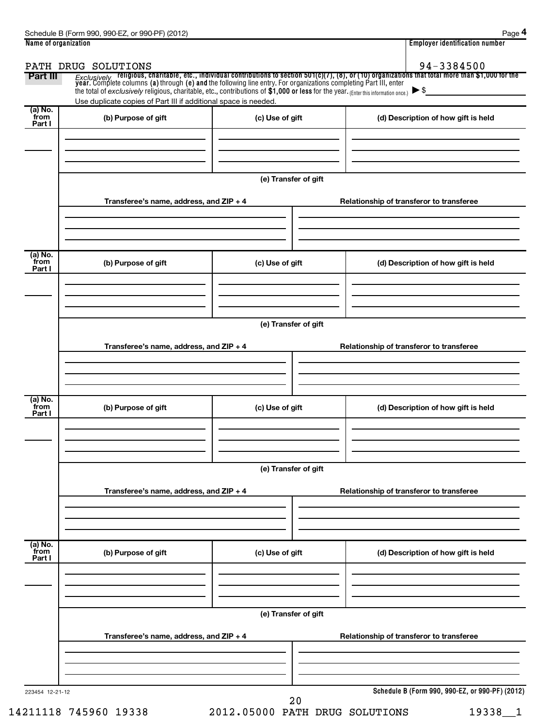Schedule B (Form 990, 990-EZ, or 990-PF) (2012)

**Name of organization**

PATH DRUG SOLUTIONS

**Employer identification number**

94-3384500

## Part III

*Exclusively* religious, charitable, etc., individual contributions to section 501(c)(7), (8), or (10) organizations that total more than $1,000 for the year. Complete columns (a) through (e) and the following line entry. For organizations completing Part III, enter the total of *exclusively* religious, charitable, etc., contributions of **$1,000 or less** for the year. (Enter this information once.) ▶ $

Use duplicate copies of Part III if additional space is needed.

| (a) No. from Part I | (b) Purpose of gift | (c) Use of gift | (d) Description of how gift is held |
|---|---|---|---|
| | | | |

(e) Transfer of gift

| Transferee's name, address, and ZIP + 4 | Relationship of transferor to transferee |
|---|---|
| | |

| (a) No. from Part I | (b) Purpose of gift | (c) Use of gift | (d) Description of how gift is held |
|---|---|---|---|
| | | | |

(e) Transfer of gift

| Transferee's name, address, and ZIP + 4 | Relationship of transferor to transferee |
|---|---|
| | |

| (a) No. from Part I | (b) Purpose of gift | (c) Use of gift | (d) Description of how gift is held |
|---|---|---|---|
| | | | |

(e) Transfer of gift

| Transferee's name, address, and ZIP + 4 | Relationship of transferor to transferee |
|---|---|
| | |

| (a) No. from Part I | (b) Purpose of gift | (c) Use of gift | (d) Description of how gift is held |
|---|---|---|---|
| | | | |

(e) Transfer of gift

| Transferee's name, address, and ZIP + 4 | Relationship of transferor to transferee |
|---|---|
| | |

223454 12-21-12

**Schedule B (Form 990, 990-EZ, or 990-PF) (2012)**

14211118 745960 19338 2012.05000 PATH DRUG SOLUTIONS 19338__1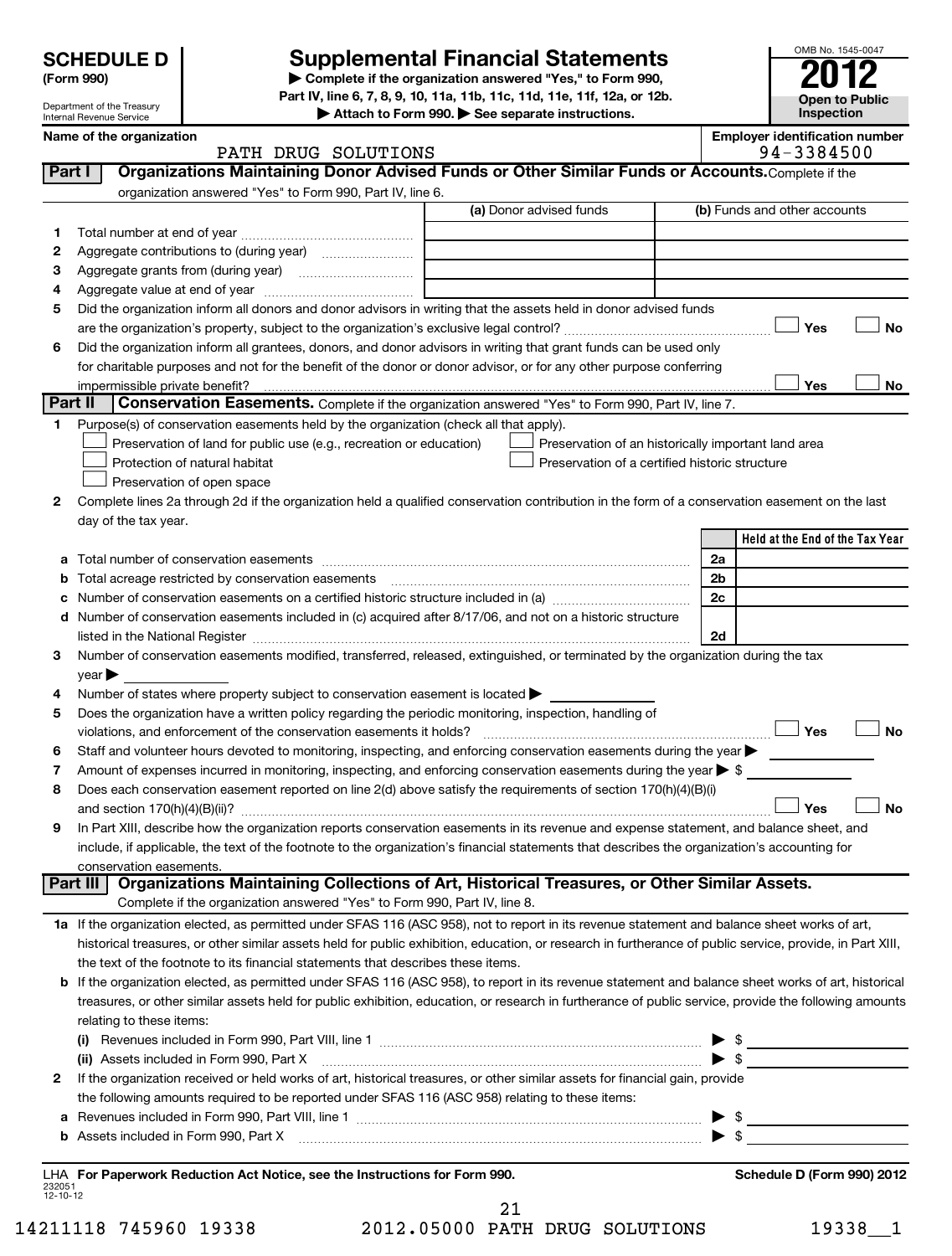**SCHEDULE D (Form 990)**

Department of the Treasury
Internal Revenue Service

# Supplemental Financial Statements

▶ Complete if the organization answered "Yes," to Form 990, Part IV, line 6, 7, 8, 9, 10, 11a, 11b, 11c, 11d, 11e, 11f, 12a, or 12b.
▶ Attach to Form 990. ▶ See separate instructions.

OMB No. 1545-0047

**2012**

**Open to Public Inspection**

**Name of the organization:** PATH DRUG SOLUTIONS

**Employer identification number:** 94-3384500

## Part I Organizations Maintaining Donor Advised Funds or Other Similar Funds or Accounts.

Complete if the organization answered "Yes" to Form 990, Part IV, line 6.

| | | (a) Donor advised funds | (b) Funds and other accounts |
|---|---|---|---|
| 1 | Total number at end of year | | |
| 2 | Aggregate contributions to (during year) | | |
| 3 | Aggregate grants from (during year) | | |
| 4 | Aggregate value at end of year | | |

5 Did the organization inform all donors and donor advisors in writing that the assets held in donor advised funds are the organization's property, subject to the organization's exclusive legal control? ☐ Yes ☐ No

6 Did the organization inform all grantees, donors, and donor advisors in writing that grant funds can be used only for charitable purposes and not for the benefit of the donor or donor advisor, or for any other purpose conferring impermissible private benefit? ☐ Yes ☐ No

## Part II Conservation Easements.

Complete if the organization answered "Yes" to Form 990, Part IV, line 7.

1 Purpose(s) of conservation easements held by the organization (check all that apply).

- ☐ Preservation of land for public use (e.g., recreation or education)
- ☐ Protection of natural habitat
- ☐ Preservation of open space
- ☐ Preservation of an historically important land area
- ☐ Preservation of a certified historic structure

2 Complete lines 2a through 2d if the organization held a qualified conservation contribution in the form of a conservation easement on the last day of the tax year.

| | | | Held at the End of the Tax Year |
|---|---|---|---|
| a | Total number of conservation easements | 2a | |
| b | Total acreage restricted by conservation easements | 2b | |
| c | Number of conservation easements on a certified historic structure included in (a) | 2c | |
| d | Number of conservation easements included in (c) acquired after 8/17/06, and not on a historic structure listed in the National Register | 2d | |

3 Number of conservation easements modified, transferred, released, extinguished, or terminated by the organization during the tax year ▶

4 Number of states where property subject to conservation easement is located ▶

5 Does the organization have a written policy regarding the periodic monitoring, inspection, handling of violations, and enforcement of the conservation easements it holds? ☐ Yes ☐ No

6 Staff and volunteer hours devoted to monitoring, inspecting, and enforcing conservation easements during the year ▶

7 Amount of expenses incurred in monitoring, inspecting, and enforcing conservation easements during the year ▶ $

8 Does each conservation easement reported on line 2(d) above satisfy the requirements of section 170(h)(4)(B)(i) and section 170(h)(4)(B)(ii)? ☐ Yes ☐ No

9 In Part XIII, describe how the organization reports conservation easements in its revenue and expense statement, and balance sheet, and include, if applicable, the text of the footnote to the organization's financial statements that describes the organization's accounting for conservation easements.

## Part III Organizations Maintaining Collections of Art, Historical Treasures, or Other Similar Assets.

Complete if the organization answered "Yes" to Form 990, Part IV, line 8.

1a If the organization elected, as permitted under SFAS 116 (ASC 958), not to report in its revenue statement and balance sheet works of art, historical treasures, or other similar assets held for public exhibition, education, or research in furtherance of public service, provide, in Part XIII, the text of the footnote to its financial statements that describes these items.

b If the organization elected, as permitted under SFAS 116 (ASC 958), to report in its revenue statement and balance sheet works of art, historical treasures, or other similar assets held for public exhibition, education, or research in furtherance of public service, provide the following amounts relating to these items:

(i) Revenues included in Form 990, Part VIII, line 1 ▶ $

(ii) Assets included in Form 990, Part X ▶ $

2 If the organization received or held works of art, historical treasures, or other similar assets for financial gain, provide the following amounts required to be reported under SFAS 116 (ASC 958) relating to these items:

a Revenues included in Form 990, Part VIII, line 1 ▶ $

b Assets included in Form 990, Part X ▶ $

LHA For Paperwork Reduction Act Notice, see the Instructions for Form 990. Schedule D (Form 990) 2012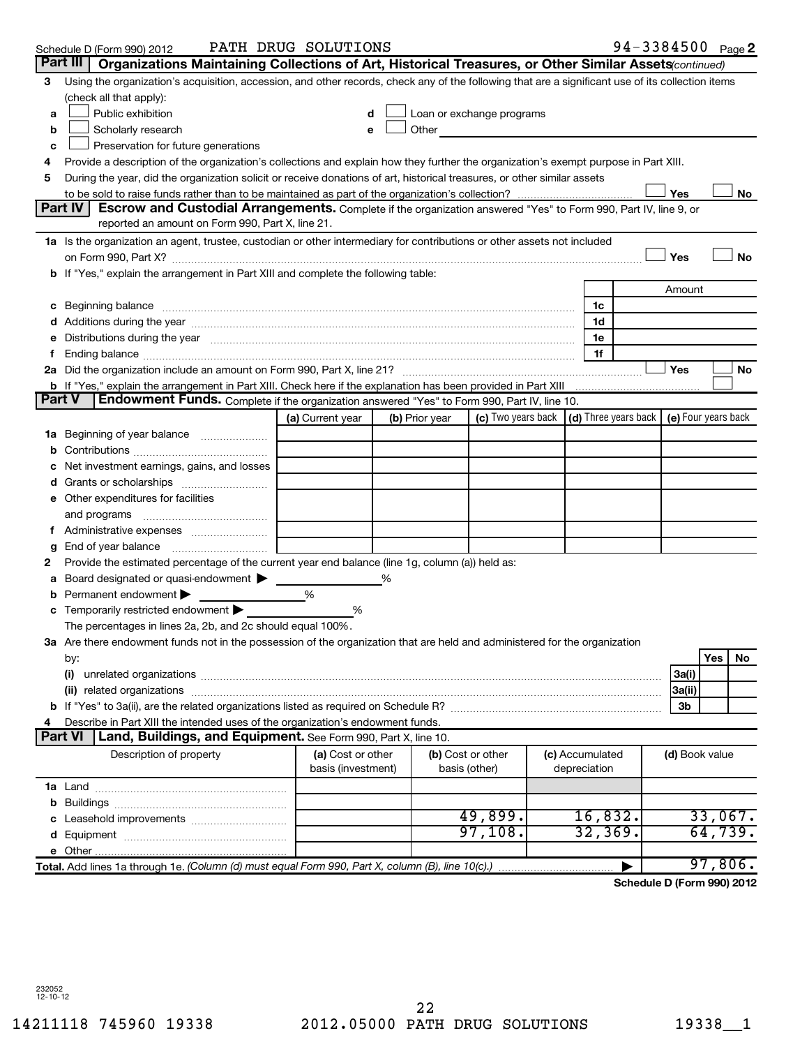Schedule D (Form 990) 2012 PATH DRUG SOLUTIONS 94-3384500 Page 2

## Part III Organizations Maintaining Collections of Art, Historical Treasures, or Other Similar Assets *(continued)*

**3** Using the organization's acquisition, accession, and other records, check any of the following that are a significant use of its collection items (check all that apply):

- **a** ☐ Public exhibition
- **b** ☐ Scholarly research
- **c** ☐ Preservation for future generations
- **d** ☐ Loan or exchange programs
- **e** ☐ Other

**4** Provide a description of the organization's collections and explain how they further the organization's exempt purpose in Part XIII.

**5** During the year, did the organization solicit or receive donations of art, historical treasures, or other similar assets to be sold to raise funds rather than to be maintained as part of the organization's collection? ☐ Yes ☐ No

## Part IV Escrow and Custodial Arrangements.

Complete if the organization answered "Yes" to Form 990, Part IV, line 9, or reported an amount on Form 990, Part X, line 21.

**1a** Is the organization an agent, trustee, custodian or other intermediary for contributions or other assets not included on Form 990, Part X? ☐ Yes ☐ No

**b** If "Yes," explain the arrangement in Part XIII and complete the following table:

| | | Amount |
|---|---|---|
| **c** Beginning balance | 1c | |
| **d** Additions during the year | 1d | |
| **e** Distributions during the year | 1e | |
| **f** Ending balance | 1f | |

**2a** Did the organization include an amount on Form 990, Part X, line 21? ☐ Yes ☐ No

**b** If "Yes," explain the arrangement in Part XIII. Check here if the explanation has been provided in Part XIII ☐

## Part V Endowment Funds.

Complete if the organization answered "Yes" to Form 990, Part IV, line 10.

| | (a) Current year | (b) Prior year | (c) Two years back | (d) Three years back | (e) Four years back |
|---|---|---|---|---|---|
| **1a** Beginning of year balance | | | | | |
| **b** Contributions | | | | | |
| **c** Net investment earnings, gains, and losses | | | | | |
| **d** Grants or scholarships | | | | | |
| **e** Other expenditures for facilities and programs | | | | | |
| **f** Administrative expenses | | | | | |
| **g** End of year balance | | | | | |

**2** Provide the estimated percentage of the current year end balance (line 1g, column (a)) held as:

- **a** Board designated or quasi-endowment ▶ ______ %
- **b** Permanent endowment ▶ ______ %
- **c** Temporarily restricted endowment ▶ ______ %

The percentages in lines 2a, 2b, and 2c should equal 100%.

**3a** Are there endowment funds not in the possession of the organization that are held and administered for the organization by:

| | | Yes | No |
|---|---|---|---|
| **(i)** unrelated organizations | 3a(i) | | |
| **(ii)** related organizations | 3a(ii) | | |
| **b** If "Yes" to 3a(ii), are the related organizations listed as required on Schedule R? | 3b | | |

**4** Describe in Part XIII the intended uses of the organization's endowment funds.

## Part VI Land, Buildings, and Equipment.

See Form 990, Part X, line 10.

| Description of property | (a) Cost or other basis (investment) | (b) Cost or other basis (other) | (c) Accumulated depreciation | (d) Book value |
|---|---|---|---|---|
| **1a** Land | | | | |
| **b** Buildings | | | | |
| **c** Leasehold improvements | | 49,899. | 16,832. | 33,067. |
| **d** Equipment | | 97,108. | 32,369. | 64,739. |
| **e** Other | | | | |
| **Total.** Add lines 1a through 1e. *(Column (d) must equal Form 990, Part X, column (B), line 10(c).)* | | | ▶ | 97,806. |

**Schedule D (Form 990) 2012**

232052 12-10-12

14211118 745960 19338 2012.05000 PATH DRUG SOLUTIONS 19338__1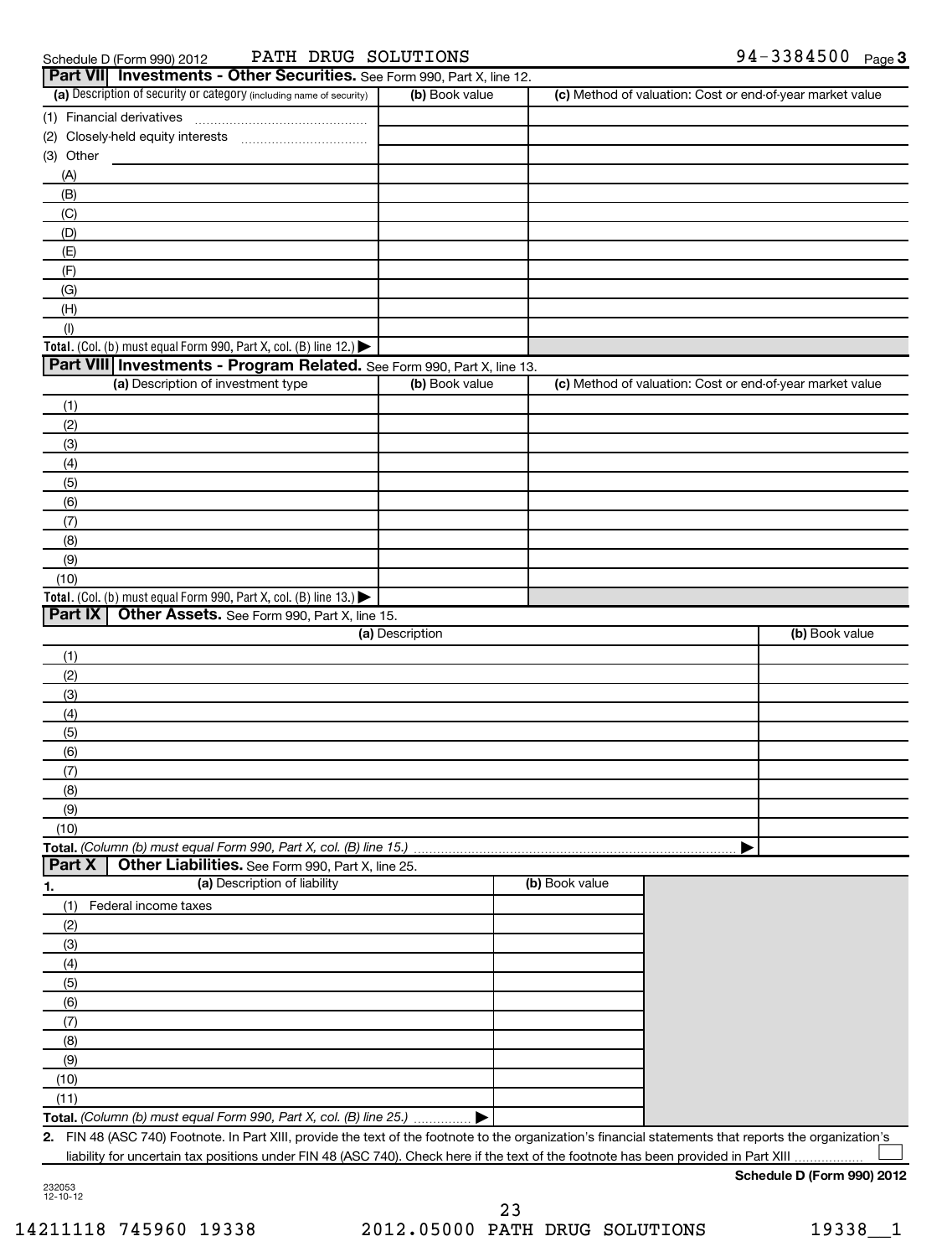Schedule D (Form 990) 2012 PATH DRUG SOLUTIONS 94-3384500 Page 3

## Part VII Investments - Other Securities. See Form 990, Part X, line 12.

| (a) Description of security or category (including name of security) | (b) Book value | (c) Method of valuation: Cost or end-of-year market value |
|---|---|---|
| (1) Financial derivatives | | |
| (2) Closely-held equity interests | | |
| (3) Other | | |
| (A) | | |
| (B) | | |
| (C) | | |
| (D) | | |
| (E) | | |
| (F) | | |
| (G) | | |
| (H) | | |
| (I) | | |
| **Total.** (Col. (b) must equal Form 990, Part X, col. (B) line 12.) ▶ | | |

## Part VIII Investments - Program Related. See Form 990, Part X, line 13.

| (a) Description of investment type | (b) Book value | (c) Method of valuation: Cost or end-of-year market value |
|---|---|---|
| (1) | | |
| (2) | | |
| (3) | | |
| (4) | | |
| (5) | | |
| (6) | | |
| (7) | | |
| (8) | | |
| (9) | | |
| (10) | | |
| **Total.** (Col. (b) must equal Form 990, Part X, col. (B) line 13.) ▶ | | |

## Part IX Other Assets. See Form 990, Part X, line 15.

| (a) Description | (b) Book value |
|---|---|
| (1) | |
| (2) | |
| (3) | |
| (4) | |
| (5) | |
| (6) | |
| (7) | |
| (8) | |
| (9) | |
| (10) | |
| **Total.** *(Column (b) must equal Form 990, Part X, col. (B) line 15.)* ▶ | |

## Part X Other Liabilities. See Form 990, Part X, line 25.

| 1. (a) Description of liability | (b) Book value |
|---|---|
| (1) Federal income taxes | |
| (2) | |
| (3) | |
| (4) | |
| (5) | |
| (6) | |
| (7) | |
| (8) | |
| (9) | |
| (10) | |
| (11) | |
| **Total.** *(Column (b) must equal Form 990, Part X, col. (B) line 25.)* ▶ | |

**2.** FIN 48 (ASC 740) Footnote. In Part XIII, provide the text of the footnote to the organization's financial statements that reports the organization's liability for uncertain tax positions under FIN 48 (ASC 740). Check here if the text of the footnote has been provided in Part XIII ☐

**Schedule D (Form 990) 2012**

232053 12-10-12

14211118 745960 19338 2012.05000 PATH DRUG SOLUTIONS 19338__1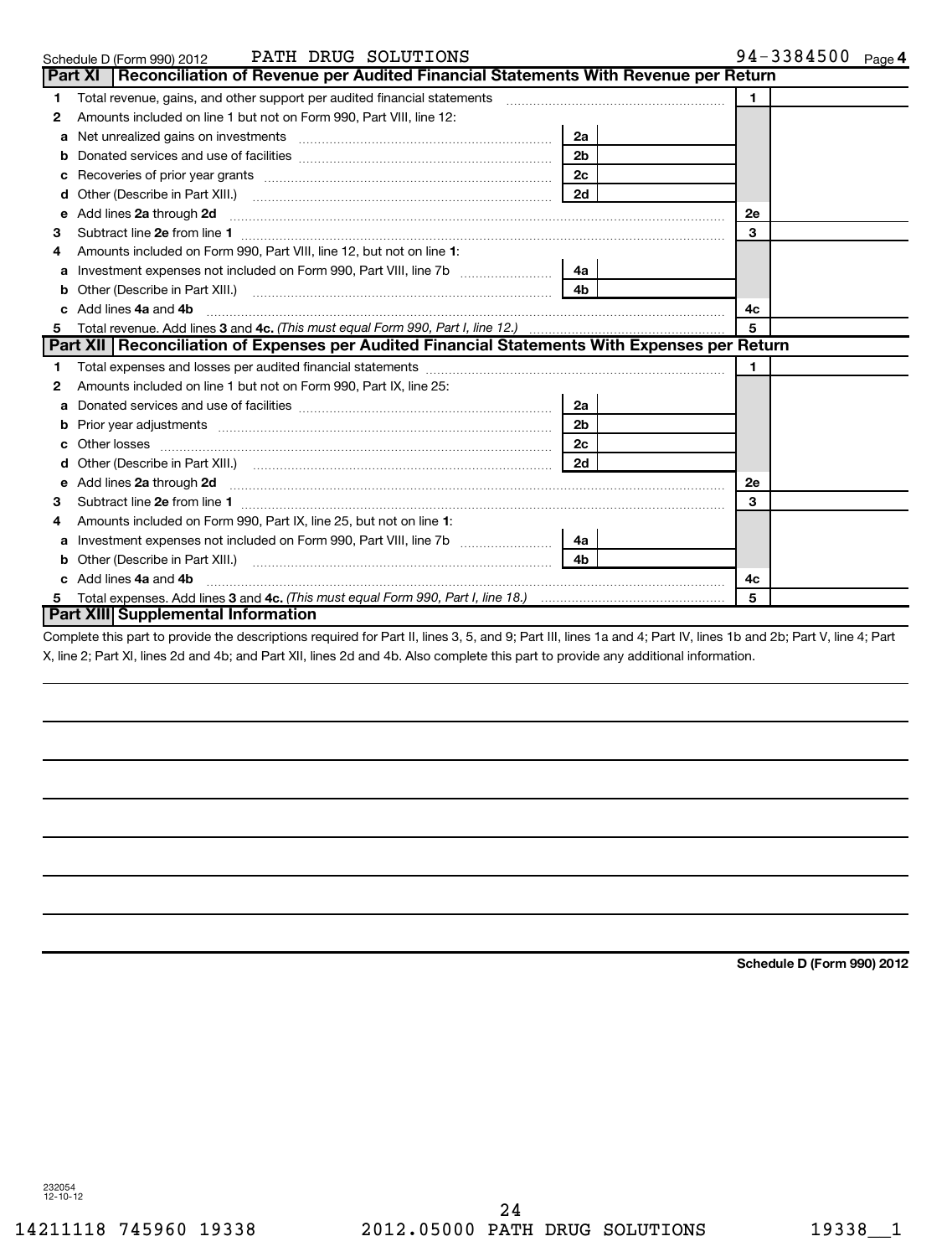Schedule D (Form 990) 2012 PATH DRUG SOLUTIONS 94-3384500 Page 4

## Part XI Reconciliation of Revenue per Audited Financial Statements With Revenue per Return

| | | | | | |
|---|---|---|---|---|---|
| 1 | Total revenue, gains, and other support per audited financial statements | | | 1 | |
| 2 | Amounts included on line 1 but not on Form 990, Part VIII, line 12: | | | | |
| a | Net unrealized gains on investments | 2a | | | |
| b | Donated services and use of facilities | 2b | | | |
| c | Recoveries of prior year grants | 2c | | | |
| d | Other (Describe in Part XIII.) | 2d | | | |
| e | Add lines **2a** through **2d** | | | 2e | |
| 3 | Subtract line **2e** from line **1** | | | 3 | |
| 4 | Amounts included on Form 990, Part VIII, line 12, but not on line **1**: | | | | |
| a | Investment expenses not included on Form 990, Part VIII, line 7b | 4a | | | |
| b | Other (Describe in Part XIII.) | 4b | | | |
| c | Add lines **4a** and **4b** | | | 4c | |
| 5 | Total revenue. Add lines **3** and **4c.** *(This must equal Form 990, Part I, line 12.)* | | | 5 | |

## Part XII Reconciliation of Expenses per Audited Financial Statements With Expenses per Return

| | | | | | |
|---|---|---|---|---|---|
| 1 | Total expenses and losses per audited financial statements | | | 1 | |
| 2 | Amounts included on line 1 but not on Form 990, Part IX, line 25: | | | | |
| a | Donated services and use of facilities | 2a | | | |
| b | Prior year adjustments | 2b | | | |
| c | Other losses | 2c | | | |
| d | Other (Describe in Part XIII.) | 2d | | | |
| e | Add lines **2a** through **2d** | | | 2e | |
| 3 | Subtract line **2e** from line **1** | | | 3 | |
| 4 | Amounts included on Form 990, Part IX, line 25, but not on line **1**: | | | | |
| a | Investment expenses not included on Form 990, Part VIII, line 7b | 4a | | | |
| b | Other (Describe in Part XIII.) | 4b | | | |
| c | Add lines **4a** and **4b** | | | 4c | |
| 5 | Total expenses. Add lines **3** and **4c.** *(This must equal Form 990, Part I, line 18.)* | | | 5 | |

## Part XIII Supplemental Information

Complete this part to provide the descriptions required for Part II, lines 3, 5, and 9; Part III, lines 1a and 4; Part IV, lines 1b and 2b; Part V, line 4; Part X, line 2; Part XI, lines 2d and 4b; and Part XII, lines 2d and 4b. Also complete this part to provide any additional information.

**Schedule D (Form 990) 2012**

232054 12-10-12

14211118 745960 19338 2012.05000 PATH DRUG SOLUTIONS 19338__1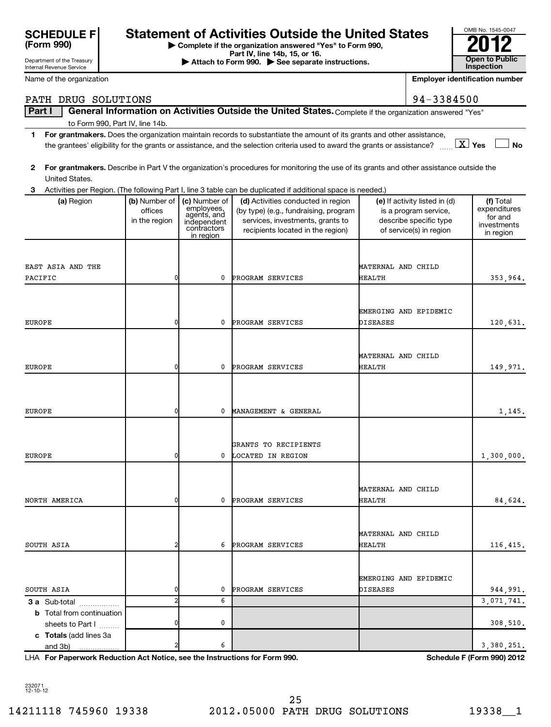**SCHEDULE F (Form 990)**

Department of the Treasury
Internal Revenue Service

# Statement of Activities Outside the United States

▶ Complete if the organization answered "Yes" to Form 990, Part IV, line 14b, 15, or 16.
▶ Attach to Form 990. ▶ See separate instructions.

OMB No. 1545-0047
**2012**
**Open to Public Inspection**

| Name of the organization | Employer identification number |
|---|---|
| PATH DRUG SOLUTIONS | 94-3384500 |

**Part I** **General Information on Activities Outside the United States.** Complete if the organization answered "Yes" to Form 990, Part IV, line 14b.

**1** **For grantmakers.** Does the organization maintain records to substantiate the amount of its grants and other assistance, the grantees' eligibility for the grants or assistance, and the selection criteria used to award the grants or assistance? ..... [X] Yes [ ] No

**2** **For grantmakers.** Describe in Part V the organization's procedures for monitoring the use of its grants and other assistance outside the United States.

**3** Activities per Region. (The following Part I, line 3 table can be duplicated if additional space is needed.)

| (a) Region | (b) Number of offices in the region | (c) Number of employees, agents, and independent contractors in region | (d) Activities conducted in region (by type) (e.g., fundraising, program services, investments, grants to recipients located in the region) | (e) If activity listed in (d) is a program service, describe specific type of service(s) in region | (f) Total expenditures for and investments in region |
|---|---|---|---|---|---|
| EAST ASIA AND THE PACIFIC | 0 | 0 | PROGRAM SERVICES | MATERNAL AND CHILD HEALTH | 353,964. |
| EUROPE | 0 | 0 | PROGRAM SERVICES | EMERGING AND EPIDEMIC DISEASES | 120,631. |
| EUROPE | 0 | 0 | PROGRAM SERVICES | MATERNAL AND CHILD HEALTH | 149,971. |
| EUROPE | 0 | 0 | MANAGEMENT & GENERAL | | 1,145. |
| EUROPE | 0 | 0 | GRANTS TO RECIPIENTS LOCATED IN REGION | | 1,300,000. |
| NORTH AMERICA | 0 | 0 | PROGRAM SERVICES | MATERNAL AND CHILD HEALTH | 84,624. |
| SOUTH ASIA | 2 | 6 | PROGRAM SERVICES | MATERNAL AND CHILD HEALTH | 116,415. |
| SOUTH ASIA | 0 | 0 | PROGRAM SERVICES | EMERGING AND EPIDEMIC DISEASES | 944,991. |
| **3 a** Sub-total | 2 | 6 | | | 3,071,741. |
| **b** Total from continuation sheets to Part I | 0 | 0 | | | 308,510. |
| **c Totals** (add lines 3a and 3b) | 2 | 6 | | | 3,380,251. |

LHA **For Paperwork Reduction Act Notice, see the Instructions for Form 990.** **Schedule F (Form 990) 2012**

232071
12-10-12

14211118 745960 19338 2012.05000 PATH DRUG SOLUTIONS 19338__1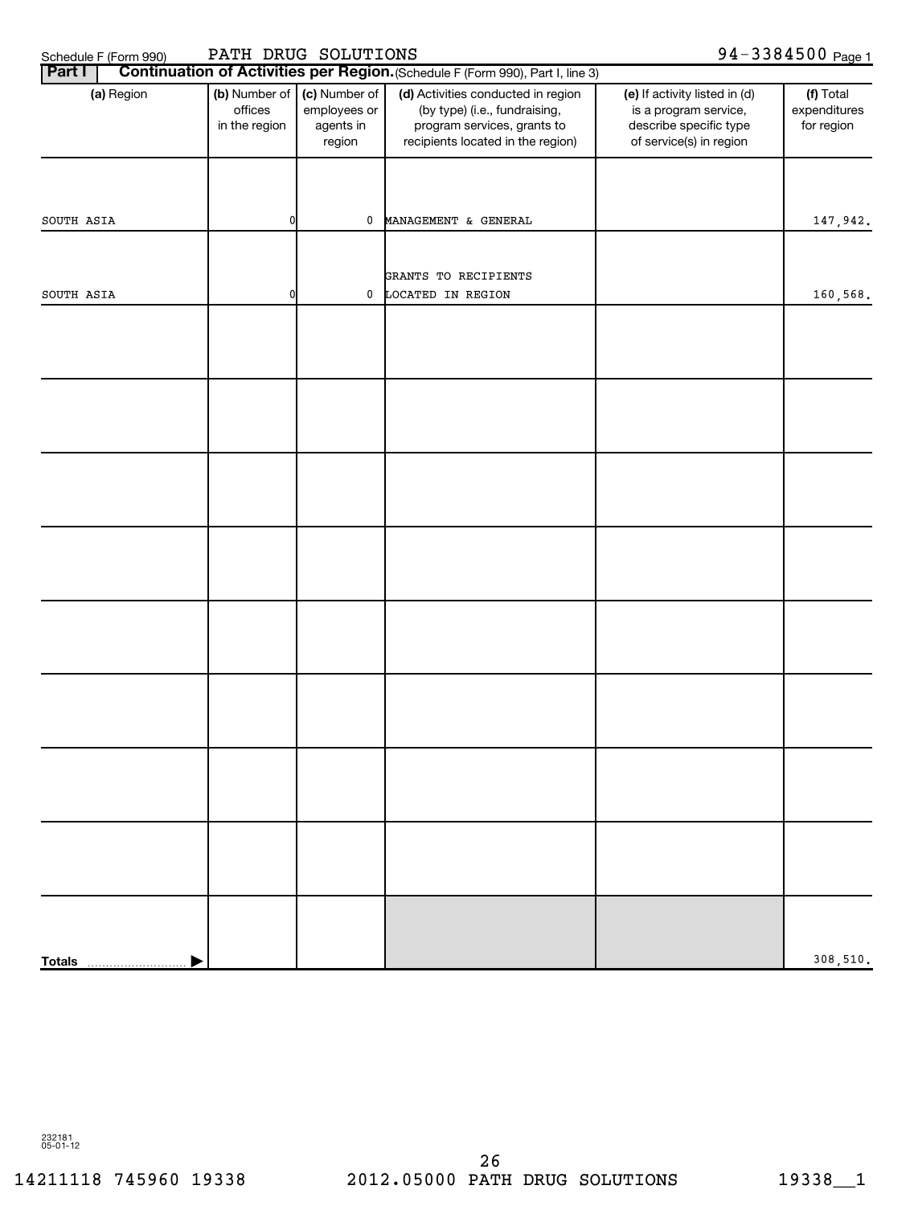Schedule F (Form 990) PATH DRUG SOLUTIONS 94-3384500

**Part I** **Continuation of Activities per Region.** (Schedule F (Form 990), Part I, line 3)

| (a) Region | (b) Number of offices in the region | (c) Number of employees or agents in region | (d) Activities conducted in region (by type) (i.e., fundraising, program services, grants to recipients located in the region) | (e) If activity listed in (d) is a program service, describe specific type of service(s) in region | (f) Total expenditures for region |
|---|---|---|---|---|---|
| SOUTH ASIA | 0 | 0 | MANAGEMENT & GENERAL | | 147,942. |
| SOUTH ASIA | 0 | 0 | GRANTS TO RECIPIENTS LOCATED IN REGION | | 160,568. |
| | | | | | |
| | | | | | |
| | | | | | |
| | | | | | |
| | | | | | |
| | | | | | |
| | | | | | |
| | | | | | |
| **Totals** | | | | | 308,510. |

232181 05-01-12

14211118 745960 19338 2012.05000 PATH DRUG SOLUTIONS 19338__1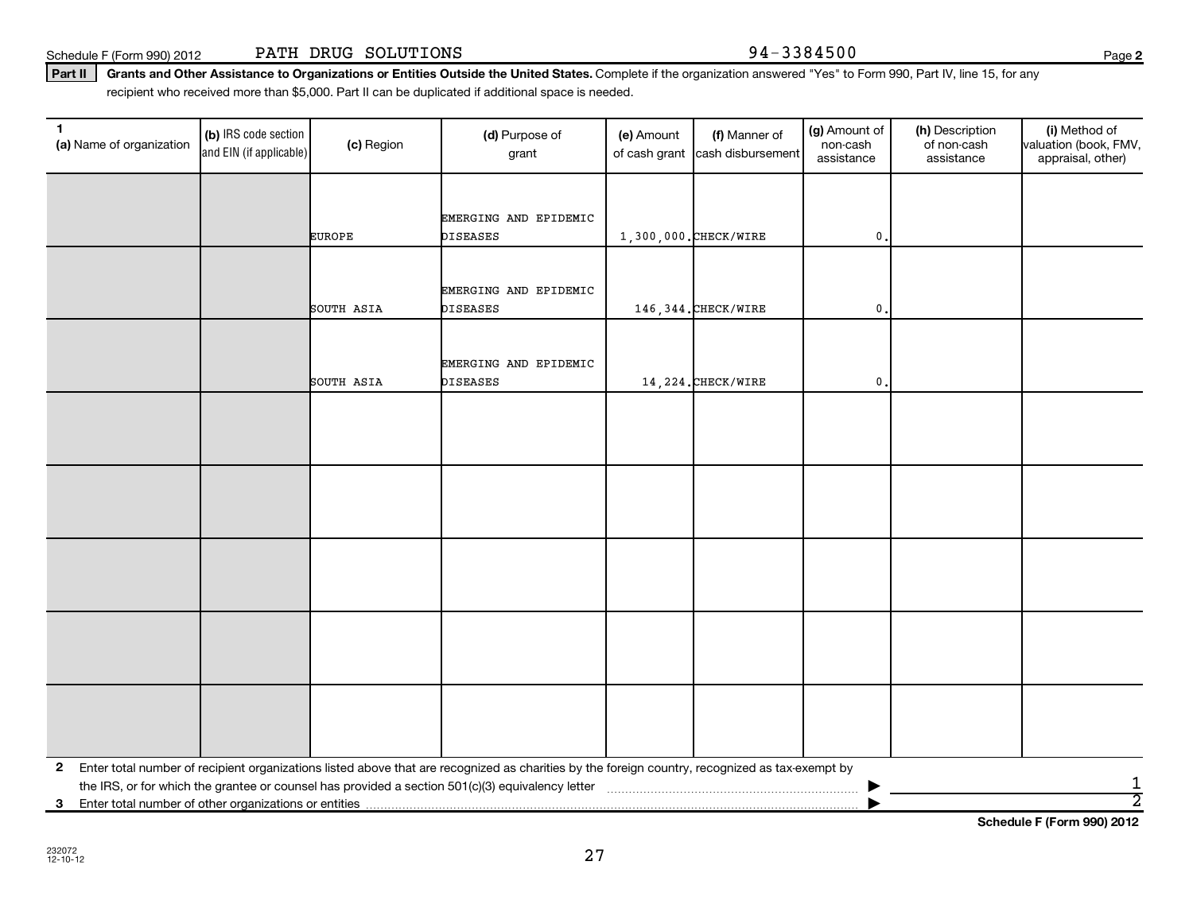Schedule F (Form 990) 2012 PATH DRUG SOLUTIONS 94-3384500 Page 2

**Part II** **Grants and Other Assistance to Organizations or Entities Outside the United States.** Complete if the organization answered "Yes" to Form 990, Part IV, line 15, for any recipient who received more than $5,000. Part II can be duplicated if additional space is needed.

| 1 (a) Name of organization | (b) IRS code section and EIN (if applicable) | (c) Region | (d) Purpose of grant | (e) Amount of cash grant | (f) Manner of cash disbursement | (g) Amount of non-cash assistance | (h) Description of non-cash assistance | (i) Method of valuation (book, FMV, appraisal, other) |
|---|---|---|---|---|---|---|---|---|
| | | EUROPE | EMERGING AND EPIDEMIC DISEASES | 1,300,000. | CHECK/WIRE | 0. | | |
| | | SOUTH ASIA | EMERGING AND EPIDEMIC DISEASES | 146,344. | CHECK/WIRE | 0. | | |
| | | SOUTH ASIA | EMERGING AND EPIDEMIC DISEASES | 14,224. | CHECK/WIRE | 0. | | |
| | | | | | | | | |
| | | | | | | | | |
| | | | | | | | | |
| | | | | | | | | |
| | | | | | | | | |

**2** Enter total number of recipient organizations listed above that are recognized as charities by the foreign country, recognized as tax-exempt by the IRS, or for which the grantee or counsel has provided a section 501(c)(3) equivalency letter ▶ 1

**3** Enter total number of other organizations or entities ▶ 2

**Schedule F (Form 990) 2012**

232072 12-10-12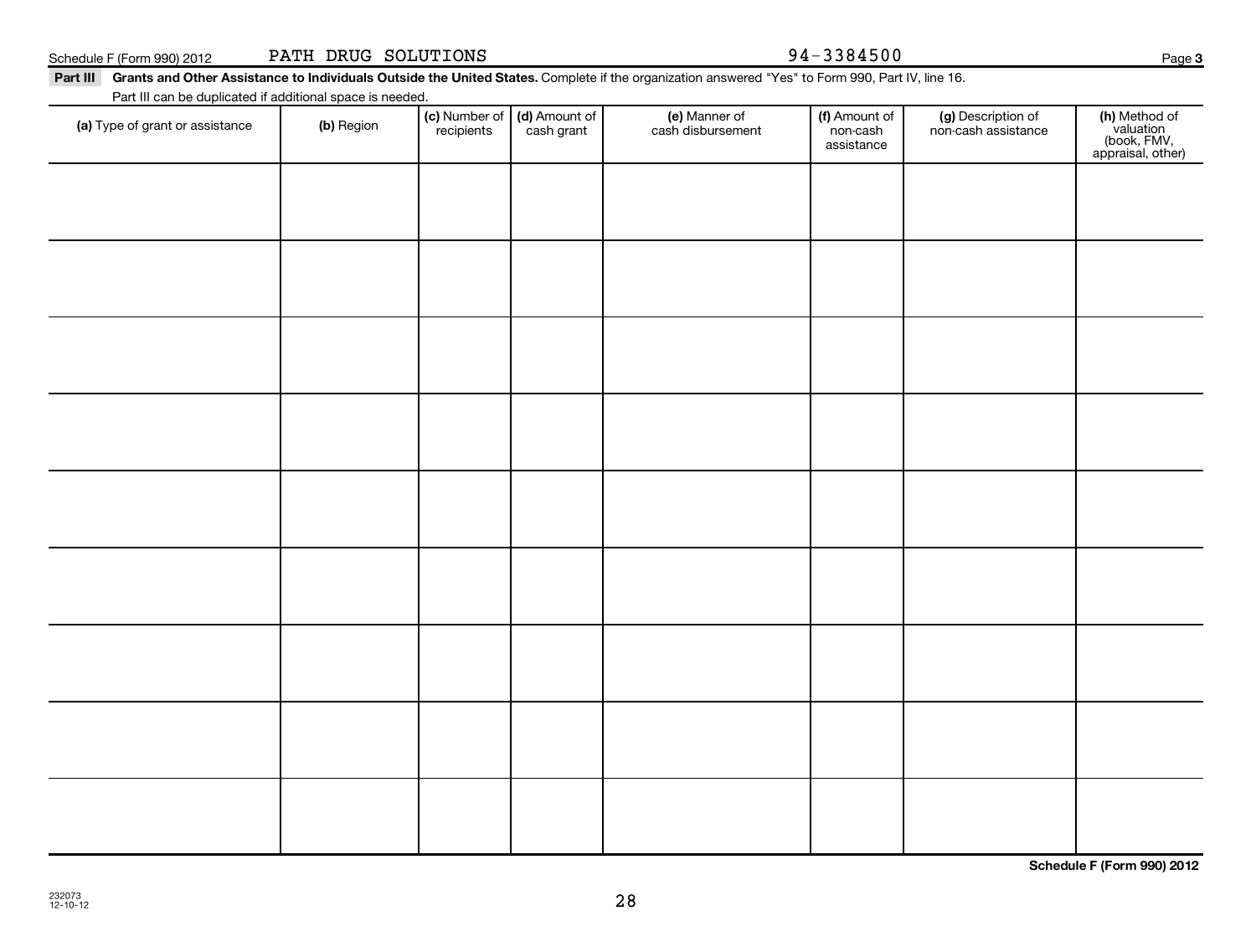Schedule F (Form 990) 2012 PATH DRUG SOLUTIONS 94-3384500 Page 3

**Part III Grants and Other Assistance to Individuals Outside the United States.** Complete if the organization answered "Yes" to Form 990, Part IV, line 16.

Part III can be duplicated if additional space is needed.

| (a) Type of grant or assistance | (b) Region | (c) Number of recipients | (d) Amount of cash grant | (e) Manner of cash disbursement | (f) Amount of non-cash assistance | (g) Description of non-cash assistance | (h) Method of valuation (book, FMV, appraisal, other) |
|---|---|---|---|---|---|---|---|
| | | | | | | | |
| | | | | | | | |
| | | | | | | | |
| | | | | | | | |
| | | | | | | | |
| | | | | | | | |
| | | | | | | | |
| | | | | | | | |
| | | | | | | | |

**Schedule F (Form 990) 2012**

232073
12-10-12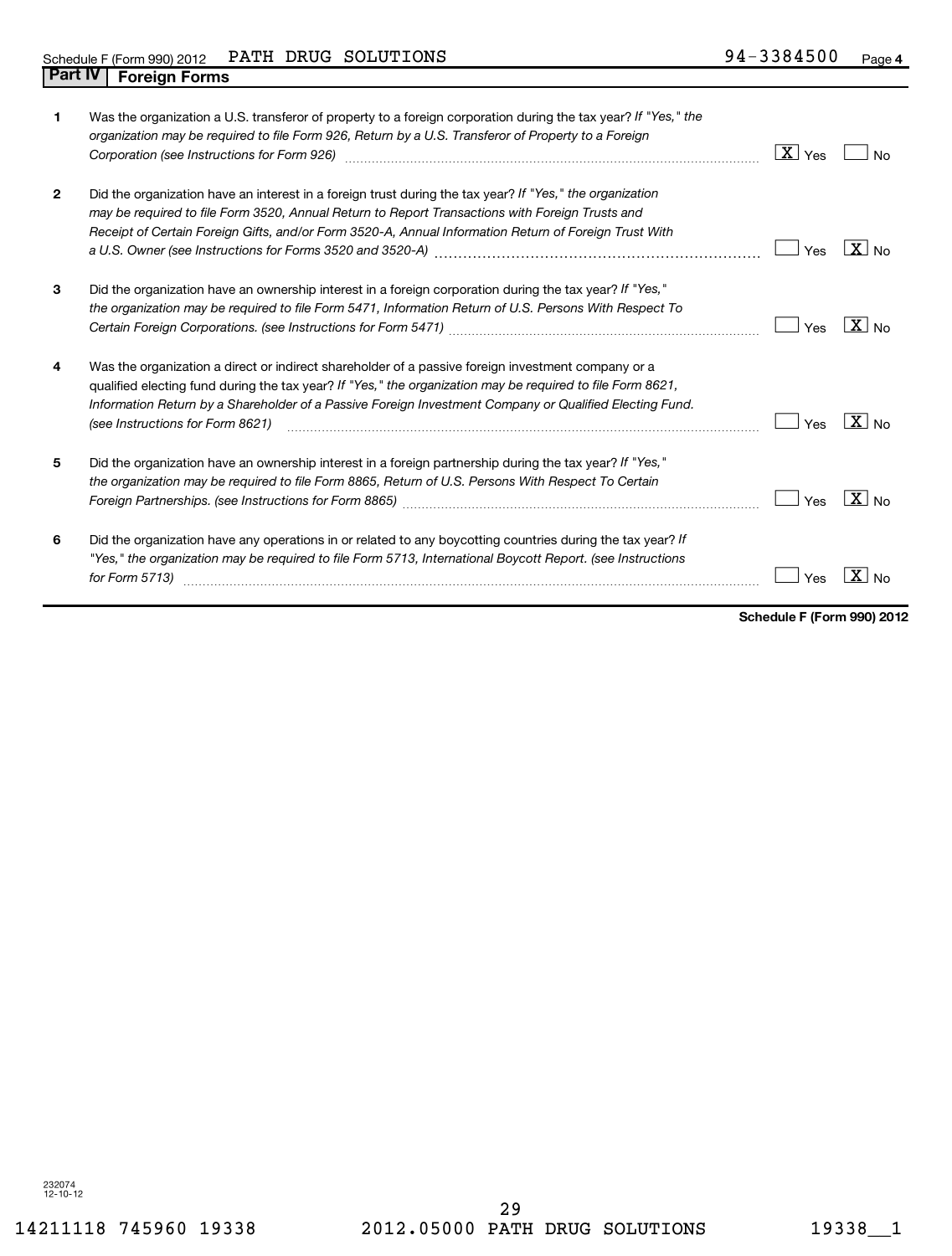Schedule F (Form 990) 2012 PATH DRUG SOLUTIONS 94-3384500 Page 4

## Part IV Foreign Forms

| | | | |
|---|---|---|---|
| 1 | Was the organization a U.S. transferor of property to a foreign corporation during the tax year? *If "Yes," the organization may be required to file Form 926, Return by a U.S. Transferor of Property to a Foreign Corporation (see Instructions for Form 926)* | [X] Yes | [ ] No |
| 2 | Did the organization have an interest in a foreign trust during the tax year? *If "Yes," the organization may be required to file Form 3520, Annual Return to Report Transactions with Foreign Trusts and Receipt of Certain Foreign Gifts, and/or Form 3520-A, Annual Information Return of Foreign Trust With a U.S. Owner (see Instructions for Forms 3520 and 3520-A)* | [ ] Yes | [X] No |
| 3 | Did the organization have an ownership interest in a foreign corporation during the tax year? *If "Yes," the organization may be required to file Form 5471, Information Return of U.S. Persons With Respect To Certain Foreign Corporations. (see Instructions for Form 5471)* | [ ] Yes | [X] No |
| 4 | Was the organization a direct or indirect shareholder of a passive foreign investment company or a qualified electing fund during the tax year? *If "Yes," the organization may be required to file Form 8621, Information Return by a Shareholder of a Passive Foreign Investment Company or Qualified Electing Fund. (see Instructions for Form 8621)* | [ ] Yes | [X] No |
| 5 | Did the organization have an ownership interest in a foreign partnership during the tax year? *If "Yes," the organization may be required to file Form 8865, Return of U.S. Persons With Respect To Certain Foreign Partnerships. (see Instructions for Form 8865)* | [ ] Yes | [X] No |
| 6 | Did the organization have any operations in or related to any boycotting countries during the tax year? *If "Yes," the organization may be required to file Form 5713, International Boycott Report. (see Instructions for Form 5713)* | [ ] Yes | [X] No |

**Schedule F (Form 990) 2012**

232074 12-10-12

14211118 745960 19338 2012.05000 PATH DRUG SOLUTIONS 19338__1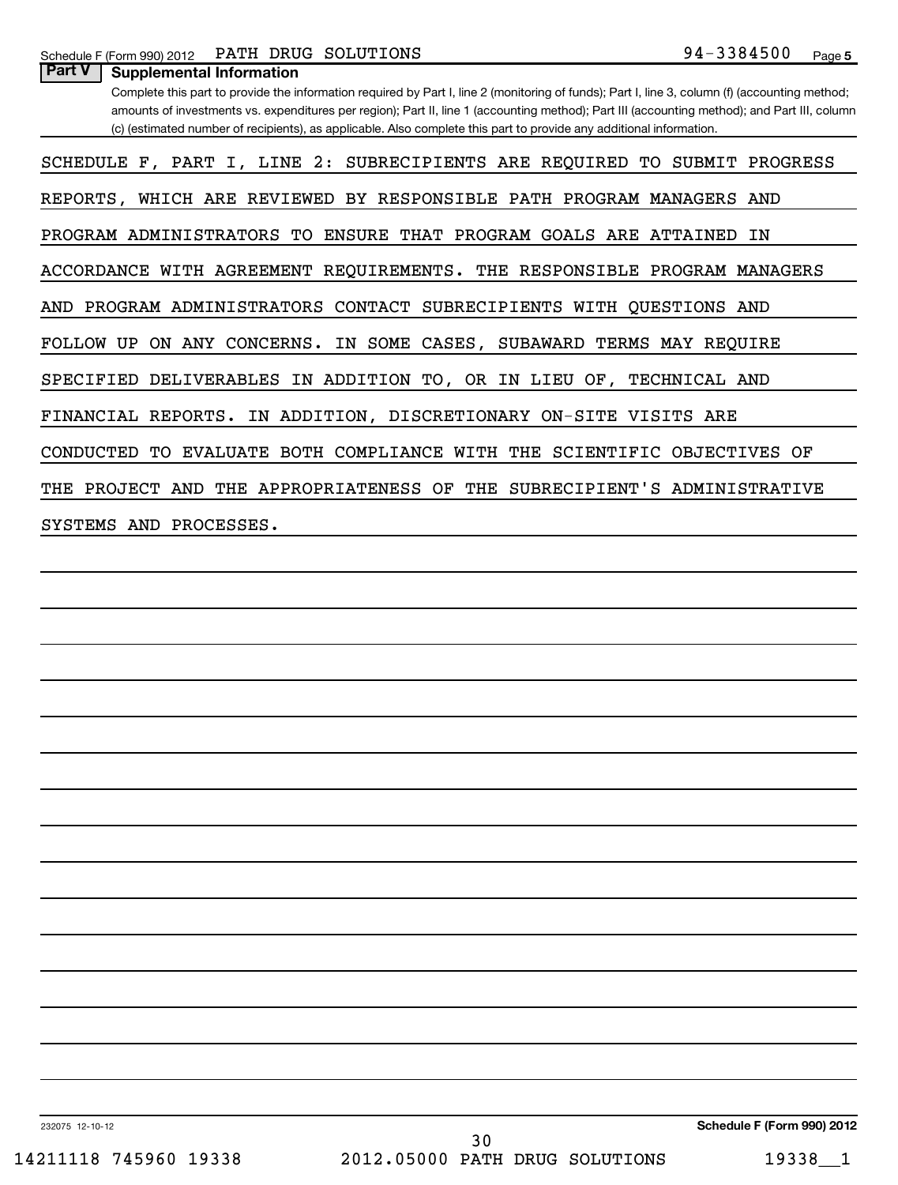## Part V Supplemental Information

Complete this part to provide the information required by Part I, line 2 (monitoring of funds); Part I, line 3, column (f) (accounting method; amounts of investments vs. expenditures per region); Part II, line 1 (accounting method); Part III (accounting method); and Part III, column (c) (estimated number of recipients), as applicable. Also complete this part to provide any additional information.

SCHEDULE F, PART I, LINE 2: SUBRECIPIENTS ARE REQUIRED TO SUBMIT PROGRESS REPORTS, WHICH ARE REVIEWED BY RESPONSIBLE PATH PROGRAM MANAGERS AND PROGRAM ADMINISTRATORS TO ENSURE THAT PROGRAM GOALS ARE ATTAINED IN ACCORDANCE WITH AGREEMENT REQUIREMENTS. THE RESPONSIBLE PROGRAM MANAGERS AND PROGRAM ADMINISTRATORS CONTACT SUBRECIPIENTS WITH QUESTIONS AND FOLLOW UP ON ANY CONCERNS. IN SOME CASES, SUBAWARD TERMS MAY REQUIRE SPECIFIED DELIVERABLES IN ADDITION TO, OR IN LIEU OF, TECHNICAL AND FINANCIAL REPORTS. IN ADDITION, DISCRETIONARY ON-SITE VISITS ARE CONDUCTED TO EVALUATE BOTH COMPLIANCE WITH THE SCIENTIFIC OBJECTIVES OF THE PROJECT AND THE APPROPRIATENESS OF THE SUBRECIPIENT'S ADMINISTRATIVE SYSTEMS AND PROCESSES.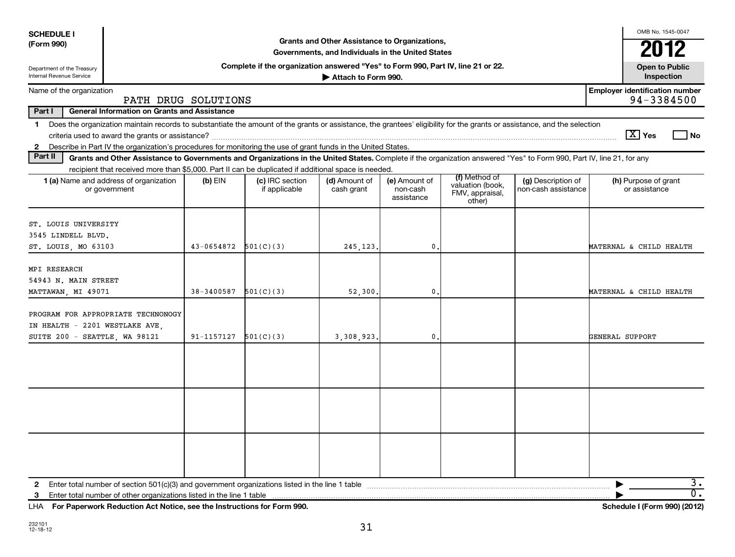**SCHEDULE I**
**(Form 990)**

Department of the Treasury
Internal Revenue Service

# Grants and Other Assistance to Organizations, Governments, and Individuals in the United States

**Complete if the organization answered "Yes" to Form 990, Part IV, line 21 or 22.**
**▶ Attach to Form 990.**

OMB No. 1545-0047
**2012**
**Open to Public Inspection**

Name of the organization: PATH DRUG SOLUTIONS
**Employer identification number:** 94-3384500

**Part I — General Information on Grants and Assistance**

1 Does the organization maintain records to substantiate the amount of the grants or assistance, the grantees' eligibility for the grants or assistance, and the selection criteria used to award the grants or assistance? [X] **Yes** [ ] **No**

2 Describe in Part IV the organization's procedures for monitoring the use of grant funds in the United States.

**Part II — Grants and Other Assistance to Governments and Organizations in the United States.** Complete if the organization answered "Yes" to Form 990, Part IV, line 21, for any recipient that received more than $5,000. Part II can be duplicated if additional space is needed.

| 1 (a) Name and address of organization or government | (b) EIN | (c) IRC section if applicable | (d) Amount of cash grant | (e) Amount of non-cash assistance | (f) Method of valuation (book, FMV, appraisal, other) | (g) Description of non-cash assistance | (h) Purpose of grant or assistance |
|---|---|---|---|---|---|---|---|
| ST. LOUIS UNIVERSITY<br>3545 LINDELL BLVD.<br>ST. LOUIS, MO 63103 | 43-0654872 | 501(C)(3) | 245,123. | 0. | | | MATERNAL & CHILD HEALTH |
| MPI RESEARCH<br>54943 N. MAIN STREET<br>MATTAWAN, MI 49071 | 38-3400587 | 501(C)(3) | 52,300. | 0. | | | MATERNAL & CHILD HEALTH |
| PROGRAM FOR APPROPRIATE TECHNONOGY IN HEALTH - 2201 WESTLAKE AVE, SUITE 200 - SEATTLE, WA 98121 | 91-1157127 | 501(C)(3) | 3,308,923. | 0. | | | GENERAL SUPPORT |
| | | | | | | | |
| | | | | | | | |
| | | | | | | | |

2 Enter total number of section 501(c)(3) and government organizations listed in the line 1 table ▶ 3.

3 Enter total number of other organizations listed in the line 1 table ▶ 0.

LHA **For Paperwork Reduction Act Notice, see the Instructions for Form 990.** **Schedule I (Form 990) (2012)**

232101
12-18-12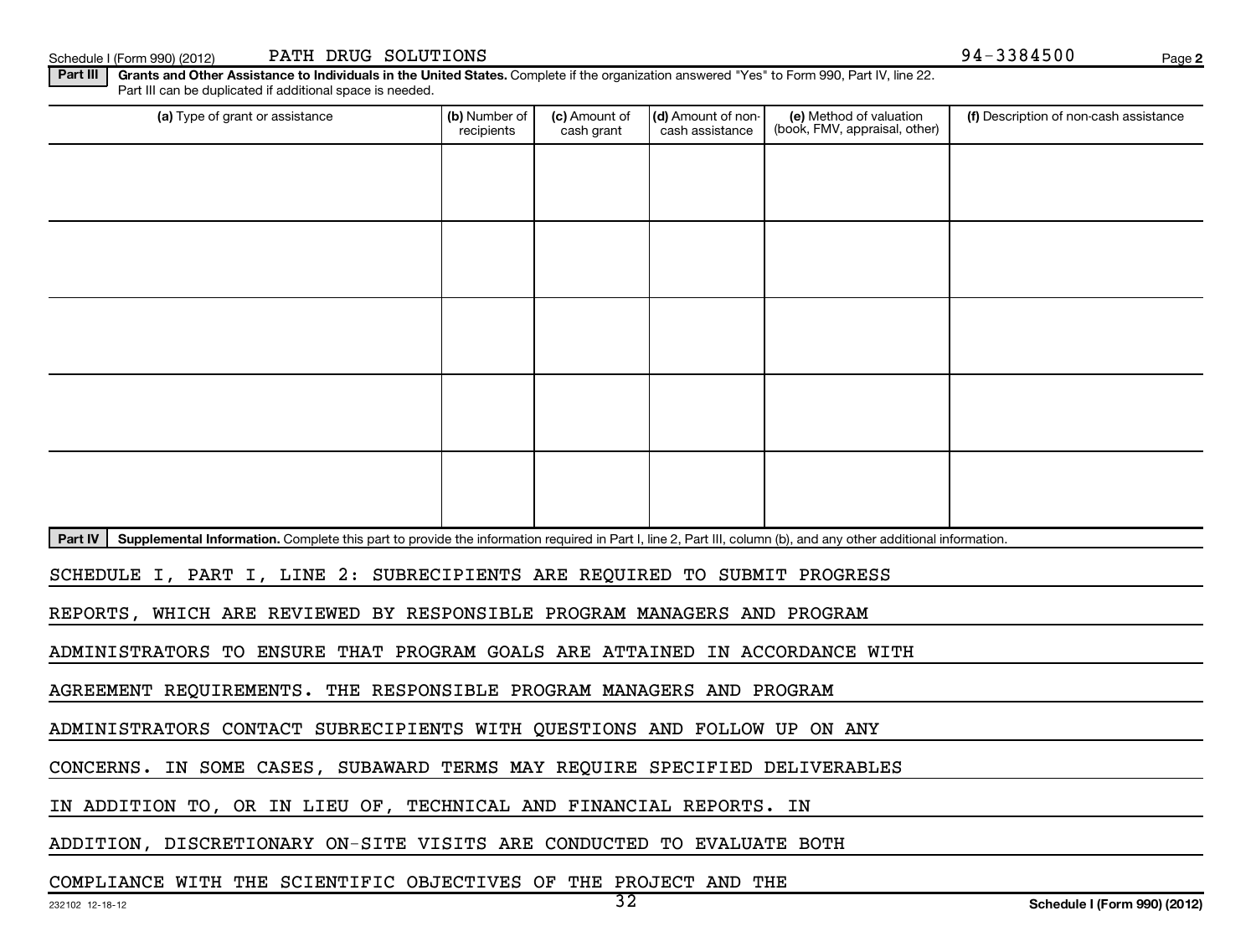Schedule I (Form 990) (2012) PATH DRUG SOLUTIONS 94-3384500 Page 2

**Part III** **Grants and Other Assistance to Individuals in the United States.** Complete if the organization answered "Yes" to Form 990, Part IV, line 22. Part III can be duplicated if additional space is needed.

| (a) Type of grant or assistance | (b) Number of recipients | (c) Amount of cash grant | (d) Amount of non-cash assistance | (e) Method of valuation (book, FMV, appraisal, other) | (f) Description of non-cash assistance |
|---|---|---|---|---|---|
| | | | | | |
| | | | | | |
| | | | | | |
| | | | | | |
| | | | | | |

**Part IV** **Supplemental Information.** Complete this part to provide the information required in Part I, line 2, Part III, column (b), and any other additional information.

SCHEDULE I, PART I, LINE 2: SUBRECIPIENTS ARE REQUIRED TO SUBMIT PROGRESS REPORTS, WHICH ARE REVIEWED BY RESPONSIBLE PROGRAM MANAGERS AND PROGRAM ADMINISTRATORS TO ENSURE THAT PROGRAM GOALS ARE ATTAINED IN ACCORDANCE WITH AGREEMENT REQUIREMENTS. THE RESPONSIBLE PROGRAM MANAGERS AND PROGRAM ADMINISTRATORS CONTACT SUBRECIPIENTS WITH QUESTIONS AND FOLLOW UP ON ANY CONCERNS. IN SOME CASES, SUBAWARD TERMS MAY REQUIRE SPECIFIED DELIVERABLES IN ADDITION TO, OR IN LIEU OF, TECHNICAL AND FINANCIAL REPORTS. IN ADDITION, DISCRETIONARY ON-SITE VISITS ARE CONDUCTED TO EVALUATE BOTH COMPLIANCE WITH THE SCIENTIFIC OBJECTIVES OF THE PROJECT AND THE

232102 12-18-12 Schedule I (Form 990) (2012)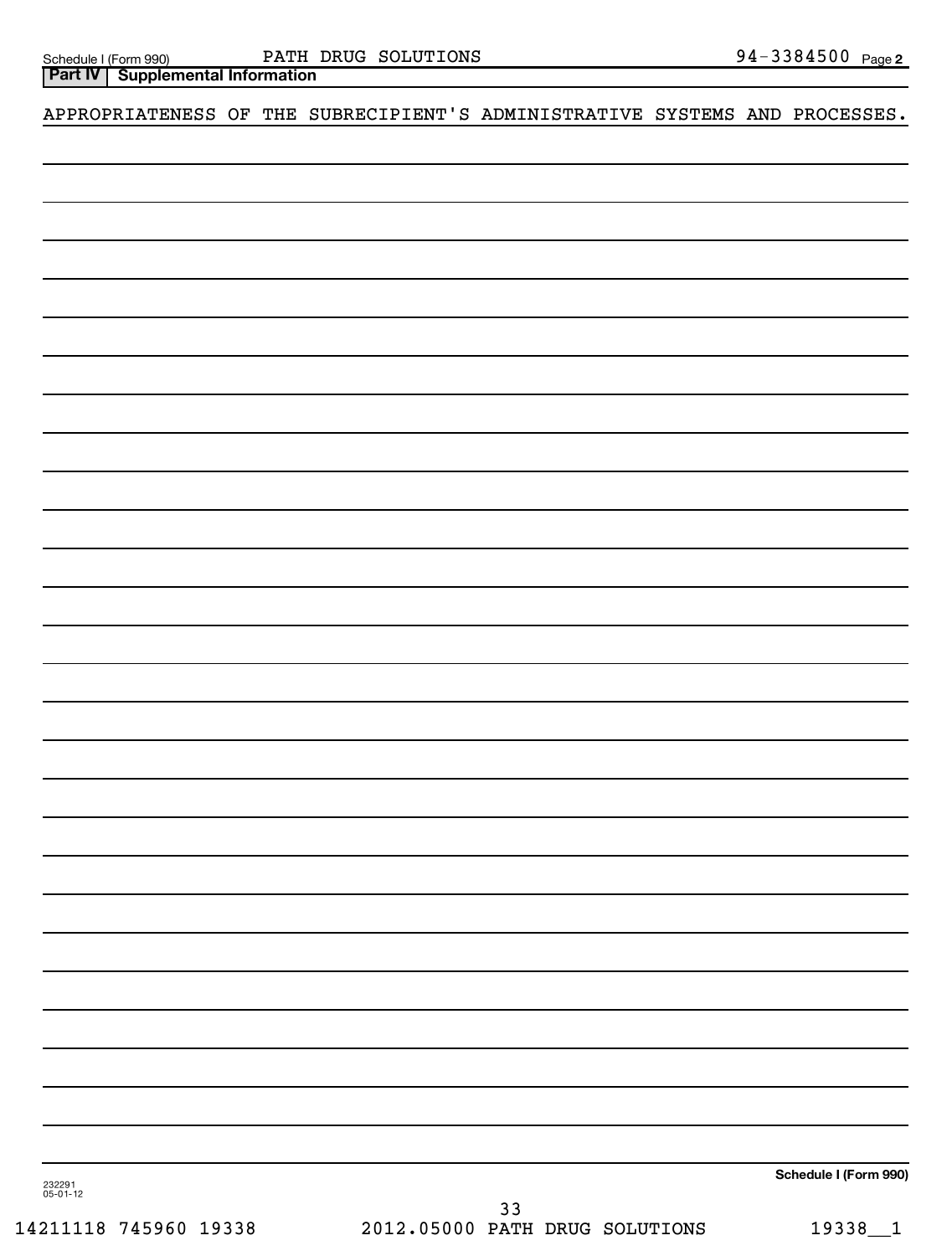Schedule I (Form 990) PATH DRUG SOLUTIONS 94-3384500 Page 2

**Part IV | Supplemental Information**

APPROPRIATENESS OF THE SUBRECIPIENT'S ADMINISTRATIVE SYSTEMS AND PROCESSES.

**Schedule I (Form 990)**

232291
05-01-12

14211118 745960 19338 2012.05000 PATH DRUG SOLUTIONS 19338__1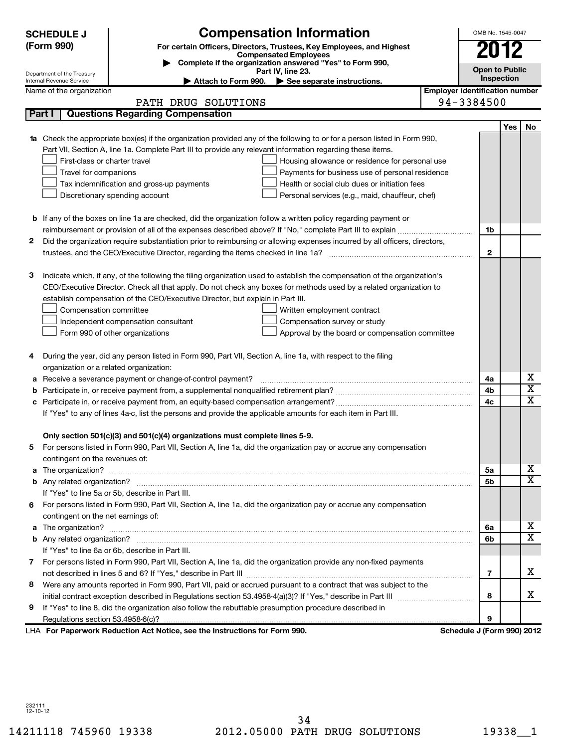# SCHEDULE J (Form 990)

Department of the Treasury
Internal Revenue Service

## Compensation Information

**For certain Officers, Directors, Trustees, Key Employees, and Highest Compensated Employees**

▶ Complete if the organization answered "Yes" to Form 990, Part IV, line 23.

▶ Attach to Form 990. ▶ See separate instructions.

OMB No. 1545-0047

**2012**

**Open to Public Inspection**

Name of the organization: PATH DRUG SOLUTIONS

Employer identification number: 94-3384500

## Part I Questions Regarding Compensation

| | | | Yes | No |
|---|---|---|---|---|
| **1a** | Check the appropriate box(es) if the organization provided any of the following to or for a person listed in Form 990, Part VII, Section A, line 1a. Complete Part III to provide any relevant information regarding these items.<br>☐ First-class or charter travel ☐ Housing allowance or residence for personal use<br>☐ Travel for companions ☐ Payments for business use of personal residence<br>☐ Tax indemnification and gross-up payments ☐ Health or social club dues or initiation fees<br>☐ Discretionary spending account ☐ Personal services (e.g., maid, chauffeur, chef) | | | |
| **b** | If any of the boxes on line 1a are checked, did the organization follow a written policy regarding payment or reimbursement or provision of all of the expenses described above? If "No," complete Part III to explain | 1b | | |
| **2** | Did the organization require substantiation prior to reimbursing or allowing expenses incurred by all officers, directors, trustees, and the CEO/Executive Director, regarding the items checked in line 1a? | 2 | | |
| **3** | Indicate which, if any, of the following the filing organization used to establish the compensation of the organization's CEO/Executive Director. Check all that apply. Do not check any boxes for methods used by a related organization to establish compensation of the CEO/Executive Director, but explain in Part III.<br>☐ Compensation committee ☐ Written employment contract<br>☐ Independent compensation consultant ☐ Compensation survey or study<br>☐ Form 990 of other organizations ☐ Approval by the board or compensation committee | | | |
| **4** | During the year, did any person listed in Form 990, Part VII, Section A, line 1a, with respect to the filing organization or a related organization: | | | |
| **a** | Receive a severance payment or change-of-control payment? | 4a | | X |
| **b** | Participate in, or receive payment from, a supplemental nonqualified retirement plan? | 4b | | X |
| **c** | Participate in, or receive payment from, an equity-based compensation arrangement? | 4c | | X |
| | If "Yes" to any of lines 4a-c, list the persons and provide the applicable amounts for each item in Part III. | | | |
| | **Only section 501(c)(3) and 501(c)(4) organizations must complete lines 5-9.** | | | |
| **5** | For persons listed in Form 990, Part VII, Section A, line 1a, did the organization pay or accrue any compensation contingent on the revenues of: | | | |
| **a** | The organization? | 5a | | X |
| **b** | Any related organization? | 5b | | X |
| | If "Yes" to line 5a or 5b, describe in Part III. | | | |
| **6** | For persons listed in Form 990, Part VII, Section A, line 1a, did the organization pay or accrue any compensation contingent on the net earnings of: | | | |
| **a** | The organization? | 6a | | X |
| **b** | Any related organization? | 6b | | X |
| | If "Yes" to line 6a or 6b, describe in Part III. | | | |
| **7** | For persons listed in Form 990, Part VII, Section A, line 1a, did the organization provide any non-fixed payments not described in lines 5 and 6? If "Yes," describe in Part III | 7 | | X |
| **8** | Were any amounts reported in Form 990, Part VII, paid or accrued pursuant to a contract that was subject to the initial contract exception described in Regulations section 53.4958-4(a)(3)? If "Yes," describe in Part III | 8 | | X |
| **9** | If "Yes" to line 8, did the organization also follow the rebuttable presumption procedure described in Regulations section 53.4958-6(c)? | 9 | | |

LHA **For Paperwork Reduction Act Notice, see the Instructions for Form 990.** **Schedule J (Form 990) 2012**

232111
12-10-12

14211118 745960 19338 2012.05000 PATH DRUG SOLUTIONS 19338__1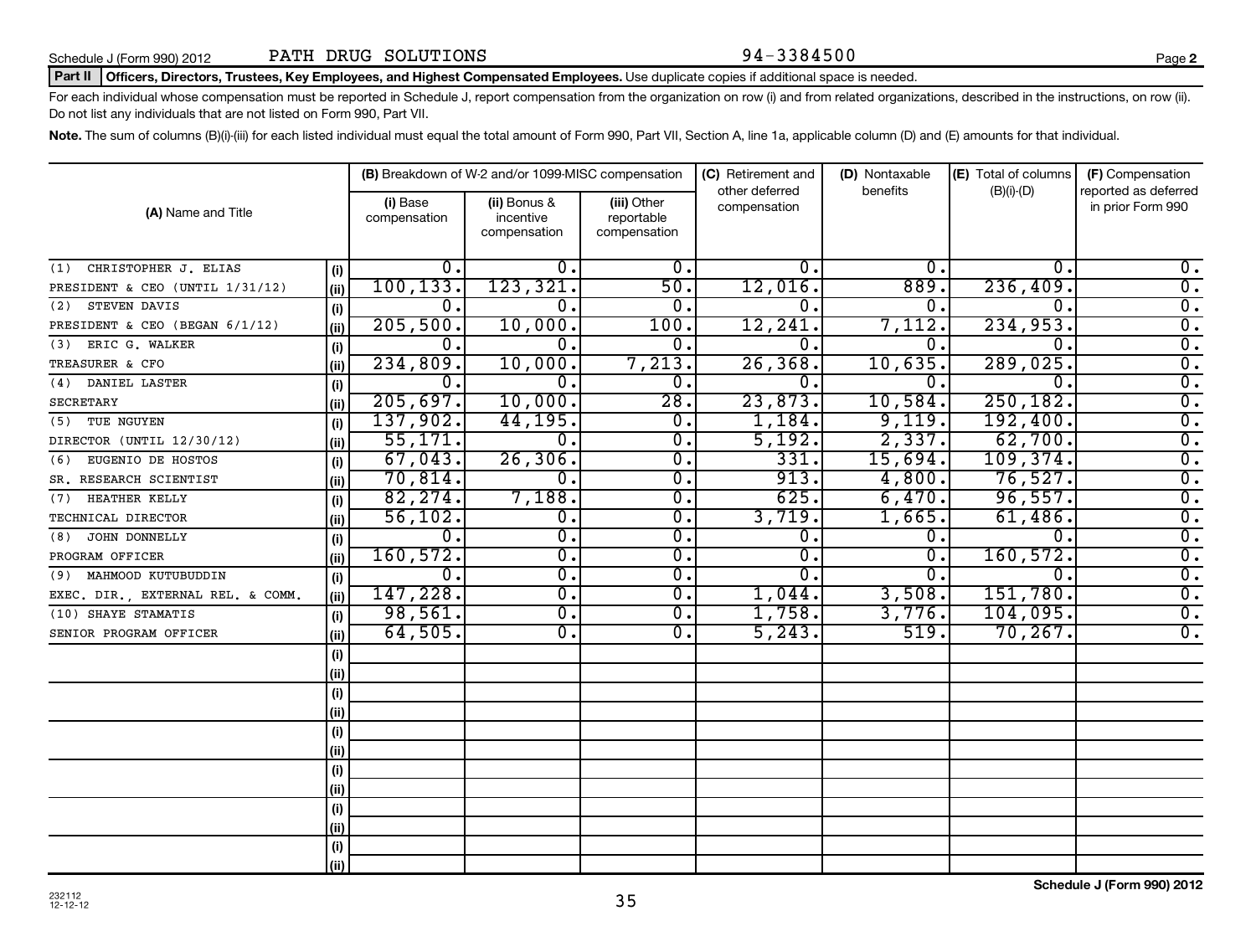Schedule J (Form 990) 2012 PATH DRUG SOLUTIONS 94-3384500 Page 2

**Part II Officers, Directors, Trustees, Key Employees, and Highest Compensated Employees.** Use duplicate copies if additional space is needed.

For each individual whose compensation must be reported in Schedule J, report compensation from the organization on row (i) and from related organizations, described in the instructions, on row (ii). Do not list any individuals that are not listed on Form 990, Part VII.

**Note.** The sum of columns (B)(i)-(iii) for each listed individual must equal the total amount of Form 990, Part VII, Section A, line 1a, applicable column (D) and (E) amounts for that individual.

| (A) Name and Title | | (B) Breakdown of W-2 and/or 1099-MISC compensation | | | (C) Retirement and other deferred compensation | (D) Nontaxable benefits | (E) Total of columns (B)(i)-(D) | (F) Compensation reported as deferred in prior Form 990 |
|---|---|---|---|---|---|---|---|---|
| | | (i) Base compensation | (ii) Bonus & incentive compensation | (iii) Other reportable compensation | | | | |
| (1) CHRISTOPHER J. ELIAS | (i) | 0. | 0. | 0. | 0. | 0. | 0. | 0. |
| PRESIDENT & CEO (UNTIL 1/31/12) | (ii) | 100,133. | 123,321. | 50. | 12,016. | 889. | 236,409. | 0. |
| (2) STEVEN DAVIS | (i) | 0. | 0. | 0. | 0. | 0. | 0. | 0. |
| PRESIDENT & CEO (BEGAN 6/1/12) | (ii) | 205,500. | 10,000. | 100. | 12,241. | 7,112. | 234,953. | 0. |
| (3) ERIC G. WALKER | (i) | 0. | 0. | 0. | 0. | 0. | 0. | 0. |
| TREASURER & CFO | (ii) | 234,809. | 10,000. | 7,213. | 26,368. | 10,635. | 289,025. | 0. |
| (4) DANIEL LASTER | (i) | 0. | 0. | 0. | 0. | 0. | 0. | 0. |
| SECRETARY | (ii) | 205,697. | 10,000. | 28. | 23,873. | 10,584. | 250,182. | 0. |
| (5) TUE NGUYEN | (i) | 137,902. | 44,195. | 0. | 1,184. | 9,119. | 192,400. | 0. |
| DIRECTOR (UNTIL 12/30/12) | (ii) | 55,171. | 0. | 0. | 5,192. | 2,337. | 62,700. | 0. |
| (6) EUGENIO DE HOSTOS | (i) | 67,043. | 26,306. | 0. | 331. | 15,694. | 109,374. | 0. |
| SR. RESEARCH SCIENTIST | (ii) | 70,814. | 0. | 0. | 913. | 4,800. | 76,527. | 0. |
| (7) HEATHER KELLY | (i) | 82,274. | 7,188. | 0. | 625. | 6,470. | 96,557. | 0. |
| TECHNICAL DIRECTOR | (ii) | 56,102. | 0. | 0. | 3,719. | 1,665. | 61,486. | 0. |
| (8) JOHN DONNELLY | (i) | 0. | 0. | 0. | 0. | 0. | 0. | 0. |
| PROGRAM OFFICER | (ii) | 160,572. | 0. | 0. | 0. | 0. | 160,572. | 0. |
| (9) MAHMOOD KUTUBUDDIN | (i) | 0. | 0. | 0. | 0. | 0. | 0. | 0. |
| EXEC. DIR., EXTERNAL REL. & COMM. | (ii) | 147,228. | 0. | 0. | 1,044. | 3,508. | 151,780. | 0. |
| (10) SHAYE STAMATIS | (i) | 98,561. | 0. | 0. | 1,758. | 3,776. | 104,095. | 0. |
| SENIOR PROGRAM OFFICER | (ii) | 64,505. | 0. | 0. | 5,243. | 519. | 70,267. | 0. |
| | (i) | | | | | | | |
| | (ii) | | | | | | | |
| | (i) | | | | | | | |
| | (ii) | | | | | | | |
| | (i) | | | | | | | |
| | (ii) | | | | | | | |
| | (i) | | | | | | | |
| | (ii) | | | | | | | |
| | (i) | | | | | | | |
| | (ii) | | | | | | | |
| | (i) | | | | | | | |
| | (ii) | | | | | | | |

232112
12-12-12

**Schedule J (Form 990) 2012**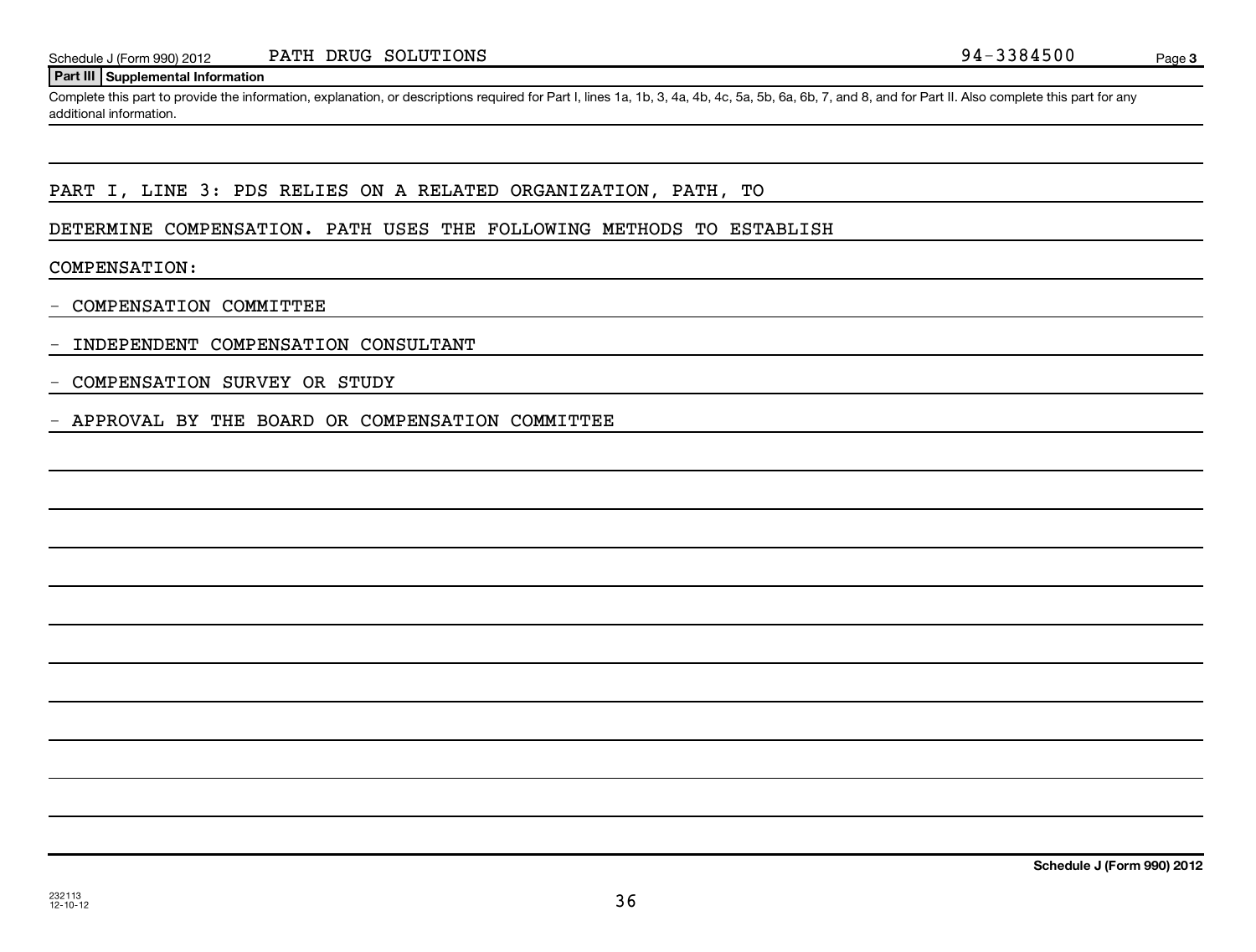Schedule J (Form 990) 2012 PATH DRUG SOLUTIONS 94-3384500 Page 3

**Part III | Supplemental Information**

Complete this part to provide the information, explanation, or descriptions required for Part I, lines 1a, 1b, 3, 4a, 4b, 4c, 5a, 5b, 6a, 6b, 7, and 8, and for Part II. Also complete this part for any additional information.

PART I, LINE 3: PDS RELIES ON A RELATED ORGANIZATION, PATH, TO DETERMINE COMPENSATION. PATH USES THE FOLLOWING METHODS TO ESTABLISH COMPENSATION:

- COMPENSATION COMMITTEE
- INDEPENDENT COMPENSATION CONSULTANT
- COMPENSATION SURVEY OR STUDY
- APPROVAL BY THE BOARD OR COMPENSATION COMMITTEE

Schedule J (Form 990) 2012

232113
12-10-12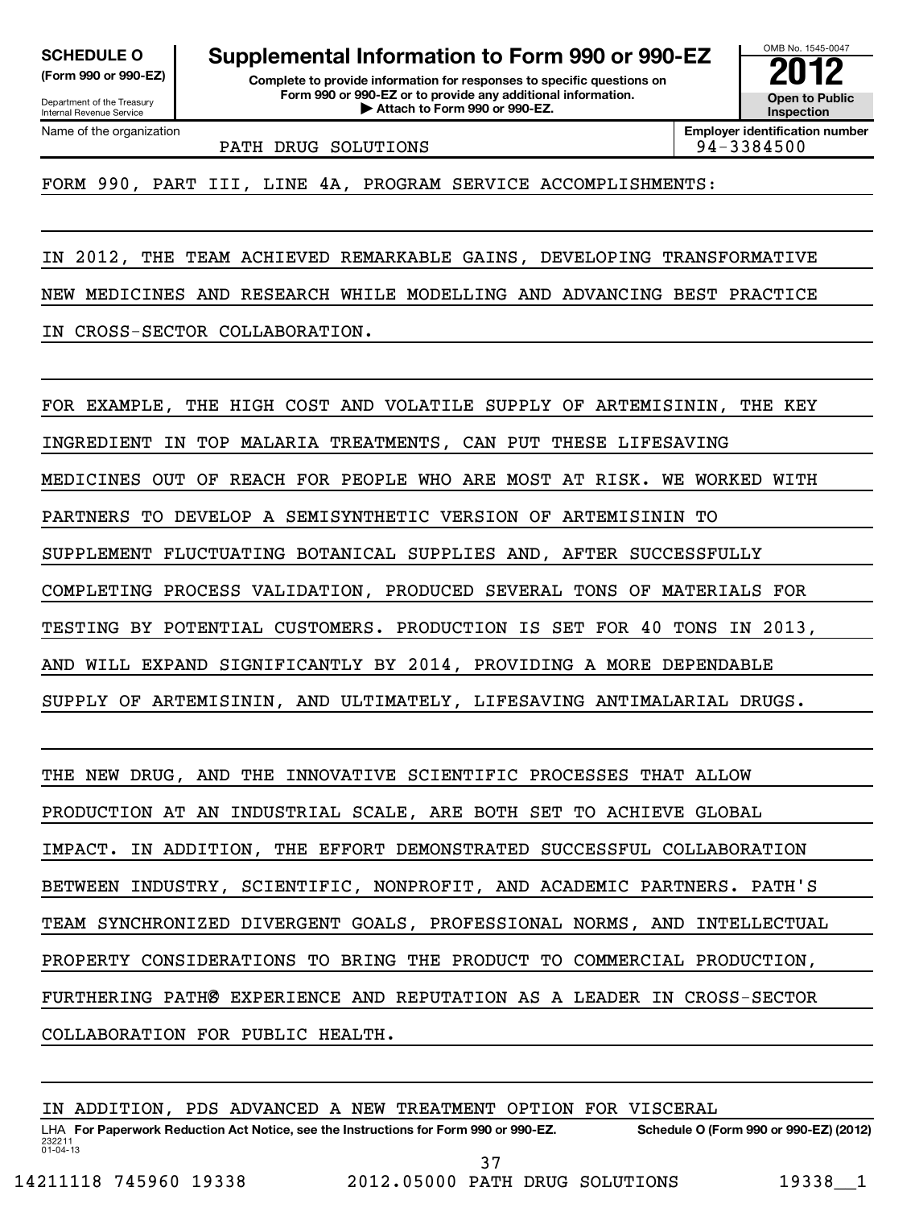**SCHEDULE O**
**(Form 990 or 990-EZ)**

Department of the Treasury
Internal Revenue Service

# Supplemental Information to Form 990 or 990-EZ

**Complete to provide information for responses to specific questions on Form 990 or 990-EZ or to provide any additional information.**
**▶ Attach to Form 990 or 990-EZ.**

OMB No. 1545-0047

**2012**

**Open to Public Inspection**

| Name of the organization | Employer identification number |
|---|---|
| PATH DRUG SOLUTIONS | 94-3384500 |

FORM 990, PART III, LINE 4A, PROGRAM SERVICE ACCOMPLISHMENTS:

IN 2012, THE TEAM ACHIEVED REMARKABLE GAINS, DEVELOPING TRANSFORMATIVE NEW MEDICINES AND RESEARCH WHILE MODELLING AND ADVANCING BEST PRACTICE IN CROSS-SECTOR COLLABORATION.

FOR EXAMPLE, THE HIGH COST AND VOLATILE SUPPLY OF ARTEMISININ, THE KEY INGREDIENT IN TOP MALARIA TREATMENTS, CAN PUT THESE LIFESAVING MEDICINES OUT OF REACH FOR PEOPLE WHO ARE MOST AT RISK. WE WORKED WITH PARTNERS TO DEVELOP A SEMISYNTHETIC VERSION OF ARTEMISININ TO SUPPLEMENT FLUCTUATING BOTANICAL SUPPLIES AND, AFTER SUCCESSFULLY COMPLETING PROCESS VALIDATION, PRODUCED SEVERAL TONS OF MATERIALS FOR TESTING BY POTENTIAL CUSTOMERS. PRODUCTION IS SET FOR 40 TONS IN 2013, AND WILL EXPAND SIGNIFICANTLY BY 2014, PROVIDING A MORE DEPENDABLE SUPPLY OF ARTEMISININ, AND ULTIMATELY, LIFESAVING ANTIMALARIAL DRUGS.

THE NEW DRUG, AND THE INNOVATIVE SCIENTIFIC PROCESSES THAT ALLOW PRODUCTION AT AN INDUSTRIAL SCALE, ARE BOTH SET TO ACHIEVE GLOBAL IMPACT. IN ADDITION, THE EFFORT DEMONSTRATED SUCCESSFUL COLLABORATION BETWEEN INDUSTRY, SCIENTIFIC, NONPROFIT, AND ACADEMIC PARTNERS. PATH'S TEAM SYNCHRONIZED DIVERGENT GOALS, PROFESSIONAL NORMS, AND INTELLECTUAL PROPERTY CONSIDERATIONS TO BRING THE PRODUCT TO COMMERCIAL PRODUCTION, FURTHERING PATH® EXPERIENCE AND REPUTATION AS A LEADER IN CROSS-SECTOR COLLABORATION FOR PUBLIC HEALTH.

IN ADDITION, PDS ADVANCED A NEW TREATMENT OPTION FOR VISCERAL

LHA **For Paperwork Reduction Act Notice, see the Instructions for Form 990 or 990-EZ.** **Schedule O (Form 990 or 990-EZ) (2012)**
232211 01-04-13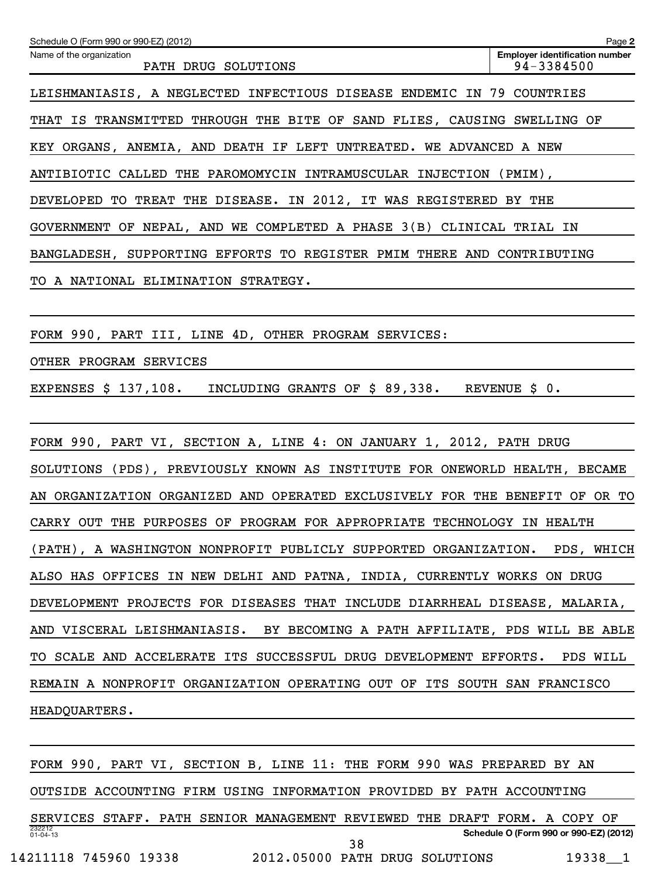Schedule O (Form 990 or 990-EZ) (2012) Page **2**

| Name of the organization | Employer identification number |
|---|---|
| PATH DRUG SOLUTIONS | 94-3384500 |

LEISHMANIASIS, A NEGLECTED INFECTIOUS DISEASE ENDEMIC IN 79 COUNTRIES THAT IS TRANSMITTED THROUGH THE BITE OF SAND FLIES, CAUSING SWELLING OF KEY ORGANS, ANEMIA, AND DEATH IF LEFT UNTREATED. WE ADVANCED A NEW ANTIBIOTIC CALLED THE PAROMOMYCIN INTRAMUSCULAR INJECTION (PMIM), DEVELOPED TO TREAT THE DISEASE. IN 2012, IT WAS REGISTERED BY THE GOVERNMENT OF NEPAL, AND WE COMPLETED A PHASE 3(B) CLINICAL TRIAL IN BANGLADESH, SUPPORTING EFFORTS TO REGISTER PMIM THERE AND CONTRIBUTING TO A NATIONAL ELIMINATION STRATEGY.

FORM 990, PART III, LINE 4D, OTHER PROGRAM SERVICES:

OTHER PROGRAM SERVICES

EXPENSES $ 137,108. INCLUDING GRANTS OF $ 89,338. REVENUE $ 0.

FORM 990, PART VI, SECTION A, LINE 4: ON JANUARY 1, 2012, PATH DRUG SOLUTIONS (PDS), PREVIOUSLY KNOWN AS INSTITUTE FOR ONEWORLD HEALTH, BECAME AN ORGANIZATION ORGANIZED AND OPERATED EXCLUSIVELY FOR THE BENEFIT OF OR TO CARRY OUT THE PURPOSES OF PROGRAM FOR APPROPRIATE TECHNOLOGY IN HEALTH (PATH), A WASHINGTON NONPROFIT PUBLICLY SUPPORTED ORGANIZATION. PDS, WHICH ALSO HAS OFFICES IN NEW DELHI AND PATNA, INDIA, CURRENTLY WORKS ON DRUG DEVELOPMENT PROJECTS FOR DISEASES THAT INCLUDE DIARRHEAL DISEASE, MALARIA, AND VISCERAL LEISHMANIASIS. BY BECOMING A PATH AFFILIATE, PDS WILL BE ABLE TO SCALE AND ACCELERATE ITS SUCCESSFUL DRUG DEVELOPMENT EFFORTS. PDS WILL REMAIN A NONPROFIT ORGANIZATION OPERATING OUT OF ITS SOUTH SAN FRANCISCO HEADQUARTERS.

FORM 990, PART VI, SECTION B, LINE 11: THE FORM 990 WAS PREPARED BY AN OUTSIDE ACCOUNTING FIRM USING INFORMATION PROVIDED BY PATH ACCOUNTING SERVICES STAFF. PATH SENIOR MANAGEMENT REVIEWED THE DRAFT FORM. A COPY OF

232212 01-04-13 Schedule O (Form 990 or 990-EZ) (2012)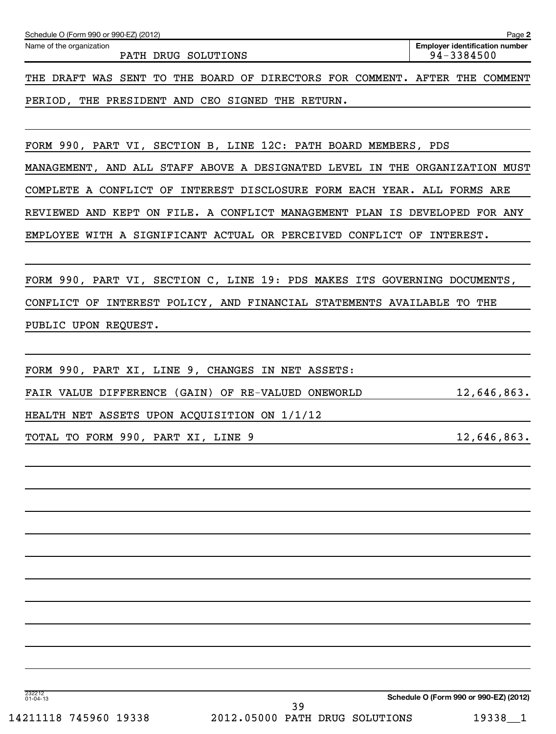Schedule O (Form 990 or 990-EZ) (2012) Page **2**

| Name of the organization | Employer identification number |
|---|---|
| PATH DRUG SOLUTIONS | 94-3384500 |

THE DRAFT WAS SENT TO THE BOARD OF DIRECTORS FOR COMMENT. AFTER THE COMMENT PERIOD, THE PRESIDENT AND CEO SIGNED THE RETURN.

FORM 990, PART VI, SECTION B, LINE 12C: PATH BOARD MEMBERS, PDS MANAGEMENT, AND ALL STAFF ABOVE A DESIGNATED LEVEL IN THE ORGANIZATION MUST COMPLETE A CONFLICT OF INTEREST DISCLOSURE FORM EACH YEAR. ALL FORMS ARE REVIEWED AND KEPT ON FILE. A CONFLICT MANAGEMENT PLAN IS DEVELOPED FOR ANY EMPLOYEE WITH A SIGNIFICANT ACTUAL OR PERCEIVED CONFLICT OF INTEREST.

FORM 990, PART VI, SECTION C, LINE 19: PDS MAKES ITS GOVERNING DOCUMENTS, CONFLICT OF INTEREST POLICY, AND FINANCIAL STATEMENTS AVAILABLE TO THE PUBLIC UPON REQUEST.

FORM 990, PART XI, LINE 9, CHANGES IN NET ASSETS:

| | |
|---|---|
| FAIR VALUE DIFFERENCE (GAIN) OF RE-VALUED ONEWORLD HEALTH NET ASSETS UPON ACQUISITION ON 1/1/12 | 12,646,863. |
| TOTAL TO FORM 990, PART XI, LINE 9 | 12,646,863. |

Schedule O (Form 990 or 990-EZ) (2012)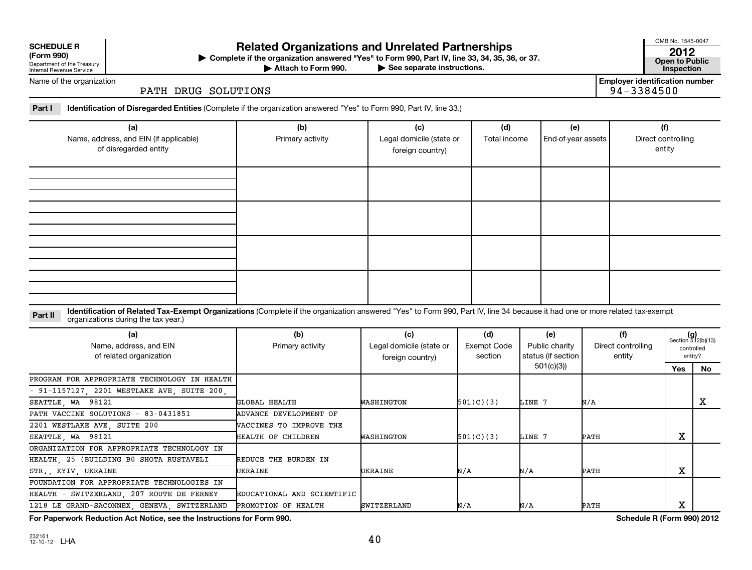**SCHEDULE R (Form 990)**

Department of the Treasury
Internal Revenue Service

# Related Organizations and Unrelated Partnerships

▶ Complete if the organization answered "Yes" to Form 990, Part IV, line 33, 34, 35, 36, or 37.

▶ Attach to Form 990. ▶ See separate instructions.

OMB No. 1545-0047

**2012**

**Open to Public Inspection**

Name of the organization: PATH DRUG SOLUTIONS

Employer identification number: 94-3384500

**Part I** **Identification of Disregarded Entities** (Complete if the organization answered "Yes" to Form 990, Part IV, line 33.)

| (a) Name, address, and EIN (if applicable) of disregarded entity | (b) Primary activity | (c) Legal domicile (state or foreign country) | (d) Total income | (e) End-of-year assets | (f) Direct controlling entity |
|---|---|---|---|---|---|
| | | | | | |
| | | | | | |
| | | | | | |
| | | | | | |

**Part II** **Identification of Related Tax-Exempt Organizations** (Complete if the organization answered "Yes" to Form 990, Part IV, line 34 because it had one or more related tax-exempt organizations during the tax year.)

| (a) Name, address, and EIN of related organization | (b) Primary activity | (c) Legal domicile (state or foreign country) | (d) Exempt Code section | (e) Public charity status (if section 501(c)(3)) | (f) Direct controlling entity | (g) Section 512(b)(13) controlled entity? Yes | No |
|---|---|---|---|---|---|---|---|
| PROGRAM FOR APPROPRIATE TECHNOLOGY IN HEALTH - 91-1157127, 2201 WESTLAKE AVE, SUITE 200, SEATTLE, WA 98121 | GLOBAL HEALTH | WASHINGTON | 501(C)(3) | LINE 7 | N/A | | X |
| PATH VACCINE SOLUTIONS - 83-0431851 2201 WESTLAKE AVE, SUITE 200 SEATTLE, WA 98121 | ADVANCE DEVELOPMENT OF VACCINES TO IMPROVE THE HEALTH OF CHILDREN | WASHINGTON | 501(C)(3) | LINE 7 | PATH | X | |
| ORGANIZATION FOR APPROPRIATE TECHNOLOGY IN HEALTH, 25 (BUILDING B0 SHOTA RUSTAVELI STR., KYIV, UKRAINE | REDUCE THE BURDEN IN UKRAINE | UKRAINE | N/A | N/A | PATH | X | |
| FOUNDATION FOR APPROPRIATE TECHNOLOGIES IN HEALTH - SWITZERLAND, 207 ROUTE DE FERNEY 1218 LE GRAND-SACONNEX, GENEVA, SWITZERLAND | EDUCATIONAL AND SCIENTIFIC PROMOTION OF HEALTH | SWITZERLAND | N/A | N/A | PATH | X | |

**For Paperwork Reduction Act Notice, see the Instructions for Form 990.**

**Schedule R (Form 990) 2012**

232161 12-10-12 LHA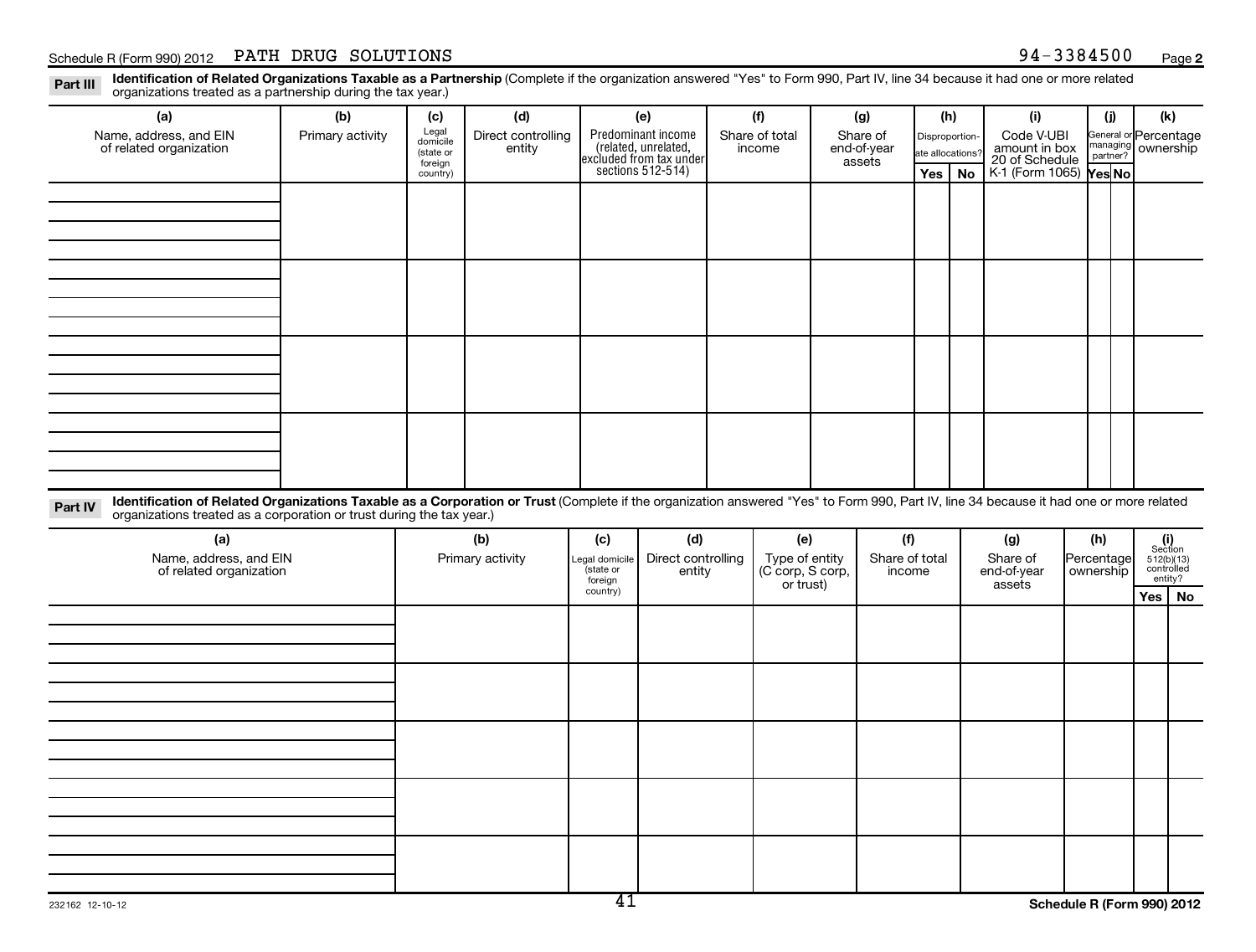**Part III** **Identification of Related Organizations Taxable as a Partnership** (Complete if the organization answered "Yes" to Form 990, Part IV, line 34 because it had one or more related organizations treated as a partnership during the tax year.)

| (a) Name, address, and EIN of related organization | (b) Primary activity | (c) Legal domicile (state or foreign country) | (d) Direct controlling entity | (e) Predominant income (related, unrelated, excluded from tax under sections 512-514) | (f) Share of total income | (g) Share of end-of-year assets | (h) Disproportionate allocations? | | (i) Code V-UBI amount in box 20 of Schedule K-1 (Form 1065) | (j) General or managing partner? | | (k) Percentage ownership |
|---|---|---|---|---|---|---|---|---|---|---|---|---|
| | | | | | | | Yes | No | | Yes | No | |
| | | | | | | | | | | | | |
| | | | | | | | | | | | | |
| | | | | | | | | | | | | |
| | | | | | | | | | | | | |

**Part IV** **Identification of Related Organizations Taxable as a Corporation or Trust** (Complete if the organization answered "Yes" to Form 990, Part IV, line 34 because it had one or more related organizations treated as a corporation or trust during the tax year.)

| (a) Name, address, and EIN of related organization | (b) Primary activity | (c) Legal domicile (state or foreign country) | (d) Direct controlling entity | (e) Type of entity (C corp, S corp, or trust) | (f) Share of total income | (g) Share of end-of-year assets | (h) Percentage ownership | (i) Section 512(b)(13) controlled entity? | |
|---|---|---|---|---|---|---|---|---|---|
| | | | | | | | | Yes | No |
| | | | | | | | | | |
| | | | | | | | | | |
| | | | | | | | | | |
| | | | | | | | | | |
| | | | | | | | | | |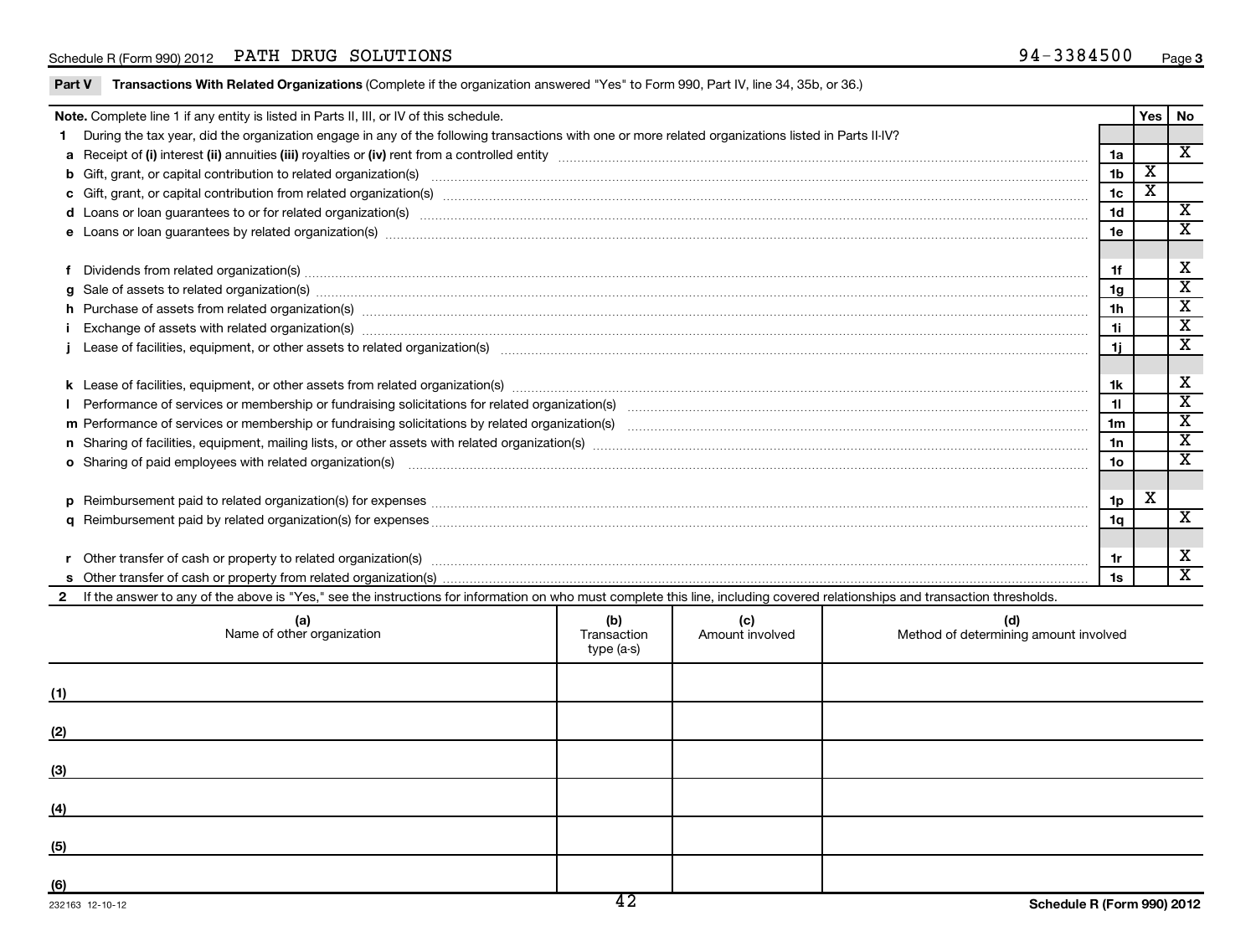Schedule R (Form 990) 2012 PATH DRUG SOLUTIONS 94-3384500 Page 3

**Part V** **Transactions With Related Organizations** (Complete if the organization answered "Yes" to Form 990, Part IV, line 34, 35b, or 36.)

| **Note.** Complete line 1 if any entity is listed in Parts II, III, or IV of this schedule. | | Yes | No |
|---|---|---|---|
| **1** During the tax year, did the organization engage in any of the following transactions with one or more related organizations listed in Parts II-IV? | | | |
| **a** Receipt of **(i)** interest **(ii)** annuities **(iii)** royalties or **(iv)** rent from a controlled entity | 1a | | X |
| **b** Gift, grant, or capital contribution to related organization(s) | 1b | X | |
| **c** Gift, grant, or capital contribution from related organization(s) | 1c | X | |
| **d** Loans or loan guarantees to or for related organization(s) | 1d | | X |
| **e** Loans or loan guarantees by related organization(s) | 1e | | X |
| **f** Dividends from related organization(s) | 1f | | X |
| **g** Sale of assets to related organization(s) | 1g | | X |
| **h** Purchase of assets from related organization(s) | 1h | | X |
| **i** Exchange of assets with related organization(s) | 1i | | X |
| **j** Lease of facilities, equipment, or other assets to related organization(s) | 1j | | X |
| **k** Lease of facilities, equipment, or other assets from related organization(s) | 1k | | X |
| **l** Performance of services or membership or fundraising solicitations for related organization(s) | 1l | | X |
| **m** Performance of services or membership or fundraising solicitations by related organization(s) | 1m | | X |
| **n** Sharing of facilities, equipment, mailing lists, or other assets with related organization(s) | 1n | | X |
| **o** Sharing of paid employees with related organization(s) | 1o | | X |
| **p** Reimbursement paid to related organization(s) for expenses | 1p | X | |
| **q** Reimbursement paid by related organization(s) for expenses | 1q | | X |
| **r** Other transfer of cash or property to related organization(s) | 1r | | X |
| **s** Other transfer of cash or property from related organization(s) | 1s | | X |

**2** If the answer to any of the above is "Yes," see the instructions for information on who must complete this line, including covered relationships and transaction thresholds.

| (a) Name of other organization | (b) Transaction type (a-s) | (c) Amount involved | (d) Method of determining amount involved |
|---|---|---|---|
| (1) | | | |
| (2) | | | |
| (3) | | | |
| (4) | | | |
| (5) | | | |
| (6) | | | |

232163 12-10-12 **Schedule R (Form 990) 2012**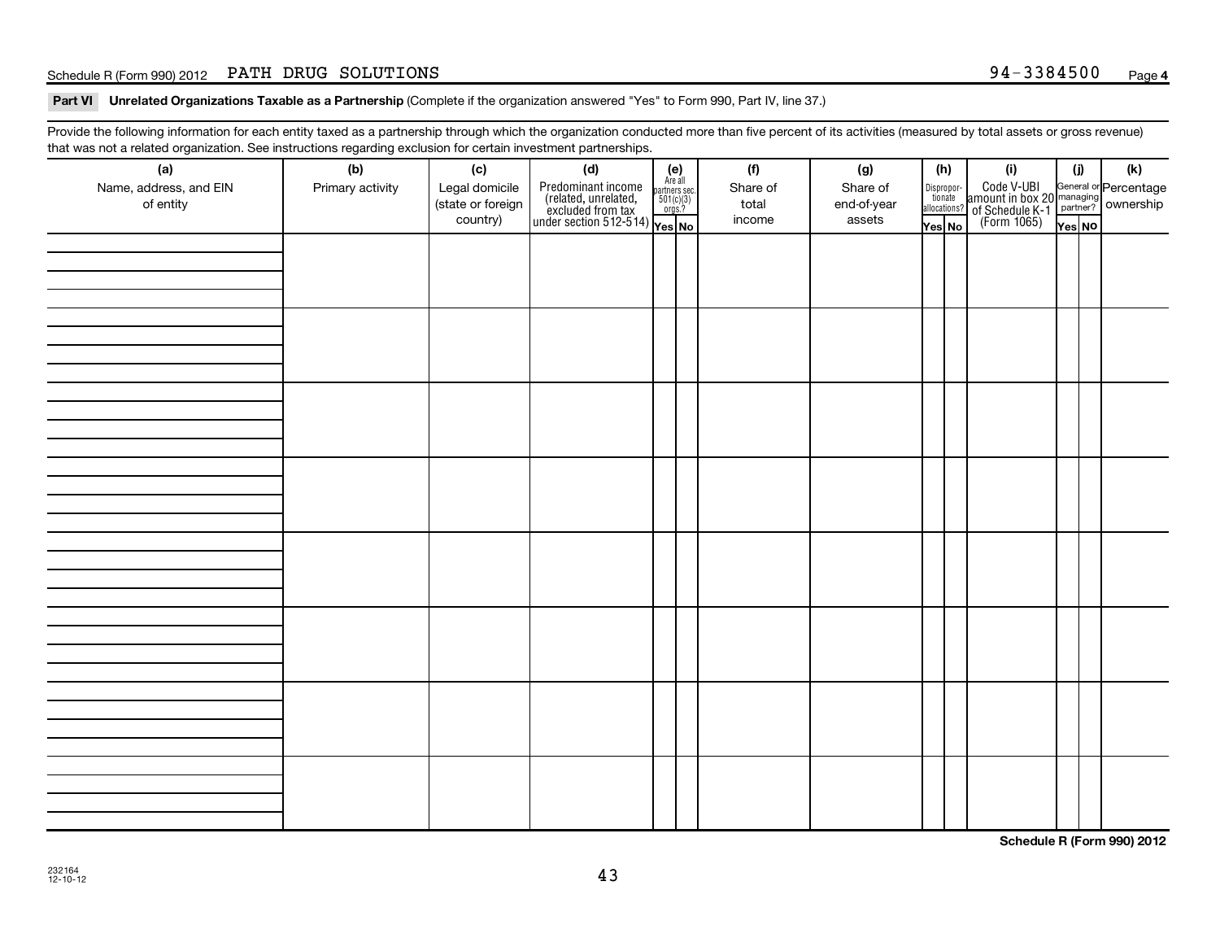Schedule R (Form 990) 2012 PATH DRUG SOLUTIONS 94-3384500 Page 4

**Part VI Unrelated Organizations Taxable as a Partnership** (Complete if the organization answered "Yes" to Form 990, Part IV, line 37.)

Provide the following information for each entity taxed as a partnership through which the organization conducted more than five percent of its activities (measured by total assets or gross revenue) that was not a related organization. See instructions regarding exclusion for certain investment partnerships.

| (a) Name, address, and EIN of entity | (b) Primary activity | (c) Legal domicile (state or foreign country) | (d) Predominant income (related, unrelated, excluded from tax under section 512-514) | (e) Are all partners sec. 501(c)(3) orgs.? Yes | (e) No | (f) Share of total income | (g) Share of end-of-year assets | (h) Disproportionate allocations? Yes | (h) No | (i) Code V-UBI amount in box 20 of Schedule K-1 (Form 1065) | (j) General or managing partner? Yes | (j) No | (k) Percentage ownership |
|---|---|---|---|---|---|---|---|---|---|---|---|---|---|
| | | | | | | | | | | | | | |
| | | | | | | | | | | | | | |
| | | | | | | | | | | | | | |
| | | | | | | | | | | | | | |
| | | | | | | | | | | | | | |
| | | | | | | | | | | | | | |
| | | | | | | | | | | | | | |
| | | | | | | | | | | | | | |

**Schedule R (Form 990) 2012**

232164
12-10-12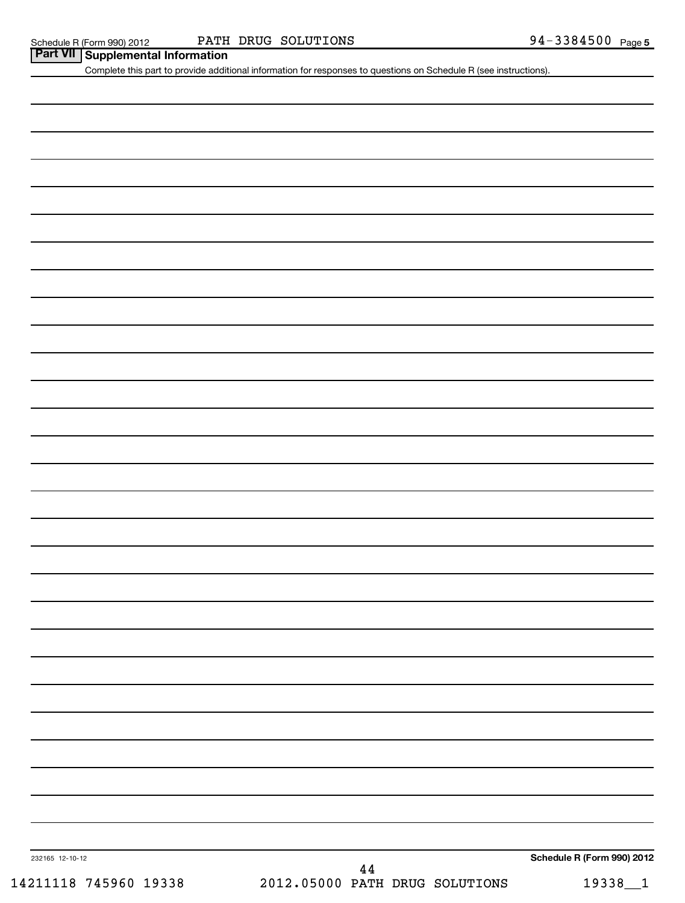Schedule R (Form 990) 2012 PATH DRUG SOLUTIONS 94-3384500 Page 5

## Part VII Supplemental Information

Complete this part to provide additional information for responses to questions on Schedule R (see instructions).

232165 12-10-12

**Schedule R (Form 990) 2012**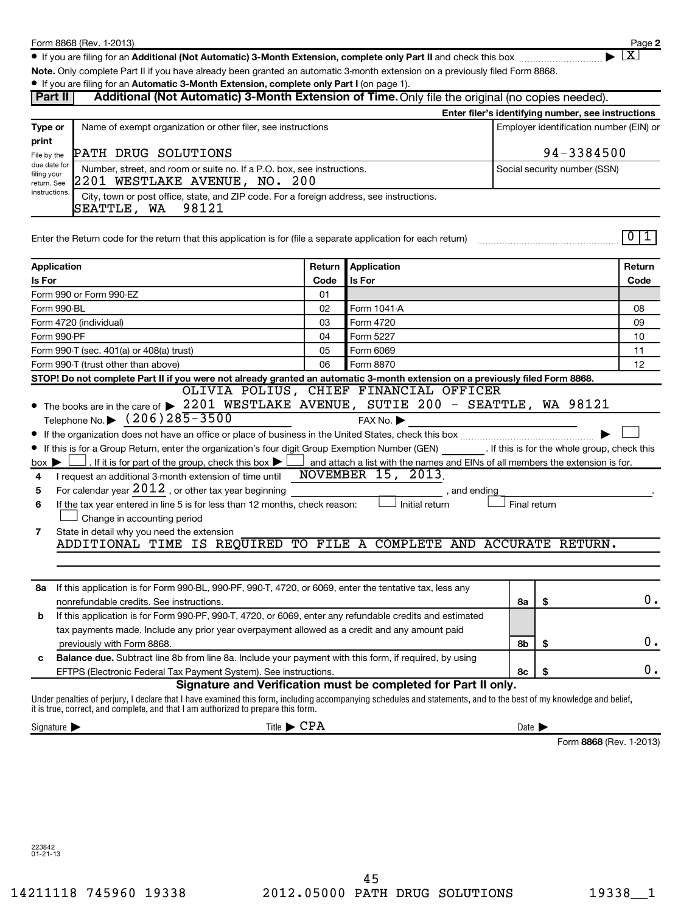Form 8868 (Rev. 1-2013) Page **2**

- If you are filing for an **Additional (Not Automatic) 3-Month Extension, complete only Part II** and check this box ▶ [X]

**Note.** Only complete Part II if you have already been granted an automatic 3-month extension on a previously filed Form 8868.

- If you are filing for an **Automatic 3-Month Extension, complete only Part I** (on page 1).

## Part II — Additional (Not Automatic) 3-Month Extension of Time. Only file the original (no copies needed).

**Enter filer's identifying number, see instructions**

| Type or print | Name of exempt organization or other filer, see instructions | Employer identification number (EIN) or |
|---|---|---|
| File by the due date for filing your return. See instructions. | PATH DRUG SOLUTIONS | 94-3384500 |
| | Number, street, and room or suite no. If a P.O. box, see instructions. 2201 WESTLAKE AVENUE, NO. 200 | Social security number (SSN) |
| | City, town or post office, state, and ZIP code. For a foreign address, see instructions. SEATTLE, WA 98121 | |

Enter the Return code for the return that this application is for (file a separate application for each return) 0 1

| Application Is For | Return Code | Application Is For | Return Code |
|---|---|---|---|
| Form 990 or Form 990-EZ | 01 | | |
| Form 990-BL | 02 | Form 1041-A | 08 |
| Form 4720 (individual) | 03 | Form 4720 | 09 |
| Form 990-PF | 04 | Form 5227 | 10 |
| Form 990-T (sec. 401(a) or 408(a) trust) | 05 | Form 6069 | 11 |
| Form 990-T (trust other than above) | 06 | Form 8870 | 12 |

**STOP! Do not complete Part II if you were not already granted an automatic 3-month extension on a previously filed Form 8868.**

- The books are in the care of ▶ OLIVIA POLIUS, CHIEF FINANCIAL OFFICER 2201 WESTLAKE AVENUE, SUTIE 200 - SEATTLE, WA 98121
  Telephone No. ▶ (206)285-3500 FAX No. ▶
- If the organization does not have an office or place of business in the United States, check this box ▶ [ ]
- If this is for a Group Return, enter the organization's four digit Group Exemption Number (GEN) ______ . If this is for the whole group, check this box ▶ [ ] . If it is for part of the group, check this box ▶ [ ] and attach a list with the names and EINs of all members the extension is for.

**4** I request an additional 3-month extension of time until NOVEMBER 15, 2013.

**5** For calendar year 2012 , or other tax year beginning ______ , and ending ______ .

**6** If the tax year entered in line 5 is for less than 12 months, check reason: [ ] Initial return [ ] Final return [ ] Change in accounting period

**7** State in detail why you need the extension
ADDITIONAL TIME IS REQUIRED TO FILE A COMPLETE AND ACCURATE RETURN.

| | | | |
|---|---|---|---|
| **8a** | If this application is for Form 990-BL, 990-PF, 990-T, 4720, or 6069, enter the tentative tax, less any nonrefundable credits. See instructions. | 8a | $ 0. |
| **b** | If this application is for Form 990-PF, 990-T, 4720, or 6069, enter any refundable credits and estimated tax payments made. Include any prior year overpayment allowed as a credit and any amount paid previously with Form 8868. | 8b | $ 0. |
| **c** | **Balance due.** Subtract line 8b from line 8a. Include your payment with this form, if required, by using EFTPS (Electronic Federal Tax Payment System). See instructions. | 8c | $ 0. |

**Signature and Verification must be completed for Part II only.**

Under penalties of perjury, I declare that I have examined this form, including accompanying schedules and statements, and to the best of my knowledge and belief, it is true, correct, and complete, and that I am authorized to prepare this form.

Signature ▶ Title ▶ CPA Date ▶

Form **8868** (Rev. 1-2013)

223842 01-21-13

14211118 745960 19338 2012.05000 PATH DRUG SOLUTIONS 19338__1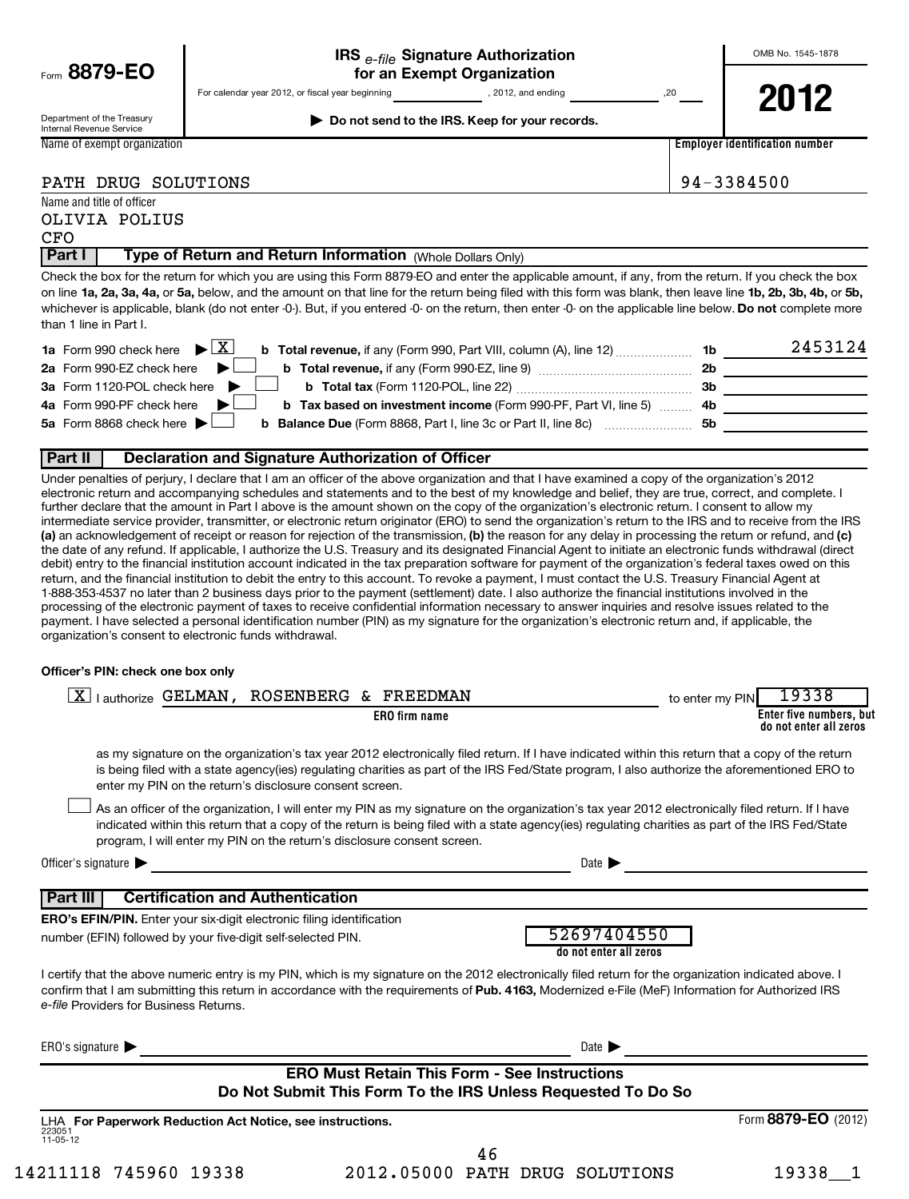Form **8879-EO**

Department of the Treasury
Internal Revenue Service

# IRS *e-file* Signature Authorization for an Exempt Organization

For calendar year 2012, or fiscal year beginning ____________, 2012, and ending ____________, 20 ___

▶ **Do not send to the IRS. Keep for your records.**

OMB No. 1545-1878

**2012**

| Name of exempt organization | Employer identification number |
|---|---|
| PATH DRUG SOLUTIONS | 94-3384500 |

Name and title of officer
OLIVIA POLIUS
CFO

## Part I — Type of Return and Return Information (Whole Dollars Only)

Check the box for the return for which you are using this Form 8879-EO and enter the applicable amount, if any, from the return. If you check the box on line **1a, 2a, 3a, 4a,** or **5a,** below, and the amount on that line for the return being filed with this form was blank, then leave line **1b, 2b, 3b, 4b,** or **5b,** whichever is applicable, blank (do not enter -0-). But, if you entered -0- on the return, then enter -0- on the applicable line below. **Do not** complete more than 1 line in Part I.

| | | | |
|---|---|---|---|
| **1a** Form 990 check here ▶ [X] | **b Total revenue,** if any (Form 990, Part VIII, column (A), line 12) | **1b** | 2453124 |
| **2a** Form 990-EZ check here ▶ [ ] | **b Total revenue,** if any (Form 990-EZ, line 9) | **2b** | |
| **3a** Form 1120-POL check here ▶ [ ] | **b Total tax** (Form 1120-POL, line 22) | **3b** | |
| **4a** Form 990-PF check here ▶ [ ] | **b Tax based on investment income** (Form 990-PF, Part VI, line 5) | **4b** | |
| **5a** Form 8868 check here ▶ [ ] | **b Balance Due** (Form 8868, Part I, line 3c or Part II, line 8c) | **5b** | |

## Part II — Declaration and Signature Authorization of Officer

Under penalties of perjury, I declare that I am an officer of the above organization and that I have examined a copy of the organization's 2012 electronic return and accompanying schedules and statements and to the best of my knowledge and belief, they are true, correct, and complete. I further declare that the amount in Part I above is the amount shown on the copy of the organization's electronic return. I consent to allow my intermediate service provider, transmitter, or electronic return originator (ERO) to send the organization's return to the IRS and to receive from the IRS **(a)** an acknowledgement of receipt or reason for rejection of the transmission, **(b)** the reason for any delay in processing the return or refund, and **(c)** the date of any refund. If applicable, I authorize the U.S. Treasury and its designated Financial Agent to initiate an electronic funds withdrawal (direct debit) entry to the financial institution account indicated in the tax preparation software for payment of the organization's federal taxes owed on this return, and the financial institution to debit the entry to this account. To revoke a payment, I must contact the U.S. Treasury Financial Agent at 1-888-353-4537 no later than 2 business days prior to the payment (settlement) date. I also authorize the financial institutions involved in the processing of the electronic payment of taxes to receive confidential information necessary to answer inquiries and resolve issues related to the payment. I have selected a personal identification number (PIN) as my signature for the organization's electronic return and, if applicable, the organization's consent to electronic funds withdrawal.

**Officer's PIN: check one box only**

[X] I authorize GELMAN, ROSENBERG & FREEDMAN (**ERO firm name**) to enter my PIN 19338 (**Enter five numbers, but do not enter all zeros**)

as my signature on the organization's tax year 2012 electronically filed return. If I have indicated within this return that a copy of the return is being filed with a state agency(ies) regulating charities as part of the IRS Fed/State program, I also authorize the aforementioned ERO to enter my PIN on the return's disclosure consent screen.

[ ] As an officer of the organization, I will enter my PIN as my signature on the organization's tax year 2012 electronically filed return. If I have indicated within this return that a copy of the return is being filed with a state agency(ies) regulating charities as part of the IRS Fed/State program, I will enter my PIN on the return's disclosure consent screen.

Officer's signature ▶ ______________________ Date ▶ ______________

## Part III — Certification and Authentication

**ERO's EFIN/PIN.** Enter your six-digit electronic filing identification number (EFIN) followed by your five-digit self-selected PIN.

52697404550
**do not enter all zeros**

I certify that the above numeric entry is my PIN, which is my signature on the 2012 electronically filed return for the organization indicated above. I confirm that I am submitting this return in accordance with the requirements of **Pub. 4163,** Modernized e-File (MeF) Information for Authorized IRS *e-file* Providers for Business Returns.

ERO's signature ▶ ______________________ Date ▶ ______________

**ERO Must Retain This Form - See Instructions**
**Do Not Submit This Form To the IRS Unless Requested To Do So**

LHA **For Paperwork Reduction Act Notice, see instructions.**
223051
11-05-12

Form **8879-EO** (2012)

14211118 745960 19338 2012.05000 PATH DRUG SOLUTIONS 19338__1